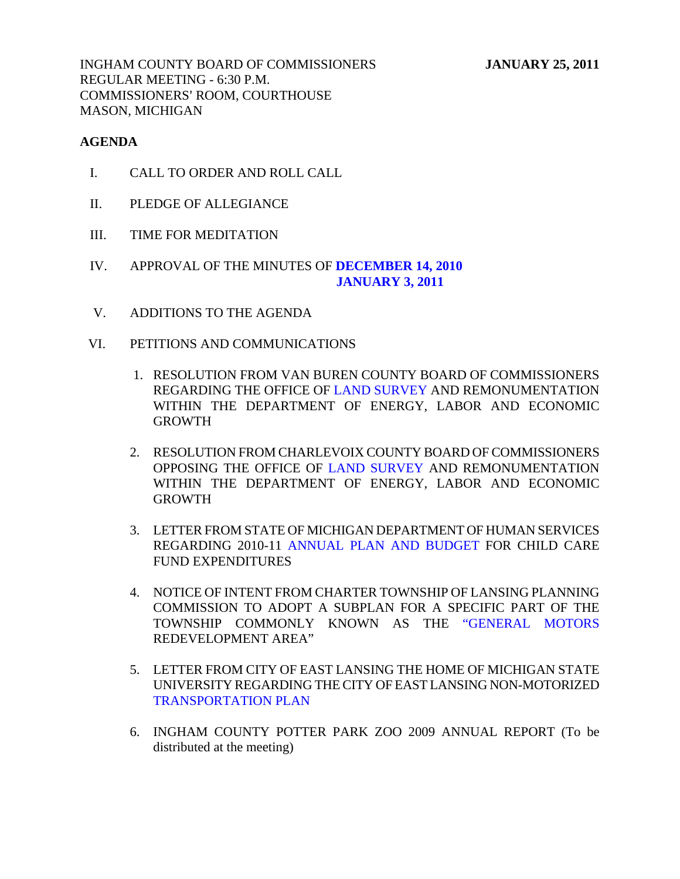INGHAM COUNTY BOARD OF COMMISSIONERS **JANUARY 25, 2011**
REGULAR MEETING - 6:30 P.M.
COMMISSIONERS' ROOM, COURTHOUSE
MASON, MICHIGAN

**AGENDA**

I. CALL TO ORDER AND ROLL CALL

II. PLEDGE OF ALLEGIANCE

III. TIME FOR MEDITATION

IV. APPROVAL OF THE MINUTES OF **DECEMBER 14, 2010**
**JANUARY 3, 2011**

V. ADDITIONS TO THE AGENDA

VI. PETITIONS AND COMMUNICATIONS

1. RESOLUTION FROM VAN BUREN COUNTY BOARD OF COMMISSIONERS REGARDING THE OFFICE OF LAND SURVEY AND REMONUMENTATION WITHIN THE DEPARTMENT OF ENERGY, LABOR AND ECONOMIC GROWTH

2. RESOLUTION FROM CHARLEVOIX COUNTY BOARD OF COMMISSIONERS OPPOSING THE OFFICE OF LAND SURVEY AND REMONUMENTATION WITHIN THE DEPARTMENT OF ENERGY, LABOR AND ECONOMIC GROWTH

3. LETTER FROM STATE OF MICHIGAN DEPARTMENT OF HUMAN SERVICES REGARDING 2010-11 ANNUAL PLAN AND BUDGET FOR CHILD CARE FUND EXPENDITURES

4. NOTICE OF INTENT FROM CHARTER TOWNSHIP OF LANSING PLANNING COMMISSION TO ADOPT A SUBPLAN FOR A SPECIFIC PART OF THE TOWNSHIP COMMONLY KNOWN AS THE "GENERAL MOTORS REDEVELOPMENT AREA"

5. LETTER FROM CITY OF EAST LANSING THE HOME OF MICHIGAN STATE UNIVERSITY REGARDING THE CITY OF EAST LANSING NON-MOTORIZED TRANSPORTATION PLAN

6. INGHAM COUNTY POTTER PARK ZOO 2009 ANNUAL REPORT (To be distributed at the meeting)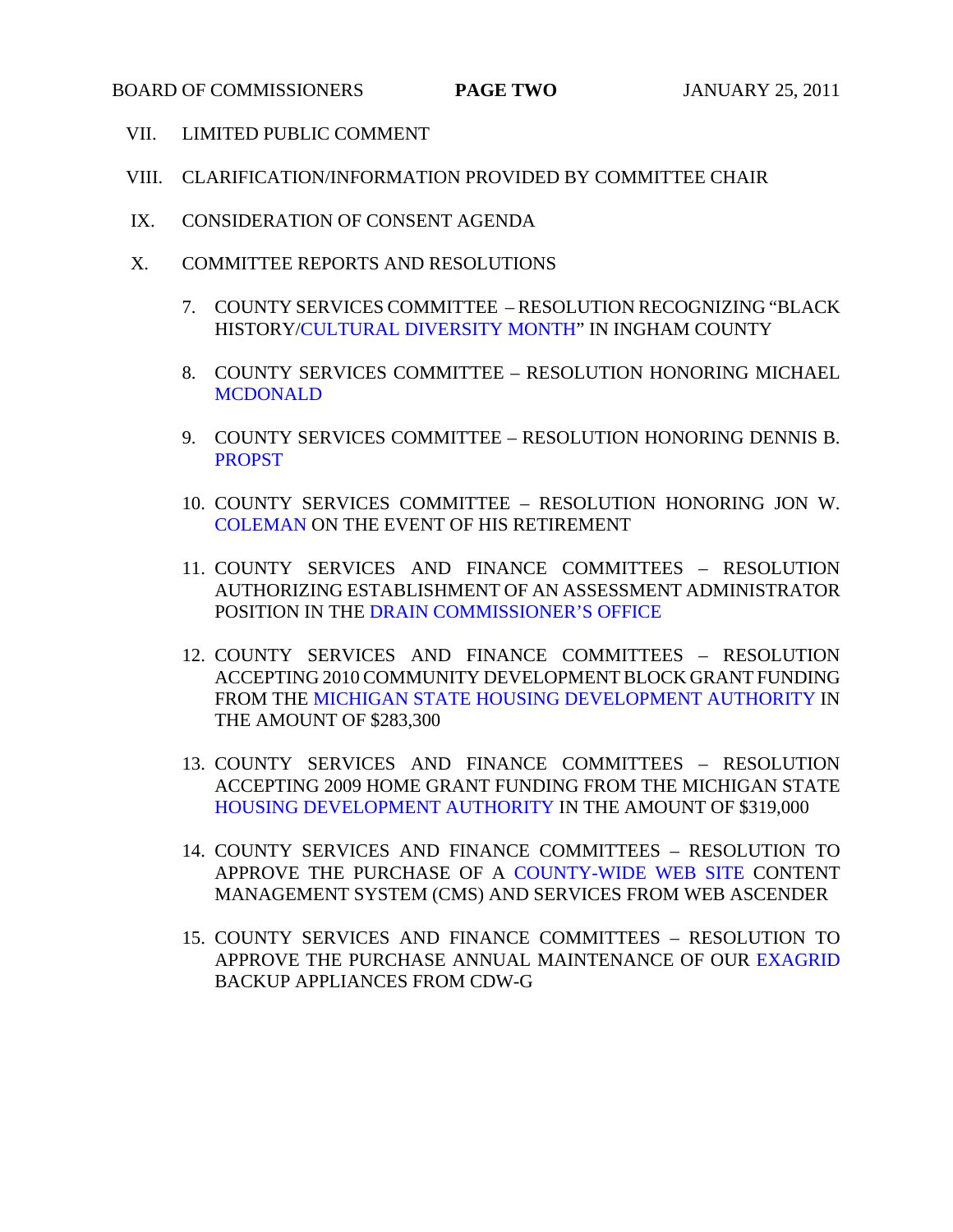VII. LIMITED PUBLIC COMMENT

VIII. CLARIFICATION/INFORMATION PROVIDED BY COMMITTEE CHAIR

IX. CONSIDERATION OF CONSENT AGENDA

X. COMMITTEE REPORTS AND RESOLUTIONS

7. COUNTY SERVICES COMMITTEE – RESOLUTION RECOGNIZING "BLACK HISTORY/CULTURAL DIVERSITY MONTH" IN INGHAM COUNTY

8. COUNTY SERVICES COMMITTEE – RESOLUTION HONORING MICHAEL MCDONALD

9. COUNTY SERVICES COMMITTEE – RESOLUTION HONORING DENNIS B. PROPST

10. COUNTY SERVICES COMMITTEE – RESOLUTION HONORING JON W. COLEMAN ON THE EVENT OF HIS RETIREMENT

11. COUNTY SERVICES AND FINANCE COMMITTEES – RESOLUTION AUTHORIZING ESTABLISHMENT OF AN ASSESSMENT ADMINISTRATOR POSITION IN THE DRAIN COMMISSIONER'S OFFICE

12. COUNTY SERVICES AND FINANCE COMMITTEES – RESOLUTION ACCEPTING 2010 COMMUNITY DEVELOPMENT BLOCK GRANT FUNDING FROM THE MICHIGAN STATE HOUSING DEVELOPMENT AUTHORITY IN THE AMOUNT OF $283,300

13. COUNTY SERVICES AND FINANCE COMMITTEES – RESOLUTION ACCEPTING 2009 HOME GRANT FUNDING FROM THE MICHIGAN STATE HOUSING DEVELOPMENT AUTHORITY IN THE AMOUNT OF $319,000

14. COUNTY SERVICES AND FINANCE COMMITTEES – RESOLUTION TO APPROVE THE PURCHASE OF A COUNTY-WIDE WEB SITE CONTENT MANAGEMENT SYSTEM (CMS) AND SERVICES FROM WEB ASCENDER

15. COUNTY SERVICES AND FINANCE COMMITTEES – RESOLUTION TO APPROVE THE PURCHASE ANNUAL MAINTENANCE OF OUR EXAGRID BACKUP APPLIANCES FROM CDW-G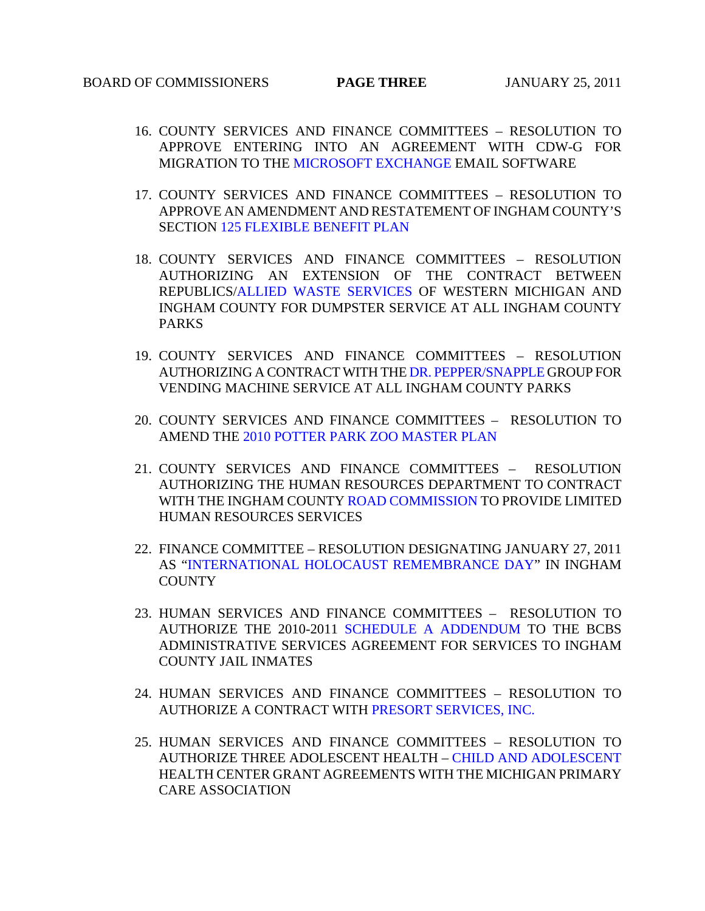16. COUNTY SERVICES AND FINANCE COMMITTEES – RESOLUTION TO APPROVE ENTERING INTO AN AGREEMENT WITH CDW-G FOR MIGRATION TO THE MICROSOFT EXCHANGE EMAIL SOFTWARE

17. COUNTY SERVICES AND FINANCE COMMITTEES – RESOLUTION TO APPROVE AN AMENDMENT AND RESTATEMENT OF INGHAM COUNTY'S SECTION 125 FLEXIBLE BENEFIT PLAN

18. COUNTY SERVICES AND FINANCE COMMITTEES – RESOLUTION AUTHORIZING AN EXTENSION OF THE CONTRACT BETWEEN REPUBLICS/ALLIED WASTE SERVICES OF WESTERN MICHIGAN AND INGHAM COUNTY FOR DUMPSTER SERVICE AT ALL INGHAM COUNTY PARKS

19. COUNTY SERVICES AND FINANCE COMMITTEES – RESOLUTION AUTHORIZING A CONTRACT WITH THE DR. PEPPER/SNAPPLE GROUP FOR VENDING MACHINE SERVICE AT ALL INGHAM COUNTY PARKS

20. COUNTY SERVICES AND FINANCE COMMITTEES – RESOLUTION TO AMEND THE 2010 POTTER PARK ZOO MASTER PLAN

21. COUNTY SERVICES AND FINANCE COMMITTEES – RESOLUTION AUTHORIZING THE HUMAN RESOURCES DEPARTMENT TO CONTRACT WITH THE INGHAM COUNTY ROAD COMMISSION TO PROVIDE LIMITED HUMAN RESOURCES SERVICES

22. FINANCE COMMITTEE – RESOLUTION DESIGNATING JANUARY 27, 2011 AS "INTERNATIONAL HOLOCAUST REMEMBRANCE DAY" IN INGHAM COUNTY

23. HUMAN SERVICES AND FINANCE COMMITTEES – RESOLUTION TO AUTHORIZE THE 2010-2011 SCHEDULE A ADDENDUM TO THE BCBS ADMINISTRATIVE SERVICES AGREEMENT FOR SERVICES TO INGHAM COUNTY JAIL INMATES

24. HUMAN SERVICES AND FINANCE COMMITTEES – RESOLUTION TO AUTHORIZE A CONTRACT WITH PRESORT SERVICES, INC.

25. HUMAN SERVICES AND FINANCE COMMITTEES – RESOLUTION TO AUTHORIZE THREE ADOLESCENT HEALTH – CHILD AND ADOLESCENT HEALTH CENTER GRANT AGREEMENTS WITH THE MICHIGAN PRIMARY CARE ASSOCIATION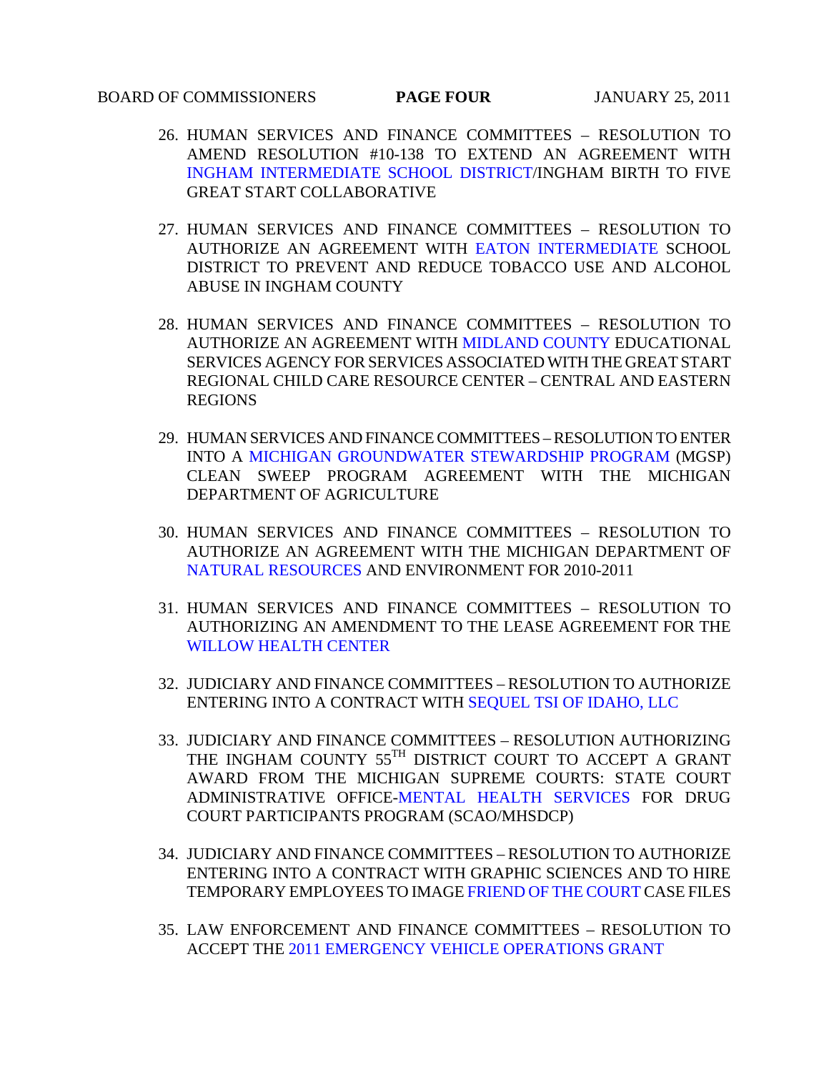26. HUMAN SERVICES AND FINANCE COMMITTEES – RESOLUTION TO AMEND RESOLUTION #10-138 TO EXTEND AN AGREEMENT WITH INGHAM INTERMEDIATE SCHOOL DISTRICT/INGHAM BIRTH TO FIVE GREAT START COLLABORATIVE

27. HUMAN SERVICES AND FINANCE COMMITTEES – RESOLUTION TO AUTHORIZE AN AGREEMENT WITH EATON INTERMEDIATE SCHOOL DISTRICT TO PREVENT AND REDUCE TOBACCO USE AND ALCOHOL ABUSE IN INGHAM COUNTY

28. HUMAN SERVICES AND FINANCE COMMITTEES – RESOLUTION TO AUTHORIZE AN AGREEMENT WITH MIDLAND COUNTY EDUCATIONAL SERVICES AGENCY FOR SERVICES ASSOCIATED WITH THE GREAT START REGIONAL CHILD CARE RESOURCE CENTER – CENTRAL AND EASTERN REGIONS

29. HUMAN SERVICES AND FINANCE COMMITTEES – RESOLUTION TO ENTER INTO A MICHIGAN GROUNDWATER STEWARDSHIP PROGRAM (MGSP) CLEAN SWEEP PROGRAM AGREEMENT WITH THE MICHIGAN DEPARTMENT OF AGRICULTURE

30. HUMAN SERVICES AND FINANCE COMMITTEES – RESOLUTION TO AUTHORIZE AN AGREEMENT WITH THE MICHIGAN DEPARTMENT OF NATURAL RESOURCES AND ENVIRONMENT FOR 2010-2011

31. HUMAN SERVICES AND FINANCE COMMITTEES – RESOLUTION TO AUTHORIZING AN AMENDMENT TO THE LEASE AGREEMENT FOR THE WILLOW HEALTH CENTER

32. JUDICIARY AND FINANCE COMMITTEES – RESOLUTION TO AUTHORIZE ENTERING INTO A CONTRACT WITH SEQUEL TSI OF IDAHO, LLC

33. JUDICIARY AND FINANCE COMMITTEES – RESOLUTION AUTHORIZING THE INGHAM COUNTY 55TH DISTRICT COURT TO ACCEPT A GRANT AWARD FROM THE MICHIGAN SUPREME COURTS: STATE COURT ADMINISTRATIVE OFFICE-MENTAL HEALTH SERVICES FOR DRUG COURT PARTICIPANTS PROGRAM (SCAO/MHSDCP)

34. JUDICIARY AND FINANCE COMMITTEES – RESOLUTION TO AUTHORIZE ENTERING INTO A CONTRACT WITH GRAPHIC SCIENCES AND TO HIRE TEMPORARY EMPLOYEES TO IMAGE FRIEND OF THE COURT CASE FILES

35. LAW ENFORCEMENT AND FINANCE COMMITTEES – RESOLUTION TO ACCEPT THE 2011 EMERGENCY VEHICLE OPERATIONS GRANT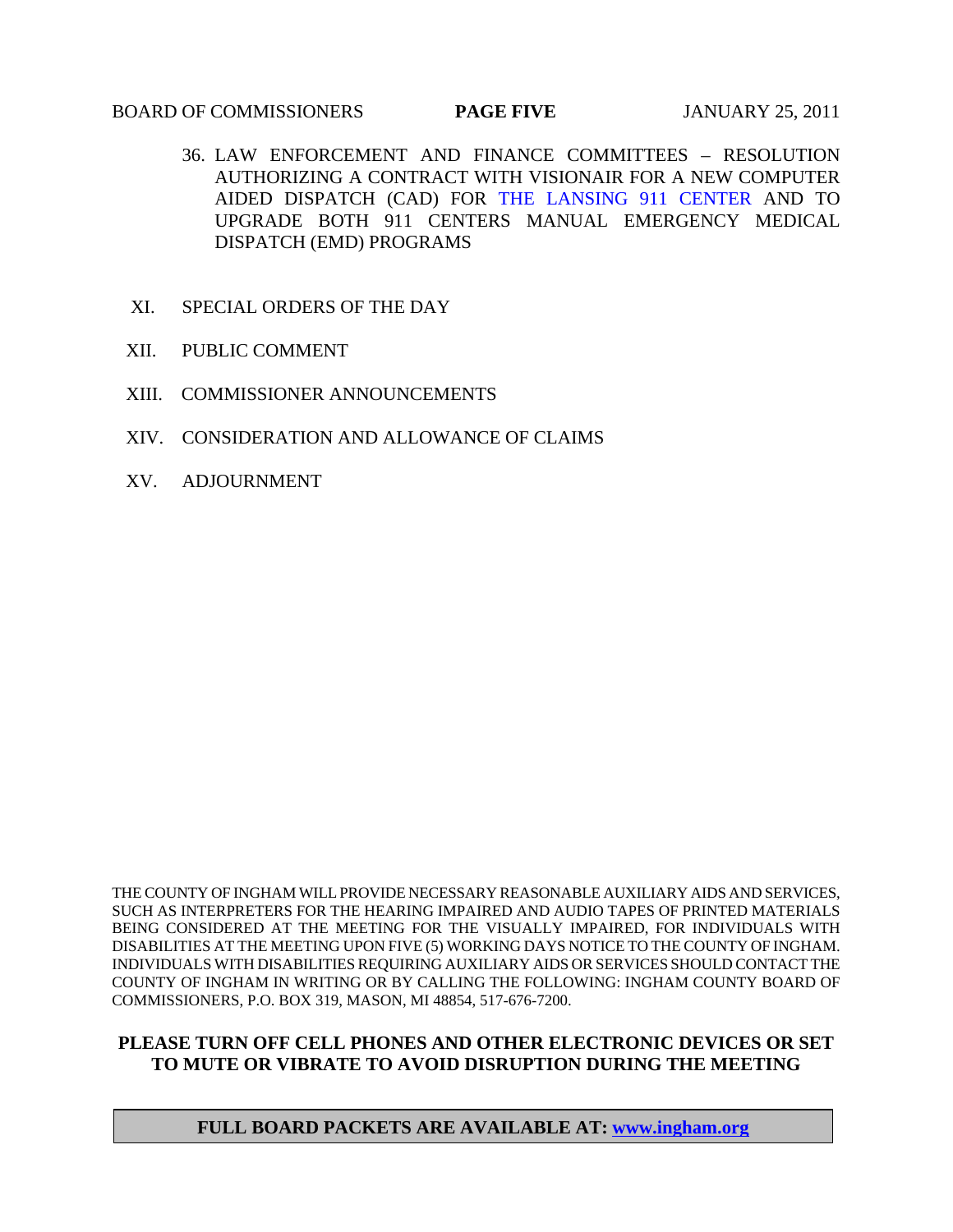36. LAW ENFORCEMENT AND FINANCE COMMITTEES – RESOLUTION AUTHORIZING A CONTRACT WITH VISIONAIR FOR A NEW COMPUTER AIDED DISPATCH (CAD) FOR THE LANSING 911 CENTER AND TO UPGRADE BOTH 911 CENTERS MANUAL EMERGENCY MEDICAL DISPATCH (EMD) PROGRAMS

XI. SPECIAL ORDERS OF THE DAY

XII. PUBLIC COMMENT

XIII. COMMISSIONER ANNOUNCEMENTS

XIV. CONSIDERATION AND ALLOWANCE OF CLAIMS

XV. ADJOURNMENT

THE COUNTY OF INGHAM WILL PROVIDE NECESSARY REASONABLE AUXILIARY AIDS AND SERVICES, SUCH AS INTERPRETERS FOR THE HEARING IMPAIRED AND AUDIO TAPES OF PRINTED MATERIALS BEING CONSIDERED AT THE MEETING FOR THE VISUALLY IMPAIRED, FOR INDIVIDUALS WITH DISABILITIES AT THE MEETING UPON FIVE (5) WORKING DAYS NOTICE TO THE COUNTY OF INGHAM. INDIVIDUALS WITH DISABILITIES REQUIRING AUXILIARY AIDS OR SERVICES SHOULD CONTACT THE COUNTY OF INGHAM IN WRITING OR BY CALLING THE FOLLOWING: INGHAM COUNTY BOARD OF COMMISSIONERS, P.O. BOX 319, MASON, MI 48854, 517-676-7200.

**PLEASE TURN OFF CELL PHONES AND OTHER ELECTRONIC DEVICES OR SET TO MUTE OR VIBRATE TO AVOID DISRUPTION DURING THE MEETING**

**FULL BOARD PACKETS ARE AVAILABLE AT: www.ingham.org**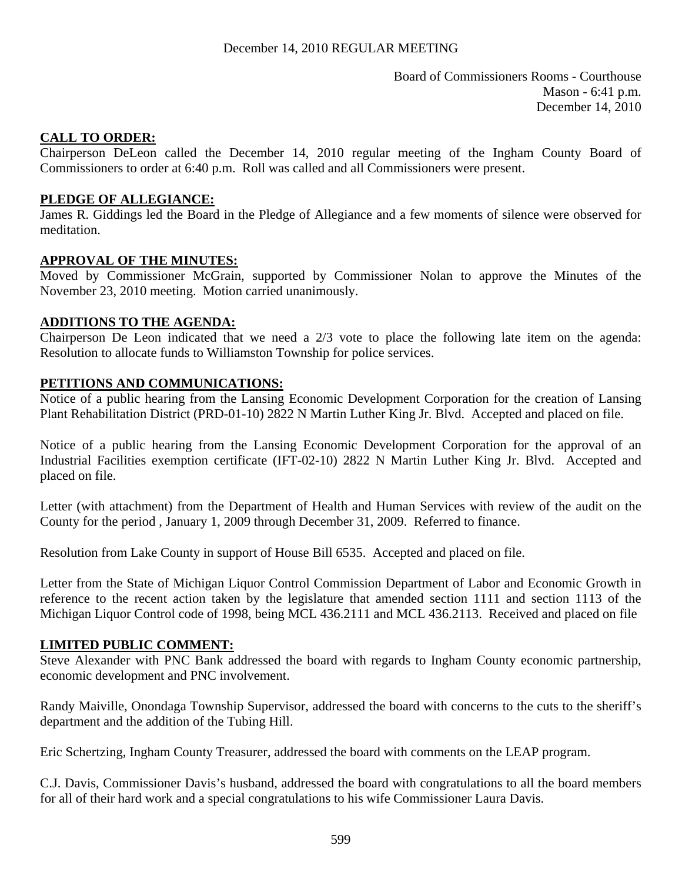December 14, 2010 REGULAR MEETING

Board of Commissioners Rooms - Courthouse
Mason - 6:41 p.m.
December 14, 2010

**CALL TO ORDER:**
Chairperson DeLeon called the December 14, 2010 regular meeting of the Ingham County Board of Commissioners to order at 6:40 p.m. Roll was called and all Commissioners were present.

**PLEDGE OF ALLEGIANCE:**
James R. Giddings led the Board in the Pledge of Allegiance and a few moments of silence were observed for meditation.

**APPROVAL OF THE MINUTES:**
Moved by Commissioner McGrain, supported by Commissioner Nolan to approve the Minutes of the November 23, 2010 meeting. Motion carried unanimously.

**ADDITIONS TO THE AGENDA:**
Chairperson De Leon indicated that we need a 2/3 vote to place the following late item on the agenda: Resolution to allocate funds to Williamston Township for police services.

**PETITIONS AND COMMUNICATIONS:**
Notice of a public hearing from the Lansing Economic Development Corporation for the creation of Lansing Plant Rehabilitation District (PRD-01-10) 2822 N Martin Luther King Jr. Blvd. Accepted and placed on file.

Notice of a public hearing from the Lansing Economic Development Corporation for the approval of an Industrial Facilities exemption certificate (IFT-02-10) 2822 N Martin Luther King Jr. Blvd. Accepted and placed on file.

Letter (with attachment) from the Department of Health and Human Services with review of the audit on the County for the period , January 1, 2009 through December 31, 2009. Referred to finance.

Resolution from Lake County in support of House Bill 6535. Accepted and placed on file.

Letter from the State of Michigan Liquor Control Commission Department of Labor and Economic Growth in reference to the recent action taken by the legislature that amended section 1111 and section 1113 of the Michigan Liquor Control code of 1998, being MCL 436.2111 and MCL 436.2113. Received and placed on file

**LIMITED PUBLIC COMMENT:**
Steve Alexander with PNC Bank addressed the board with regards to Ingham County economic partnership, economic development and PNC involvement.

Randy Maiville, Onondaga Township Supervisor, addressed the board with concerns to the cuts to the sheriff's department and the addition of the Tubing Hill.

Eric Schertzing, Ingham County Treasurer, addressed the board with comments on the LEAP program.

C.J. Davis, Commissioner Davis's husband, addressed the board with congratulations to all the board members for all of their hard work and a special congratulations to his wife Commissioner Laura Davis.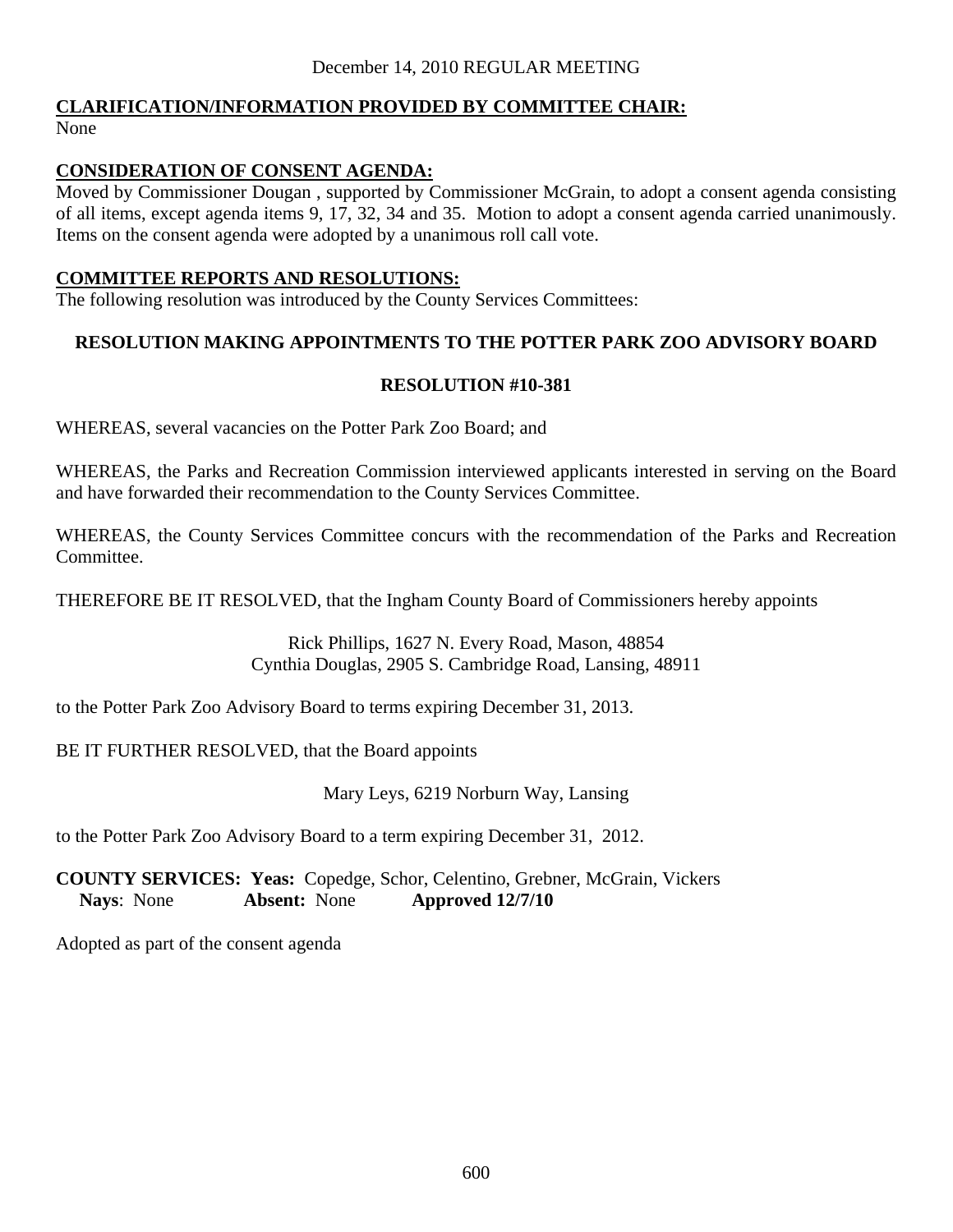December 14, 2010 REGULAR MEETING

**CLARIFICATION/INFORMATION PROVIDED BY COMMITTEE CHAIR:**

None

**CONSIDERATION OF CONSENT AGENDA:**

Moved by Commissioner Dougan , supported by Commissioner McGrain, to adopt a consent agenda consisting of all items, except agenda items 9, 17, 32, 34 and 35. Motion to adopt a consent agenda carried unanimously. Items on the consent agenda were adopted by a unanimous roll call vote.

**COMMITTEE REPORTS AND RESOLUTIONS:**

The following resolution was introduced by the County Services Committees:

**RESOLUTION MAKING APPOINTMENTS TO THE POTTER PARK ZOO ADVISORY BOARD**

**RESOLUTION #10-381**

WHEREAS, several vacancies on the Potter Park Zoo Board; and

WHEREAS, the Parks and Recreation Commission interviewed applicants interested in serving on the Board and have forwarded their recommendation to the County Services Committee.

WHEREAS, the County Services Committee concurs with the recommendation of the Parks and Recreation Committee.

THEREFORE BE IT RESOLVED, that the Ingham County Board of Commissioners hereby appoints

Rick Phillips, 1627 N. Every Road, Mason, 48854
Cynthia Douglas, 2905 S. Cambridge Road, Lansing, 48911

to the Potter Park Zoo Advisory Board to terms expiring December 31, 2013.

BE IT FURTHER RESOLVED, that the Board appoints

Mary Leys, 6219 Norburn Way, Lansing

to the Potter Park Zoo Advisory Board to a term expiring December 31, 2012.

**COUNTY SERVICES: Yeas:** Copedge, Schor, Celentino, Grebner, McGrain, Vickers
**Nays**: None **Absent:** None **Approved 12/7/10**

Adopted as part of the consent agenda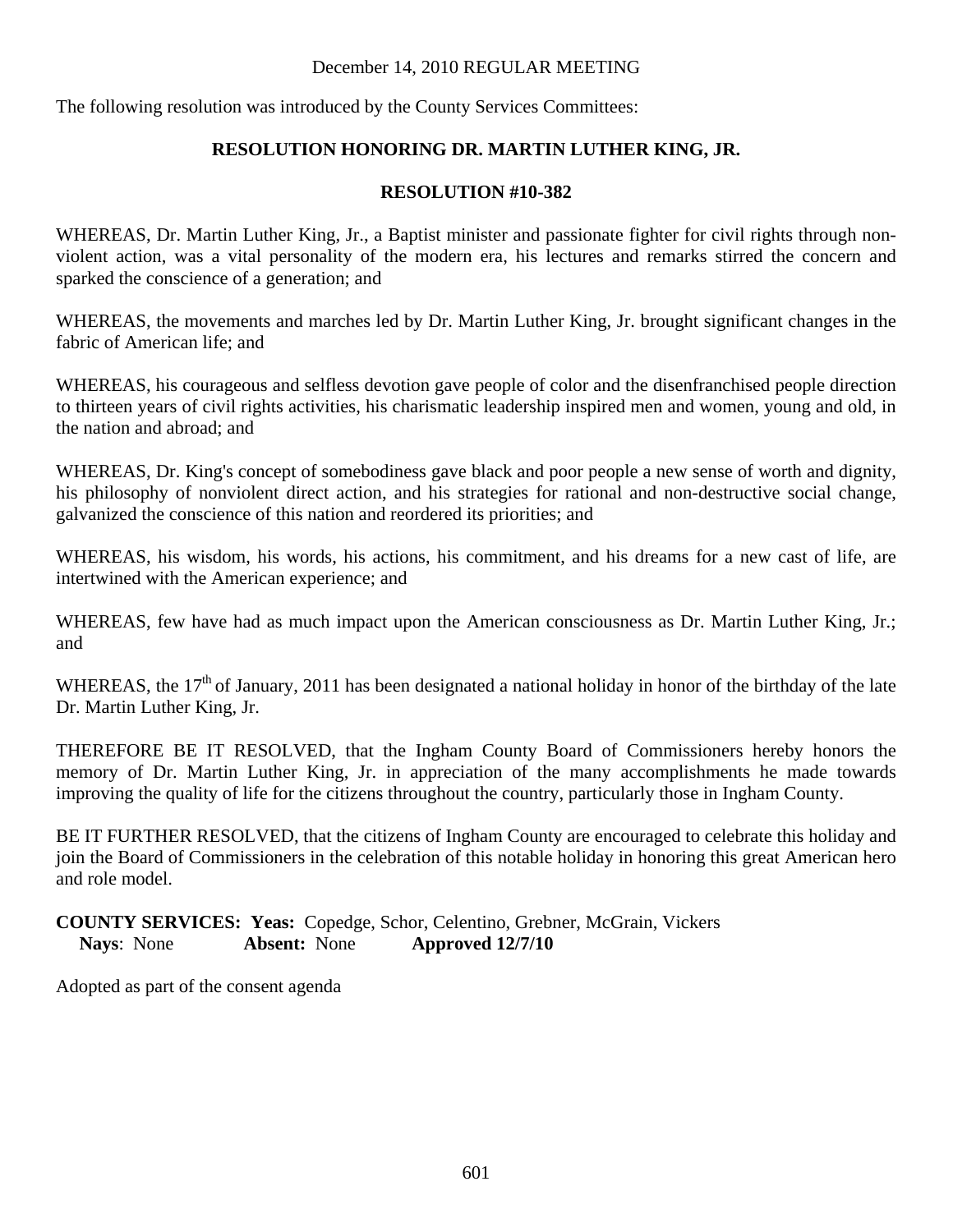December 14, 2010 REGULAR MEETING

The following resolution was introduced by the County Services Committees:

**RESOLUTION HONORING DR. MARTIN LUTHER KING, JR.**

**RESOLUTION #10-382**

WHEREAS, Dr. Martin Luther King, Jr., a Baptist minister and passionate fighter for civil rights through non-violent action, was a vital personality of the modern era, his lectures and remarks stirred the concern and sparked the conscience of a generation; and

WHEREAS, the movements and marches led by Dr. Martin Luther King, Jr. brought significant changes in the fabric of American life; and

WHEREAS, his courageous and selfless devotion gave people of color and the disenfranchised people direction to thirteen years of civil rights activities, his charismatic leadership inspired men and women, young and old, in the nation and abroad; and

WHEREAS, Dr. King's concept of somebodiness gave black and poor people a new sense of worth and dignity, his philosophy of nonviolent direct action, and his strategies for rational and non-destructive social change, galvanized the conscience of this nation and reordered its priorities; and

WHEREAS, his wisdom, his words, his actions, his commitment, and his dreams for a new cast of life, are intertwined with the American experience; and

WHEREAS, few have had as much impact upon the American consciousness as Dr. Martin Luther King, Jr.; and

WHEREAS, the 17th of January, 2011 has been designated a national holiday in honor of the birthday of the late Dr. Martin Luther King, Jr.

THEREFORE BE IT RESOLVED, that the Ingham County Board of Commissioners hereby honors the memory of Dr. Martin Luther King, Jr. in appreciation of the many accomplishments he made towards improving the quality of life for the citizens throughout the country, particularly those in Ingham County.

BE IT FURTHER RESOLVED, that the citizens of Ingham County are encouraged to celebrate this holiday and join the Board of Commissioners in the celebration of this notable holiday in honoring this great American hero and role model.

**COUNTY SERVICES: Yeas:** Copedge, Schor, Celentino, Grebner, McGrain, Vickers
**Nays**: None **Absent:** None **Approved 12/7/10**

Adopted as part of the consent agenda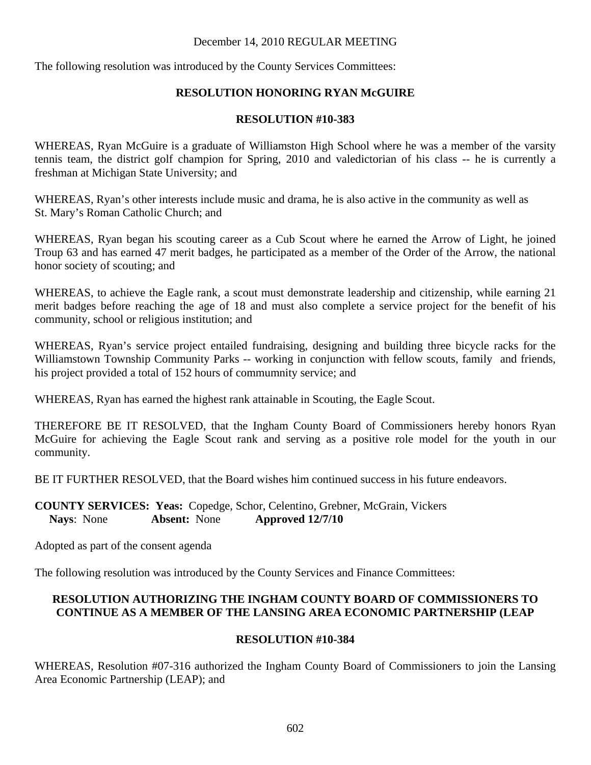December 14, 2010 REGULAR MEETING

The following resolution was introduced by the County Services Committees:

**RESOLUTION HONORING RYAN McGUIRE**

**RESOLUTION #10-383**

WHEREAS, Ryan McGuire is a graduate of Williamston High School where he was a member of the varsity tennis team, the district golf champion for Spring, 2010 and valedictorian of his class -- he is currently a freshman at Michigan State University; and

WHEREAS, Ryan's other interests include music and drama, he is also active in the community as well as St. Mary's Roman Catholic Church; and

WHEREAS, Ryan began his scouting career as a Cub Scout where he earned the Arrow of Light, he joined Troup 63 and has earned 47 merit badges, he participated as a member of the Order of the Arrow, the national honor society of scouting; and

WHEREAS, to achieve the Eagle rank, a scout must demonstrate leadership and citizenship, while earning 21 merit badges before reaching the age of 18 and must also complete a service project for the benefit of his community, school or religious institution; and

WHEREAS, Ryan's service project entailed fundraising, designing and building three bicycle racks for the Williamstown Township Community Parks -- working in conjunction with fellow scouts, family and friends, his project provided a total of 152 hours of commumnity service; and

WHEREAS, Ryan has earned the highest rank attainable in Scouting, the Eagle Scout.

THEREFORE BE IT RESOLVED, that the Ingham County Board of Commissioners hereby honors Ryan McGuire for achieving the Eagle Scout rank and serving as a positive role model for the youth in our community.

BE IT FURTHER RESOLVED, that the Board wishes him continued success in his future endeavors.

**COUNTY SERVICES: Yeas:** Copedge, Schor, Celentino, Grebner, McGrain, Vickers
**Nays**: None **Absent:** None **Approved 12/7/10**

Adopted as part of the consent agenda

The following resolution was introduced by the County Services and Finance Committees:

**RESOLUTION AUTHORIZING THE INGHAM COUNTY BOARD OF COMMISSIONERS TO CONTINUE AS A MEMBER OF THE LANSING AREA ECONOMIC PARTNERSHIP (LEAP**

**RESOLUTION #10-384**

WHEREAS, Resolution #07-316 authorized the Ingham County Board of Commissioners to join the Lansing Area Economic Partnership (LEAP); and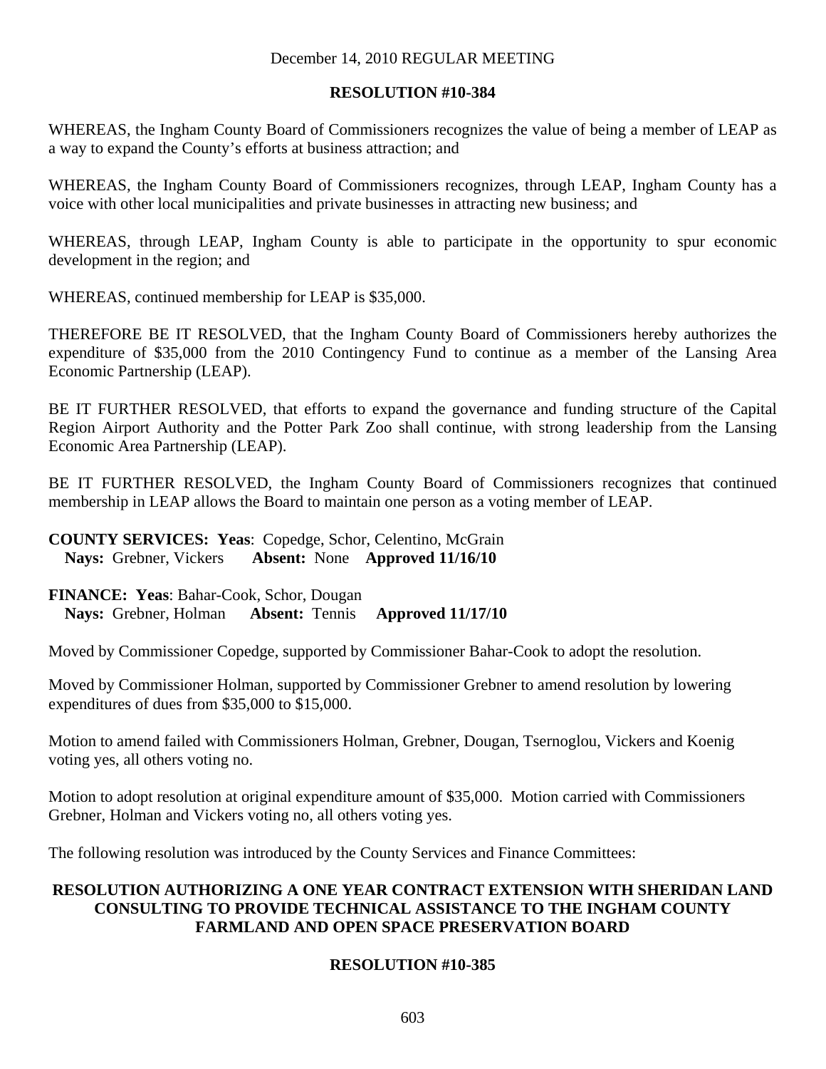December 14, 2010 REGULAR MEETING

**RESOLUTION #10-384**

WHEREAS, the Ingham County Board of Commissioners recognizes the value of being a member of LEAP as a way to expand the County's efforts at business attraction; and

WHEREAS, the Ingham County Board of Commissioners recognizes, through LEAP, Ingham County has a voice with other local municipalities and private businesses in attracting new business; and

WHEREAS, through LEAP, Ingham County is able to participate in the opportunity to spur economic development in the region; and

WHEREAS, continued membership for LEAP is $35,000.

THEREFORE BE IT RESOLVED, that the Ingham County Board of Commissioners hereby authorizes the expenditure of $35,000 from the 2010 Contingency Fund to continue as a member of the Lansing Area Economic Partnership (LEAP).

BE IT FURTHER RESOLVED, that efforts to expand the governance and funding structure of the Capital Region Airport Authority and the Potter Park Zoo shall continue, with strong leadership from the Lansing Economic Area Partnership (LEAP).

BE IT FURTHER RESOLVED, the Ingham County Board of Commissioners recognizes that continued membership in LEAP allows the Board to maintain one person as a voting member of LEAP.

**COUNTY SERVICES: Yeas**: Copedge, Schor, Celentino, McGrain
**Nays:** Grebner, Vickers **Absent:** None **Approved 11/16/10**

**FINANCE: Yeas**: Bahar-Cook, Schor, Dougan
**Nays:** Grebner, Holman **Absent:** Tennis **Approved 11/17/10**

Moved by Commissioner Copedge, supported by Commissioner Bahar-Cook to adopt the resolution.

Moved by Commissioner Holman, supported by Commissioner Grebner to amend resolution by lowering expenditures of dues from $35,000 to $15,000.

Motion to amend failed with Commissioners Holman, Grebner, Dougan, Tsernoglou, Vickers and Koenig voting yes, all others voting no.

Motion to adopt resolution at original expenditure amount of $35,000. Motion carried with Commissioners Grebner, Holman and Vickers voting no, all others voting yes.

The following resolution was introduced by the County Services and Finance Committees:

**RESOLUTION AUTHORIZING A ONE YEAR CONTRACT EXTENSION WITH SHERIDAN LAND CONSULTING TO PROVIDE TECHNICAL ASSISTANCE TO THE INGHAM COUNTY FARMLAND AND OPEN SPACE PRESERVATION BOARD**

**RESOLUTION #10-385**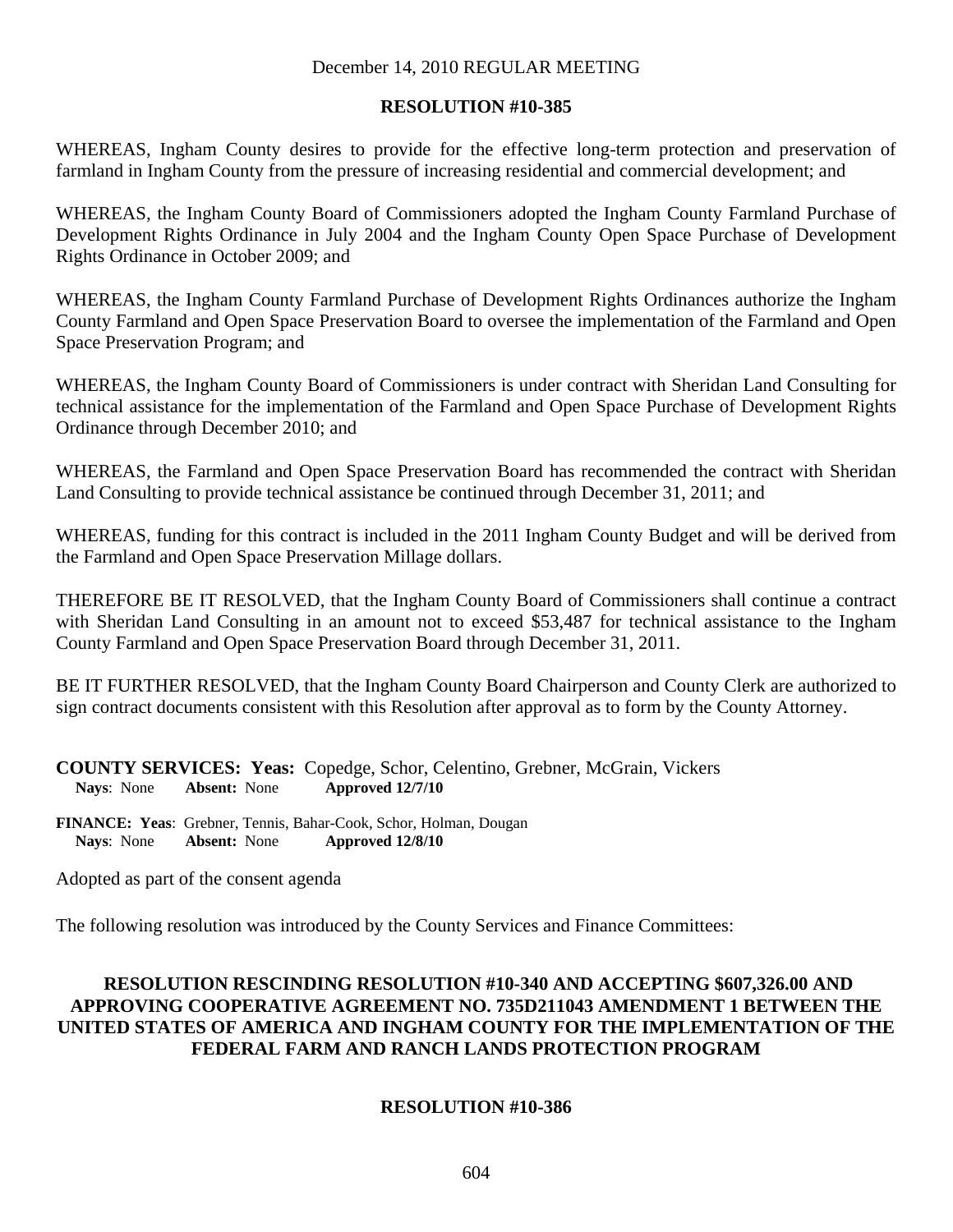December 14, 2010 REGULAR MEETING

**RESOLUTION #10-385**

WHEREAS, Ingham County desires to provide for the effective long-term protection and preservation of farmland in Ingham County from the pressure of increasing residential and commercial development; and

WHEREAS, the Ingham County Board of Commissioners adopted the Ingham County Farmland Purchase of Development Rights Ordinance in July 2004 and the Ingham County Open Space Purchase of Development Rights Ordinance in October 2009; and

WHEREAS, the Ingham County Farmland Purchase of Development Rights Ordinances authorize the Ingham County Farmland and Open Space Preservation Board to oversee the implementation of the Farmland and Open Space Preservation Program; and

WHEREAS, the Ingham County Board of Commissioners is under contract with Sheridan Land Consulting for technical assistance for the implementation of the Farmland and Open Space Purchase of Development Rights Ordinance through December 2010; and

WHEREAS, the Farmland and Open Space Preservation Board has recommended the contract with Sheridan Land Consulting to provide technical assistance be continued through December 31, 2011; and

WHEREAS, funding for this contract is included in the 2011 Ingham County Budget and will be derived from the Farmland and Open Space Preservation Millage dollars.

THEREFORE BE IT RESOLVED, that the Ingham County Board of Commissioners shall continue a contract with Sheridan Land Consulting in an amount not to exceed $53,487 for technical assistance to the Ingham County Farmland and Open Space Preservation Board through December 31, 2011.

BE IT FURTHER RESOLVED, that the Ingham County Board Chairperson and County Clerk are authorized to sign contract documents consistent with this Resolution after approval as to form by the County Attorney.

**COUNTY SERVICES: Yeas:** Copedge, Schor, Celentino, Grebner, McGrain, Vickers
**Nays**: None **Absent:** None **Approved 12/7/10**

**FINANCE: Yeas**: Grebner, Tennis, Bahar-Cook, Schor, Holman, Dougan
**Nays**: None **Absent:** None **Approved 12/8/10**

Adopted as part of the consent agenda

The following resolution was introduced by the County Services and Finance Committees:

**RESOLUTION RESCINDING RESOLUTION #10-340 AND ACCEPTING $607,326.00 AND APPROVING COOPERATIVE AGREEMENT NO. 735D211043 AMENDMENT 1 BETWEEN THE UNITED STATES OF AMERICA AND INGHAM COUNTY FOR THE IMPLEMENTATION OF THE FEDERAL FARM AND RANCH LANDS PROTECTION PROGRAM**

**RESOLUTION #10-386**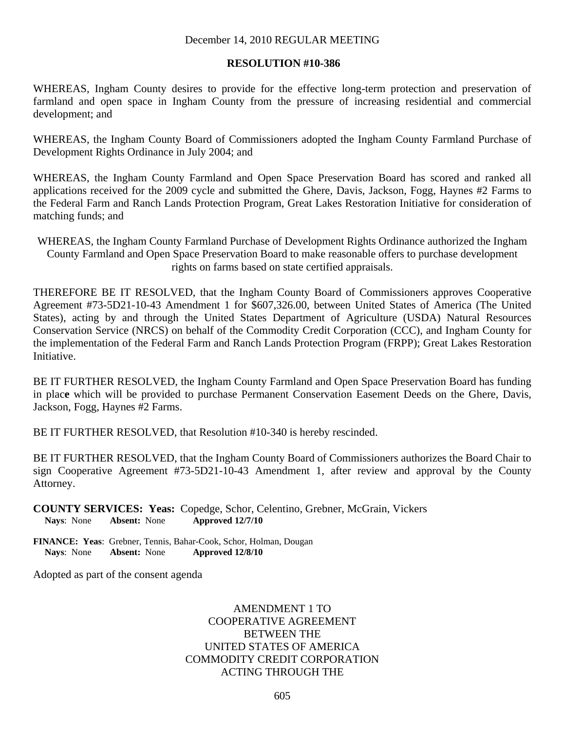December 14, 2010 REGULAR MEETING

**RESOLUTION #10-386**

WHEREAS, Ingham County desires to provide for the effective long-term protection and preservation of farmland and open space in Ingham County from the pressure of increasing residential and commercial development; and

WHEREAS, the Ingham County Board of Commissioners adopted the Ingham County Farmland Purchase of Development Rights Ordinance in July 2004; and

WHEREAS, the Ingham County Farmland and Open Space Preservation Board has scored and ranked all applications received for the 2009 cycle and submitted the Ghere, Davis, Jackson, Fogg, Haynes #2 Farms to the Federal Farm and Ranch Lands Protection Program, Great Lakes Restoration Initiative for consideration of matching funds; and

WHEREAS, the Ingham County Farmland Purchase of Development Rights Ordinance authorized the Ingham County Farmland and Open Space Preservation Board to make reasonable offers to purchase development rights on farms based on state certified appraisals.

THEREFORE BE IT RESOLVED, that the Ingham County Board of Commissioners approves Cooperative Agreement #73-5D21-10-43 Amendment 1 for $607,326.00, between United States of America (The United States), acting by and through the United States Department of Agriculture (USDA) Natural Resources Conservation Service (NRCS) on behalf of the Commodity Credit Corporation (CCC), and Ingham County for the implementation of the Federal Farm and Ranch Lands Protection Program (FRPP); Great Lakes Restoration Initiative.

BE IT FURTHER RESOLVED, the Ingham County Farmland and Open Space Preservation Board has funding in plac**e** which will be provided to purchase Permanent Conservation Easement Deeds on the Ghere, Davis, Jackson, Fogg, Haynes #2 Farms.

BE IT FURTHER RESOLVED, that Resolution #10-340 is hereby rescinded.

BE IT FURTHER RESOLVED, that the Ingham County Board of Commissioners authorizes the Board Chair to sign Cooperative Agreement #73-5D21-10-43 Amendment 1, after review and approval by the County Attorney.

**COUNTY SERVICES: Yeas:** Copedge, Schor, Celentino, Grebner, McGrain, Vickers
**Nays**: None **Absent:** None **Approved 12/7/10**

**FINANCE: Yeas**: Grebner, Tennis, Bahar-Cook, Schor, Holman, Dougan
**Nays**: None **Absent:** None **Approved 12/8/10**

Adopted as part of the consent agenda

AMENDMENT 1 TO
COOPERATIVE AGREEMENT
BETWEEN THE
UNITED STATES OF AMERICA
COMMODITY CREDIT CORPORATION
ACTING THROUGH THE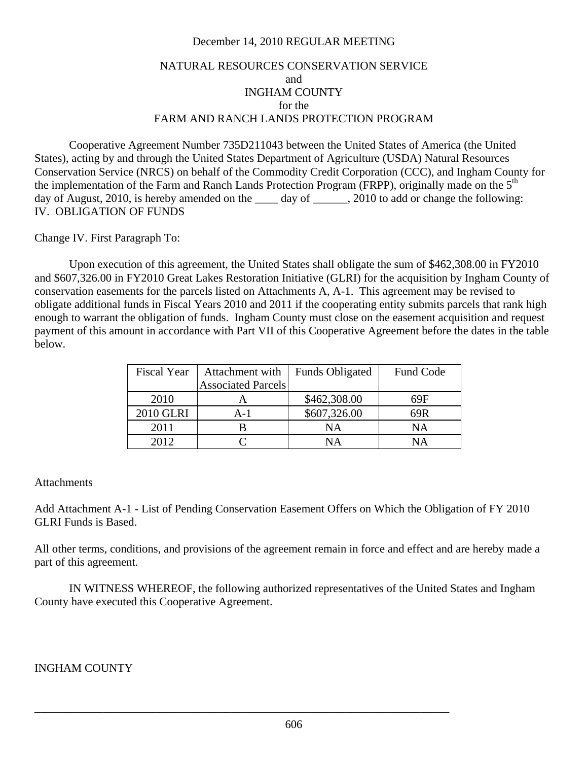December 14, 2010 REGULAR MEETING

NATURAL RESOURCES CONSERVATION SERVICE
and
INGHAM COUNTY
for the
FARM AND RANCH LANDS PROTECTION PROGRAM

Cooperative Agreement Number 735D211043 between the United States of America (the United States), acting by and through the United States Department of Agriculture (USDA) Natural Resources Conservation Service (NRCS) on behalf of the Commodity Credit Corporation (CCC), and Ingham County for the implementation of the Farm and Ranch Lands Protection Program (FRPP), originally made on the 5th day of August, 2010, is hereby amended on the ____ day of ______, 2010 to add or change the following:
IV. OBLIGATION OF FUNDS

Change IV. First Paragraph To:

Upon execution of this agreement, the United States shall obligate the sum of $462,308.00 in FY2010 and $607,326.00 in FY2010 Great Lakes Restoration Initiative (GLRI) for the acquisition by Ingham County of conservation easements for the parcels listed on Attachments A, A-1. This agreement may be revised to obligate additional funds in Fiscal Years 2010 and 2011 if the cooperating entity submits parcels that rank high enough to warrant the obligation of funds. Ingham County must close on the easement acquisition and request payment of this amount in accordance with Part VII of this Cooperative Agreement before the dates in the table below.

| Fiscal Year | Attachment with Associated Parcels | Funds Obligated | Fund Code |
|---|---|---|---|
| 2010 | A | $462,308.00 | 69F |
| 2010 GLRI | A-1 | $607,326.00 | 69R |
| 2011 | B | NA | NA |
| 2012 | C | NA | NA |

Attachments

Add Attachment A-1 - List of Pending Conservation Easement Offers on Which the Obligation of FY 2010 GLRI Funds is Based.

All other terms, conditions, and provisions of the agreement remain in force and effect and are hereby made a part of this agreement.

IN WITNESS WHEREOF, the following authorized representatives of the United States and Ingham County have executed this Cooperative Agreement.

INGHAM COUNTY

_____________________________________________________________________________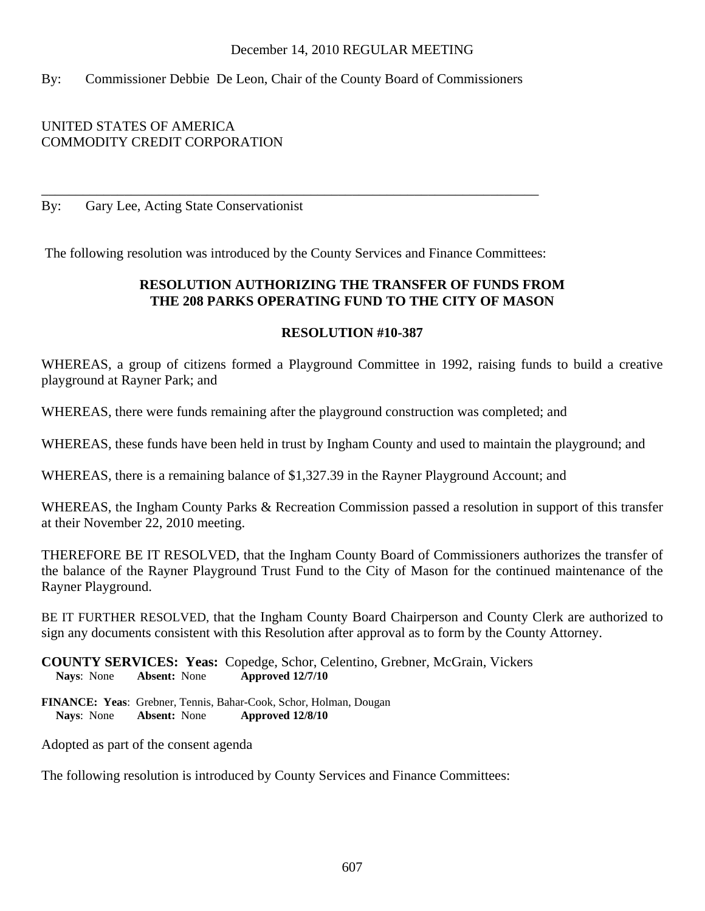December 14, 2010 REGULAR MEETING

By: Commissioner Debbie De Leon, Chair of the County Board of Commissioners

UNITED STATES OF AMERICA
COMMODITY CREDIT CORPORATION

\_\_\_\_\_\_\_\_\_\_\_\_\_\_\_\_\_\_\_\_\_\_\_\_\_\_\_\_\_\_\_\_\_\_\_\_\_\_\_\_\_\_\_\_\_\_\_\_\_\_\_\_\_\_\_\_\_\_\_\_\_\_\_\_\_\_\_\_\_\_

By: Gary Lee, Acting State Conservationist

The following resolution was introduced by the County Services and Finance Committees:

**RESOLUTION AUTHORIZING THE TRANSFER OF FUNDS FROM THE 208 PARKS OPERATING FUND TO THE CITY OF MASON**

**RESOLUTION #10-387**

WHEREAS, a group of citizens formed a Playground Committee in 1992, raising funds to build a creative playground at Rayner Park; and

WHEREAS, there were funds remaining after the playground construction was completed; and

WHEREAS, these funds have been held in trust by Ingham County and used to maintain the playground; and

WHEREAS, there is a remaining balance of $1,327.39 in the Rayner Playground Account; and

WHEREAS, the Ingham County Parks & Recreation Commission passed a resolution in support of this transfer at their November 22, 2010 meeting.

THEREFORE BE IT RESOLVED, that the Ingham County Board of Commissioners authorizes the transfer of the balance of the Rayner Playground Trust Fund to the City of Mason for the continued maintenance of the Rayner Playground.

BE IT FURTHER RESOLVED, that the Ingham County Board Chairperson and County Clerk are authorized to sign any documents consistent with this Resolution after approval as to form by the County Attorney.

**COUNTY SERVICES: Yeas:** Copedge, Schor, Celentino, Grebner, McGrain, Vickers
**Nays**: None **Absent:** None **Approved 12/7/10**

**FINANCE: Yeas**: Grebner, Tennis, Bahar-Cook, Schor, Holman, Dougan
**Nays**: None **Absent:** None **Approved 12/8/10**

Adopted as part of the consent agenda

The following resolution is introduced by County Services and Finance Committees: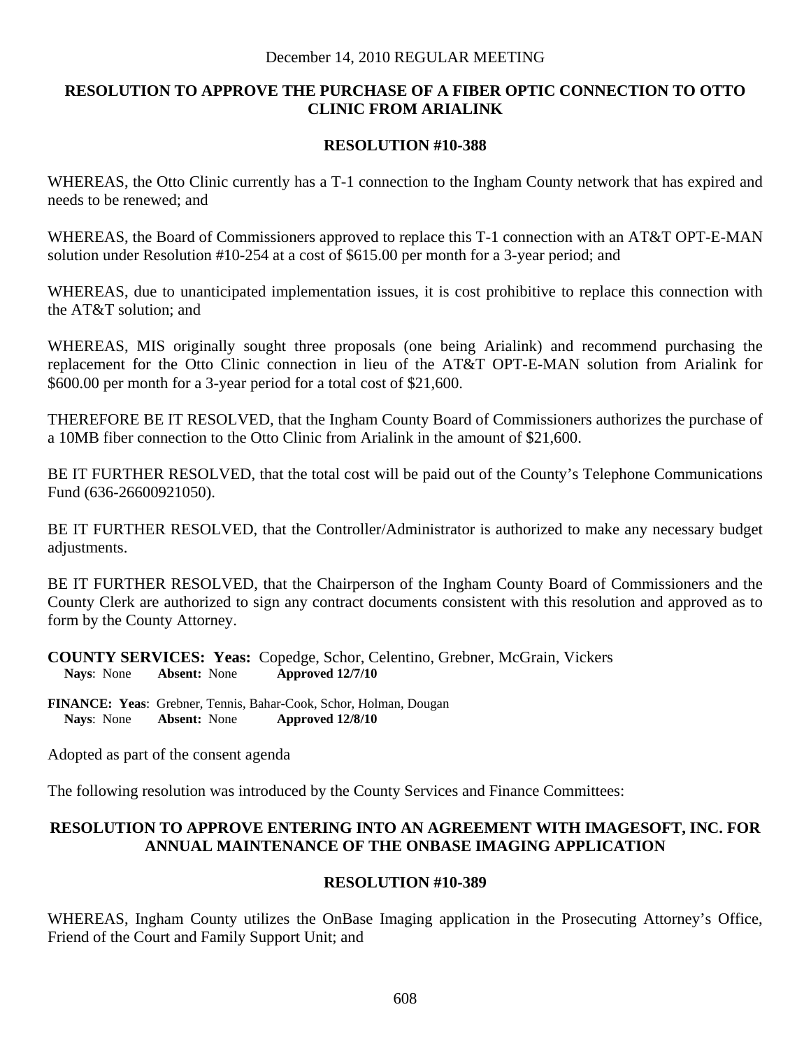December 14, 2010 REGULAR MEETING

**RESOLUTION TO APPROVE THE PURCHASE OF A FIBER OPTIC CONNECTION TO OTTO CLINIC FROM ARIALINK**

**RESOLUTION #10-388**

WHEREAS, the Otto Clinic currently has a T-1 connection to the Ingham County network that has expired and needs to be renewed; and

WHEREAS, the Board of Commissioners approved to replace this T-1 connection with an AT&T OPT-E-MAN solution under Resolution #10-254 at a cost of $615.00 per month for a 3-year period; and

WHEREAS, due to unanticipated implementation issues, it is cost prohibitive to replace this connection with the AT&T solution; and

WHEREAS, MIS originally sought three proposals (one being Arialink) and recommend purchasing the replacement for the Otto Clinic connection in lieu of the AT&T OPT-E-MAN solution from Arialink for $600.00 per month for a 3-year period for a total cost of $21,600.

THEREFORE BE IT RESOLVED, that the Ingham County Board of Commissioners authorizes the purchase of a 10MB fiber connection to the Otto Clinic from Arialink in the amount of $21,600.

BE IT FURTHER RESOLVED, that the total cost will be paid out of the County's Telephone Communications Fund (636-26600921050).

BE IT FURTHER RESOLVED, that the Controller/Administrator is authorized to make any necessary budget adjustments.

BE IT FURTHER RESOLVED, that the Chairperson of the Ingham County Board of Commissioners and the County Clerk are authorized to sign any contract documents consistent with this resolution and approved as to form by the County Attorney.

**COUNTY SERVICES: Yeas:** Copedge, Schor, Celentino, Grebner, McGrain, Vickers
**Nays**: None **Absent:** None **Approved 12/7/10**

**FINANCE: Yeas**: Grebner, Tennis, Bahar-Cook, Schor, Holman, Dougan
**Nays**: None **Absent:** None **Approved 12/8/10**

Adopted as part of the consent agenda

The following resolution was introduced by the County Services and Finance Committees:

**RESOLUTION TO APPROVE ENTERING INTO AN AGREEMENT WITH IMAGESOFT, INC. FOR ANNUAL MAINTENANCE OF THE ONBASE IMAGING APPLICATION**

**RESOLUTION #10-389**

WHEREAS, Ingham County utilizes the OnBase Imaging application in the Prosecuting Attorney's Office, Friend of the Court and Family Support Unit; and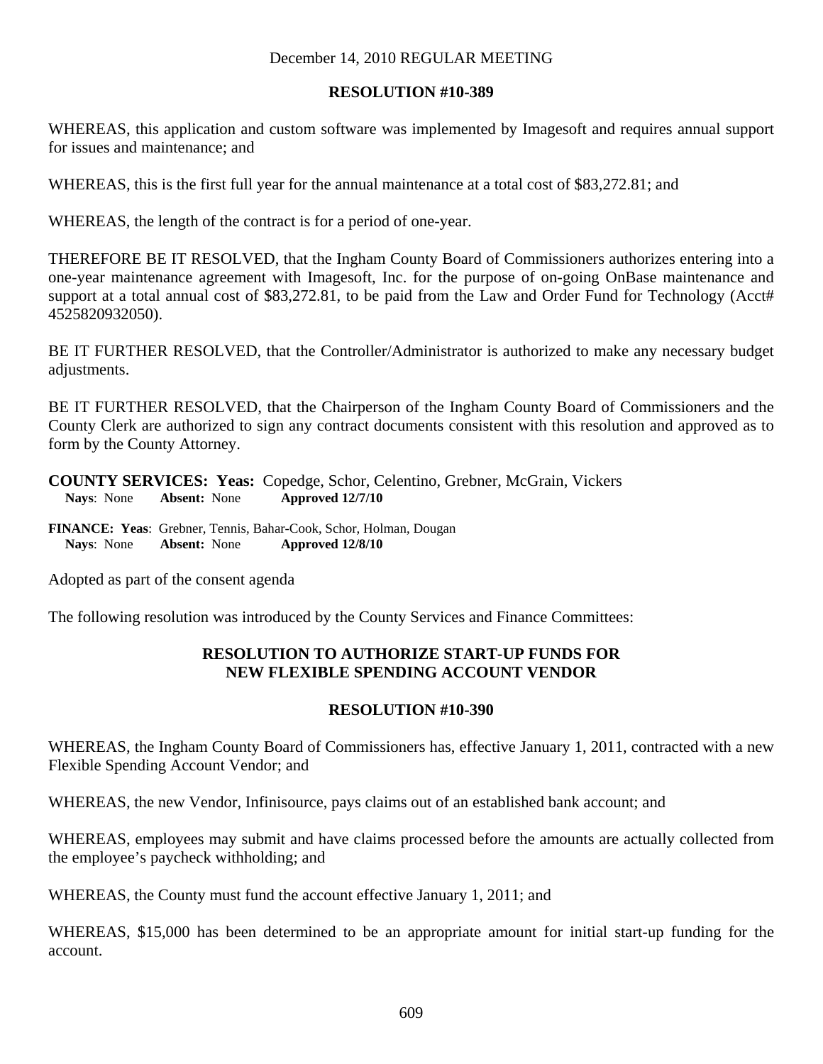December 14, 2010 REGULAR MEETING

**RESOLUTION #10-389**

WHEREAS, this application and custom software was implemented by Imagesoft and requires annual support for issues and maintenance; and

WHEREAS, this is the first full year for the annual maintenance at a total cost of $83,272.81; and

WHEREAS, the length of the contract is for a period of one-year.

THEREFORE BE IT RESOLVED, that the Ingham County Board of Commissioners authorizes entering into a one-year maintenance agreement with Imagesoft, Inc. for the purpose of on-going OnBase maintenance and support at a total annual cost of $83,272.81, to be paid from the Law and Order Fund for Technology (Acct# 4525820932050).

BE IT FURTHER RESOLVED, that the Controller/Administrator is authorized to make any necessary budget adjustments.

BE IT FURTHER RESOLVED, that the Chairperson of the Ingham County Board of Commissioners and the County Clerk are authorized to sign any contract documents consistent with this resolution and approved as to form by the County Attorney.

**COUNTY SERVICES: Yeas:** Copedge, Schor, Celentino, Grebner, McGrain, Vickers
**Nays**: None **Absent:** None **Approved 12/7/10**

**FINANCE: Yeas**: Grebner, Tennis, Bahar-Cook, Schor, Holman, Dougan
**Nays**: None **Absent:** None **Approved 12/8/10**

Adopted as part of the consent agenda

The following resolution was introduced by the County Services and Finance Committees:

**RESOLUTION TO AUTHORIZE START-UP FUNDS FOR NEW FLEXIBLE SPENDING ACCOUNT VENDOR**

**RESOLUTION #10-390**

WHEREAS, the Ingham County Board of Commissioners has, effective January 1, 2011, contracted with a new Flexible Spending Account Vendor; and

WHEREAS, the new Vendor, Infinisource, pays claims out of an established bank account; and

WHEREAS, employees may submit and have claims processed before the amounts are actually collected from the employee's paycheck withholding; and

WHEREAS, the County must fund the account effective January 1, 2011; and

WHEREAS, $15,000 has been determined to be an appropriate amount for initial start-up funding for the account.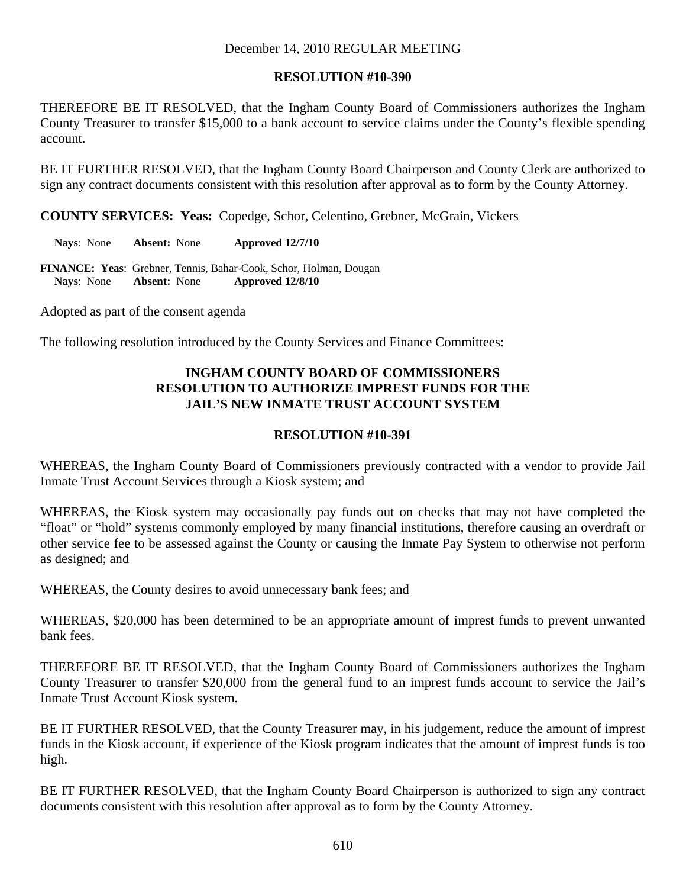December 14, 2010 REGULAR MEETING

**RESOLUTION #10-390**

THEREFORE BE IT RESOLVED, that the Ingham County Board of Commissioners authorizes the Ingham County Treasurer to transfer $15,000 to a bank account to service claims under the County's flexible spending account.

BE IT FURTHER RESOLVED, that the Ingham County Board Chairperson and County Clerk are authorized to sign any contract documents consistent with this resolution after approval as to form by the County Attorney.

**COUNTY SERVICES: Yeas:** Copedge, Schor, Celentino, Grebner, McGrain, Vickers

**Nays**: None **Absent:** None **Approved 12/7/10**

**FINANCE: Yeas**: Grebner, Tennis, Bahar-Cook, Schor, Holman, Dougan
**Nays**: None **Absent:** None **Approved 12/8/10**

Adopted as part of the consent agenda

The following resolution introduced by the County Services and Finance Committees:

**INGHAM COUNTY BOARD OF COMMISSIONERS**
**RESOLUTION TO AUTHORIZE IMPREST FUNDS FOR THE JAIL'S NEW INMATE TRUST ACCOUNT SYSTEM**

**RESOLUTION #10-391**

WHEREAS, the Ingham County Board of Commissioners previously contracted with a vendor to provide Jail Inmate Trust Account Services through a Kiosk system; and

WHEREAS, the Kiosk system may occasionally pay funds out on checks that may not have completed the "float" or "hold" systems commonly employed by many financial institutions, therefore causing an overdraft or other service fee to be assessed against the County or causing the Inmate Pay System to otherwise not perform as designed; and

WHEREAS, the County desires to avoid unnecessary bank fees; and

WHEREAS, $20,000 has been determined to be an appropriate amount of imprest funds to prevent unwanted bank fees.

THEREFORE BE IT RESOLVED, that the Ingham County Board of Commissioners authorizes the Ingham County Treasurer to transfer $20,000 from the general fund to an imprest funds account to service the Jail's Inmate Trust Account Kiosk system.

BE IT FURTHER RESOLVED, that the County Treasurer may, in his judgement, reduce the amount of imprest funds in the Kiosk account, if experience of the Kiosk program indicates that the amount of imprest funds is too high.

BE IT FURTHER RESOLVED, that the Ingham County Board Chairperson is authorized to sign any contract documents consistent with this resolution after approval as to form by the County Attorney.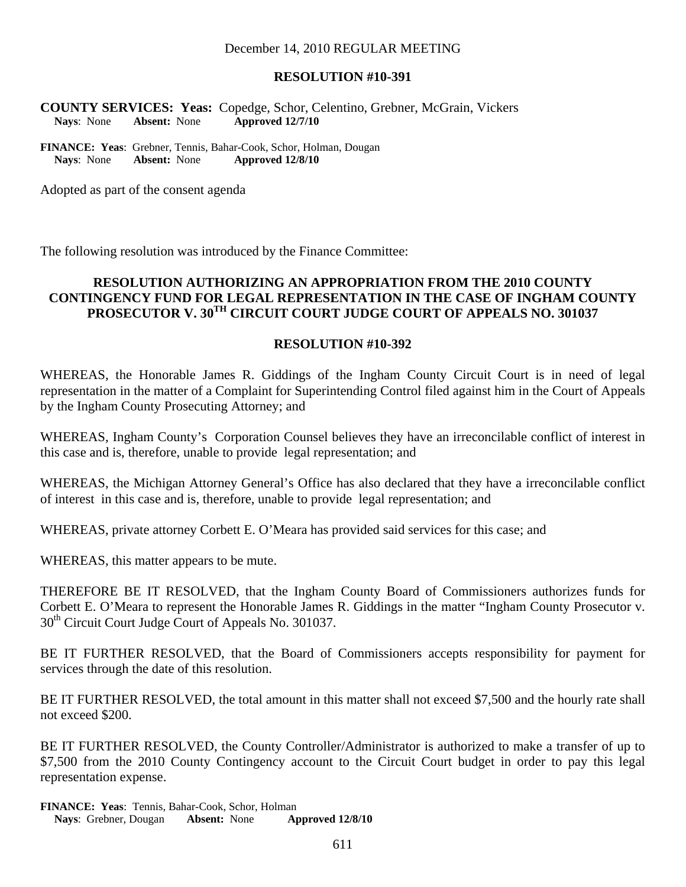December 14, 2010 REGULAR MEETING

**RESOLUTION #10-391**

**COUNTY SERVICES: Yeas:** Copedge, Schor, Celentino, Grebner, McGrain, Vickers
**Nays**: None **Absent:** None **Approved 12/7/10**

**FINANCE: Yeas**: Grebner, Tennis, Bahar-Cook, Schor, Holman, Dougan
**Nays**: None **Absent:** None **Approved 12/8/10**

Adopted as part of the consent agenda

The following resolution was introduced by the Finance Committee:

**RESOLUTION AUTHORIZING AN APPROPRIATION FROM THE 2010 COUNTY CONTINGENCY FUND FOR LEGAL REPRESENTATION IN THE CASE OF INGHAM COUNTY PROSECUTOR V. 30TH CIRCUIT COURT JUDGE COURT OF APPEALS NO. 301037**

**RESOLUTION #10-392**

WHEREAS, the Honorable James R. Giddings of the Ingham County Circuit Court is in need of legal representation in the matter of a Complaint for Superintending Control filed against him in the Court of Appeals by the Ingham County Prosecuting Attorney; and

WHEREAS, Ingham County's Corporation Counsel believes they have an irreconcilable conflict of interest in this case and is, therefore, unable to provide legal representation; and

WHEREAS, the Michigan Attorney General's Office has also declared that they have a irreconcilable conflict of interest in this case and is, therefore, unable to provide legal representation; and

WHEREAS, private attorney Corbett E. O'Meara has provided said services for this case; and

WHEREAS, this matter appears to be mute.

THEREFORE BE IT RESOLVED, that the Ingham County Board of Commissioners authorizes funds for Corbett E. O'Meara to represent the Honorable James R. Giddings in the matter "Ingham County Prosecutor v. 30th Circuit Court Judge Court of Appeals No. 301037.

BE IT FURTHER RESOLVED, that the Board of Commissioners accepts responsibility for payment for services through the date of this resolution.

BE IT FURTHER RESOLVED, the total amount in this matter shall not exceed $7,500 and the hourly rate shall not exceed $200.

BE IT FURTHER RESOLVED, the County Controller/Administrator is authorized to make a transfer of up to $7,500 from the 2010 County Contingency account to the Circuit Court budget in order to pay this legal representation expense.

**FINANCE: Yeas**: Tennis, Bahar-Cook, Schor, Holman
**Nays**: Grebner, Dougan **Absent:** None **Approved 12/8/10**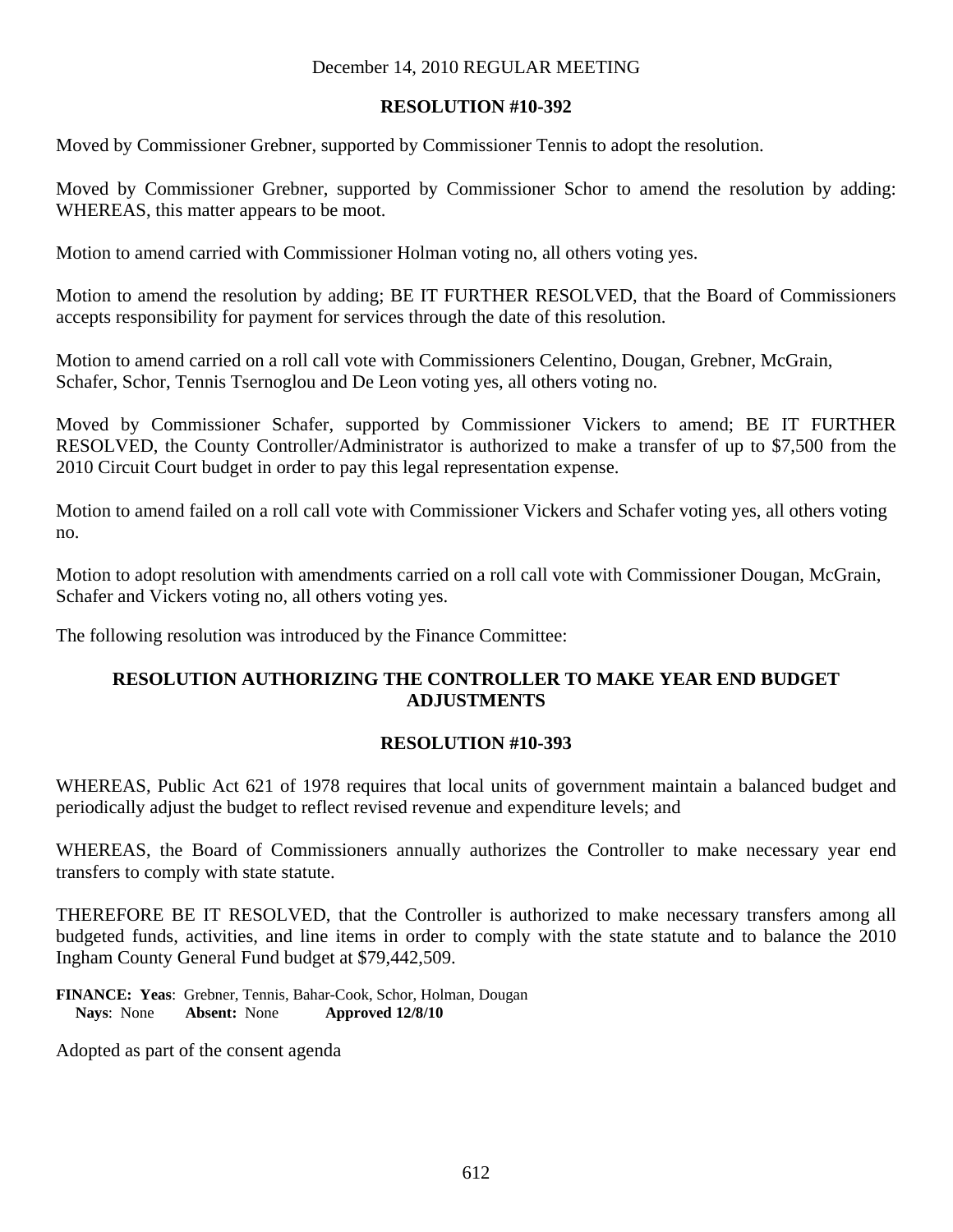December 14, 2010 REGULAR MEETING

**RESOLUTION #10-392**

Moved by Commissioner Grebner, supported by Commissioner Tennis to adopt the resolution.

Moved by Commissioner Grebner, supported by Commissioner Schor to amend the resolution by adding: WHEREAS, this matter appears to be moot.

Motion to amend carried with Commissioner Holman voting no, all others voting yes.

Motion to amend the resolution by adding; BE IT FURTHER RESOLVED, that the Board of Commissioners accepts responsibility for payment for services through the date of this resolution.

Motion to amend carried on a roll call vote with Commissioners Celentino, Dougan, Grebner, McGrain, Schafer, Schor, Tennis Tsernoglou and De Leon voting yes, all others voting no.

Moved by Commissioner Schafer, supported by Commissioner Vickers to amend; BE IT FURTHER RESOLVED, the County Controller/Administrator is authorized to make a transfer of up to $7,500 from the 2010 Circuit Court budget in order to pay this legal representation expense.

Motion to amend failed on a roll call vote with Commissioner Vickers and Schafer voting yes, all others voting no.

Motion to adopt resolution with amendments carried on a roll call vote with Commissioner Dougan, McGrain, Schafer and Vickers voting no, all others voting yes.

The following resolution was introduced by the Finance Committee:

**RESOLUTION AUTHORIZING THE CONTROLLER TO MAKE YEAR END BUDGET ADJUSTMENTS**

**RESOLUTION #10-393**

WHEREAS, Public Act 621 of 1978 requires that local units of government maintain a balanced budget and periodically adjust the budget to reflect revised revenue and expenditure levels; and

WHEREAS, the Board of Commissioners annually authorizes the Controller to make necessary year end transfers to comply with state statute.

THEREFORE BE IT RESOLVED, that the Controller is authorized to make necessary transfers among all budgeted funds, activities, and line items in order to comply with the state statute and to balance the 2010 Ingham County General Fund budget at $79,442,509.

**FINANCE: Yeas**: Grebner, Tennis, Bahar-Cook, Schor, Holman, Dougan
**Nays**: None **Absent:** None **Approved 12/8/10**

Adopted as part of the consent agenda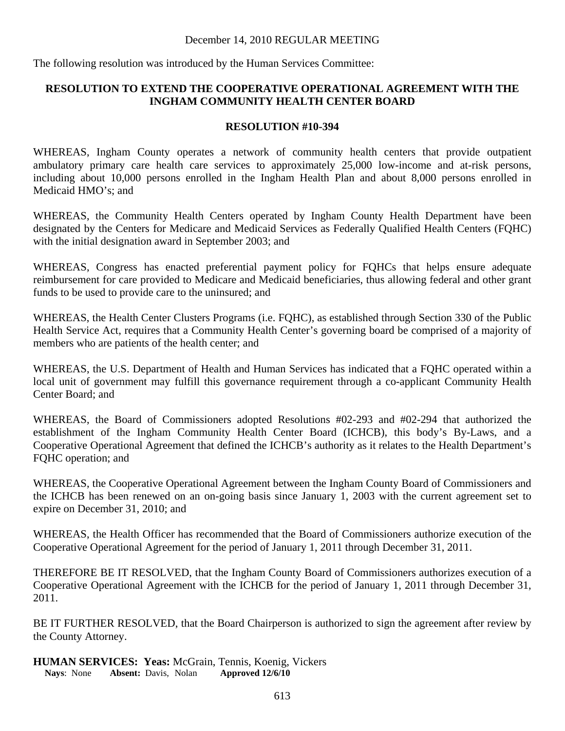December 14, 2010 REGULAR MEETING

The following resolution was introduced by the Human Services Committee:

**RESOLUTION TO EXTEND THE COOPERATIVE OPERATIONAL AGREEMENT WITH THE INGHAM COMMUNITY HEALTH CENTER BOARD**

**RESOLUTION #10-394**

WHEREAS, Ingham County operates a network of community health centers that provide outpatient ambulatory primary care health care services to approximately 25,000 low-income and at-risk persons, including about 10,000 persons enrolled in the Ingham Health Plan and about 8,000 persons enrolled in Medicaid HMO's; and

WHEREAS, the Community Health Centers operated by Ingham County Health Department have been designated by the Centers for Medicare and Medicaid Services as Federally Qualified Health Centers (FQHC) with the initial designation award in September 2003; and

WHEREAS, Congress has enacted preferential payment policy for FQHCs that helps ensure adequate reimbursement for care provided to Medicare and Medicaid beneficiaries, thus allowing federal and other grant funds to be used to provide care to the uninsured; and

WHEREAS, the Health Center Clusters Programs (i.e. FQHC), as established through Section 330 of the Public Health Service Act, requires that a Community Health Center's governing board be comprised of a majority of members who are patients of the health center; and

WHEREAS, the U.S. Department of Health and Human Services has indicated that a FQHC operated within a local unit of government may fulfill this governance requirement through a co-applicant Community Health Center Board; and

WHEREAS, the Board of Commissioners adopted Resolutions #02-293 and #02-294 that authorized the establishment of the Ingham Community Health Center Board (ICHCB), this body's By-Laws, and a Cooperative Operational Agreement that defined the ICHCB's authority as it relates to the Health Department's FQHC operation; and

WHEREAS, the Cooperative Operational Agreement between the Ingham County Board of Commissioners and the ICHCB has been renewed on an on-going basis since January 1, 2003 with the current agreement set to expire on December 31, 2010; and

WHEREAS, the Health Officer has recommended that the Board of Commissioners authorize execution of the Cooperative Operational Agreement for the period of January 1, 2011 through December 31, 2011.

THEREFORE BE IT RESOLVED, that the Ingham County Board of Commissioners authorizes execution of a Cooperative Operational Agreement with the ICHCB for the period of January 1, 2011 through December 31, 2011.

BE IT FURTHER RESOLVED, that the Board Chairperson is authorized to sign the agreement after review by the County Attorney.

**HUMAN SERVICES: Yeas:** McGrain, Tennis, Koenig, Vickers
**Nays**: None **Absent:** Davis, Nolan **Approved 12/6/10**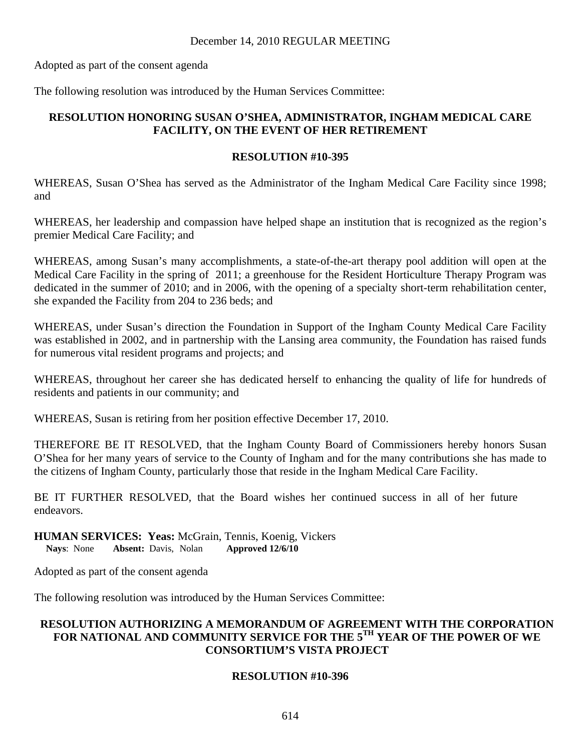December 14, 2010 REGULAR MEETING

Adopted as part of the consent agenda

The following resolution was introduced by the Human Services Committee:

**RESOLUTION HONORING SUSAN O'SHEA, ADMINISTRATOR, INGHAM MEDICAL CARE FACILITY, ON THE EVENT OF HER RETIREMENT**

**RESOLUTION #10-395**

WHEREAS, Susan O'Shea has served as the Administrator of the Ingham Medical Care Facility since 1998; and

WHEREAS, her leadership and compassion have helped shape an institution that is recognized as the region's premier Medical Care Facility; and

WHEREAS, among Susan's many accomplishments, a state-of-the-art therapy pool addition will open at the Medical Care Facility in the spring of 2011; a greenhouse for the Resident Horticulture Therapy Program was dedicated in the summer of 2010; and in 2006, with the opening of a specialty short-term rehabilitation center, she expanded the Facility from 204 to 236 beds; and

WHEREAS, under Susan's direction the Foundation in Support of the Ingham County Medical Care Facility was established in 2002, and in partnership with the Lansing area community, the Foundation has raised funds for numerous vital resident programs and projects; and

WHEREAS, throughout her career she has dedicated herself to enhancing the quality of life for hundreds of residents and patients in our community; and

WHEREAS, Susan is retiring from her position effective December 17, 2010.

THEREFORE BE IT RESOLVED, that the Ingham County Board of Commissioners hereby honors Susan O'Shea for her many years of service to the County of Ingham and for the many contributions she has made to the citizens of Ingham County, particularly those that reside in the Ingham Medical Care Facility.

BE IT FURTHER RESOLVED, that the Board wishes her continued success in all of her future endeavors.

**HUMAN SERVICES: Yeas:** McGrain, Tennis, Koenig, Vickers
**Nays**: None **Absent:** Davis, Nolan **Approved 12/6/10**

Adopted as part of the consent agenda

The following resolution was introduced by the Human Services Committee:

**RESOLUTION AUTHORIZING A MEMORANDUM OF AGREEMENT WITH THE CORPORATION FOR NATIONAL AND COMMUNITY SERVICE FOR THE 5TH YEAR OF THE POWER OF WE CONSORTIUM'S VISTA PROJECT**

**RESOLUTION #10-396**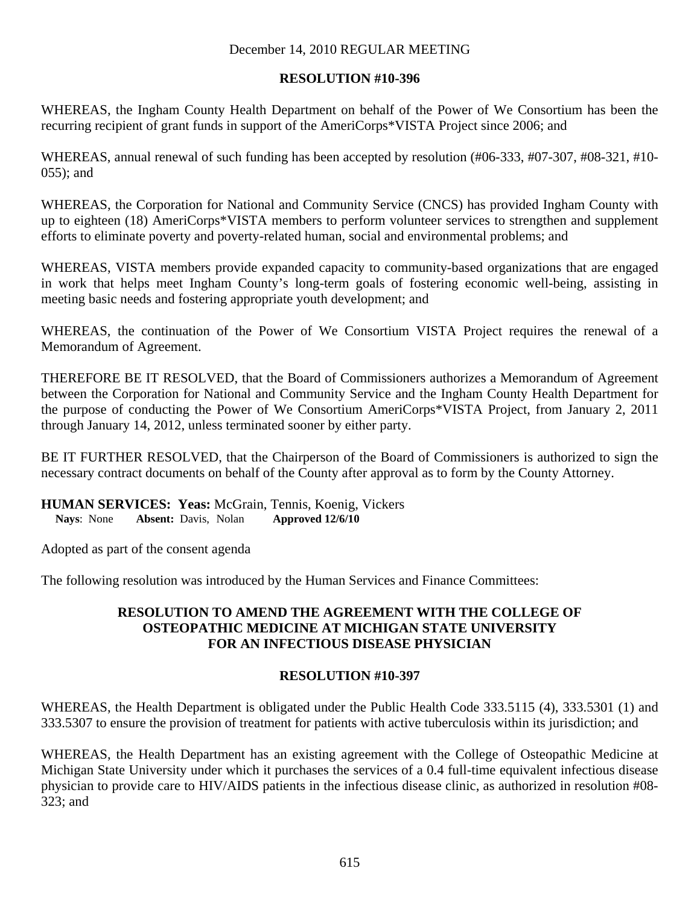December 14, 2010 REGULAR MEETING

**RESOLUTION #10-396**

WHEREAS, the Ingham County Health Department on behalf of the Power of We Consortium has been the recurring recipient of grant funds in support of the AmeriCorps*VISTA Project since 2006; and

WHEREAS, annual renewal of such funding has been accepted by resolution (#06-333, #07-307, #08-321, #10-055); and

WHEREAS, the Corporation for National and Community Service (CNCS) has provided Ingham County with up to eighteen (18) AmeriCorps*VISTA members to perform volunteer services to strengthen and supplement efforts to eliminate poverty and poverty-related human, social and environmental problems; and

WHEREAS, VISTA members provide expanded capacity to community-based organizations that are engaged in work that helps meet Ingham County's long-term goals of fostering economic well-being, assisting in meeting basic needs and fostering appropriate youth development; and

WHEREAS, the continuation of the Power of We Consortium VISTA Project requires the renewal of a Memorandum of Agreement.

THEREFORE BE IT RESOLVED, that the Board of Commissioners authorizes a Memorandum of Agreement between the Corporation for National and Community Service and the Ingham County Health Department for the purpose of conducting the Power of We Consortium AmeriCorps*VISTA Project, from January 2, 2011 through January 14, 2012, unless terminated sooner by either party.

BE IT FURTHER RESOLVED, that the Chairperson of the Board of Commissioners is authorized to sign the necessary contract documents on behalf of the County after approval as to form by the County Attorney.

**HUMAN SERVICES: Yeas:** McGrain, Tennis, Koenig, Vickers
**Nays**: None **Absent:** Davis, Nolan **Approved 12/6/10**

Adopted as part of the consent agenda

The following resolution was introduced by the Human Services and Finance Committees:

**RESOLUTION TO AMEND THE AGREEMENT WITH THE COLLEGE OF OSTEOPATHIC MEDICINE AT MICHIGAN STATE UNIVERSITY FOR AN INFECTIOUS DISEASE PHYSICIAN**

**RESOLUTION #10-397**

WHEREAS, the Health Department is obligated under the Public Health Code 333.5115 (4), 333.5301 (1) and 333.5307 to ensure the provision of treatment for patients with active tuberculosis within its jurisdiction; and

WHEREAS, the Health Department has an existing agreement with the College of Osteopathic Medicine at Michigan State University under which it purchases the services of a 0.4 full-time equivalent infectious disease physician to provide care to HIV/AIDS patients in the infectious disease clinic, as authorized in resolution #08-323; and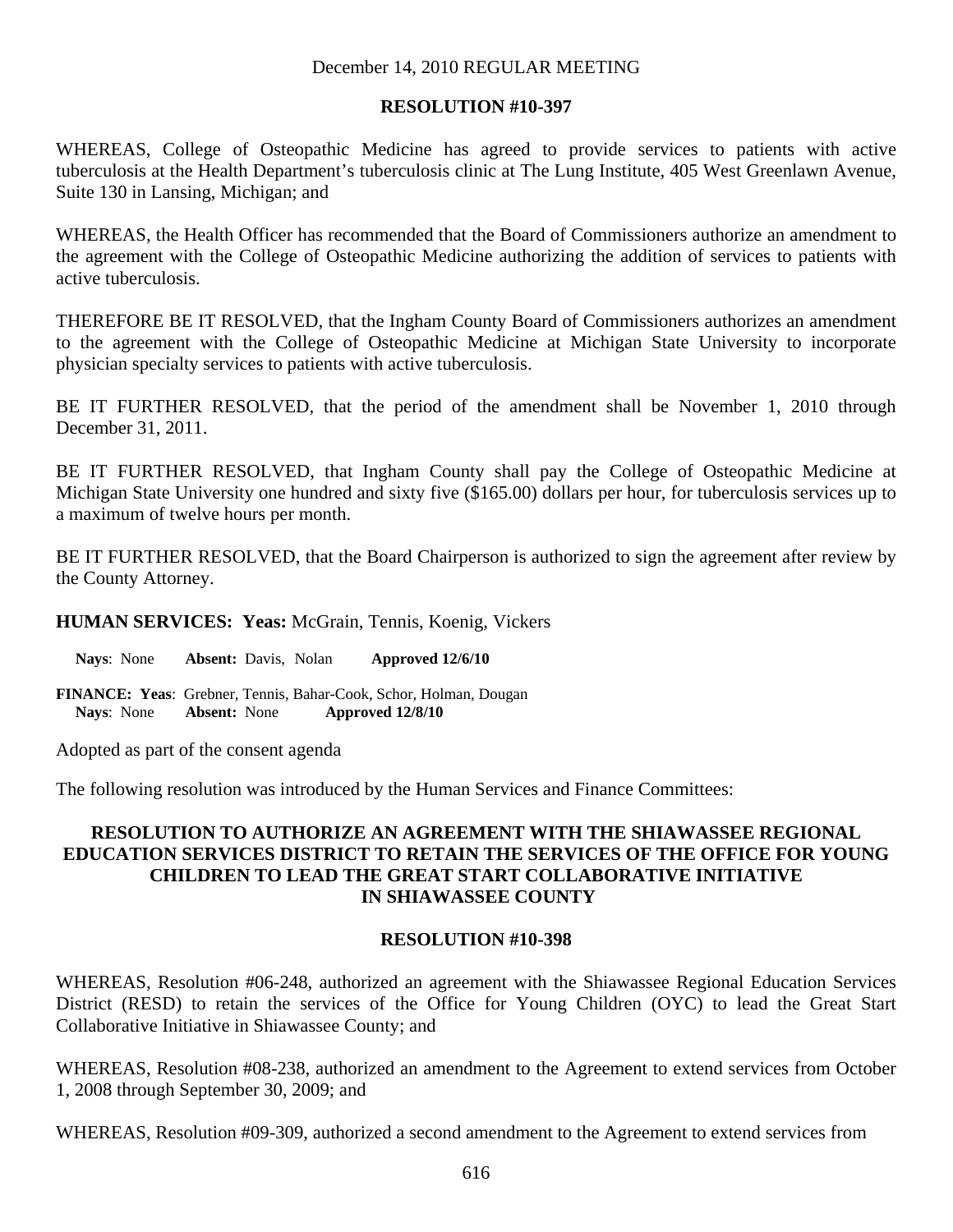December 14, 2010 REGULAR MEETING

**RESOLUTION #10-397**

WHEREAS, College of Osteopathic Medicine has agreed to provide services to patients with active tuberculosis at the Health Department's tuberculosis clinic at The Lung Institute, 405 West Greenlawn Avenue, Suite 130 in Lansing, Michigan; and

WHEREAS, the Health Officer has recommended that the Board of Commissioners authorize an amendment to the agreement with the College of Osteopathic Medicine authorizing the addition of services to patients with active tuberculosis.

THEREFORE BE IT RESOLVED, that the Ingham County Board of Commissioners authorizes an amendment to the agreement with the College of Osteopathic Medicine at Michigan State University to incorporate physician specialty services to patients with active tuberculosis.

BE IT FURTHER RESOLVED, that the period of the amendment shall be November 1, 2010 through December 31, 2011.

BE IT FURTHER RESOLVED, that Ingham County shall pay the College of Osteopathic Medicine at Michigan State University one hundred and sixty five ($165.00) dollars per hour, for tuberculosis services up to a maximum of twelve hours per month.

BE IT FURTHER RESOLVED, that the Board Chairperson is authorized to sign the agreement after review by the County Attorney.

**HUMAN SERVICES: Yeas:** McGrain, Tennis, Koenig, Vickers
**Nays**: None **Absent:** Davis, Nolan **Approved 12/6/10**

**FINANCE: Yeas**: Grebner, Tennis, Bahar-Cook, Schor, Holman, Dougan
**Nays**: None **Absent:** None **Approved 12/8/10**

Adopted as part of the consent agenda

The following resolution was introduced by the Human Services and Finance Committees:

**RESOLUTION TO AUTHORIZE AN AGREEMENT WITH THE SHIAWASSEE REGIONAL EDUCATION SERVICES DISTRICT TO RETAIN THE SERVICES OF THE OFFICE FOR YOUNG CHILDREN TO LEAD THE GREAT START COLLABORATIVE INITIATIVE IN SHIAWASSEE COUNTY**

**RESOLUTION #10-398**

WHEREAS, Resolution #06-248, authorized an agreement with the Shiawassee Regional Education Services District (RESD) to retain the services of the Office for Young Children (OYC) to lead the Great Start Collaborative Initiative in Shiawassee County; and

WHEREAS, Resolution #08-238, authorized an amendment to the Agreement to extend services from October 1, 2008 through September 30, 2009; and

WHEREAS, Resolution #09-309, authorized a second amendment to the Agreement to extend services from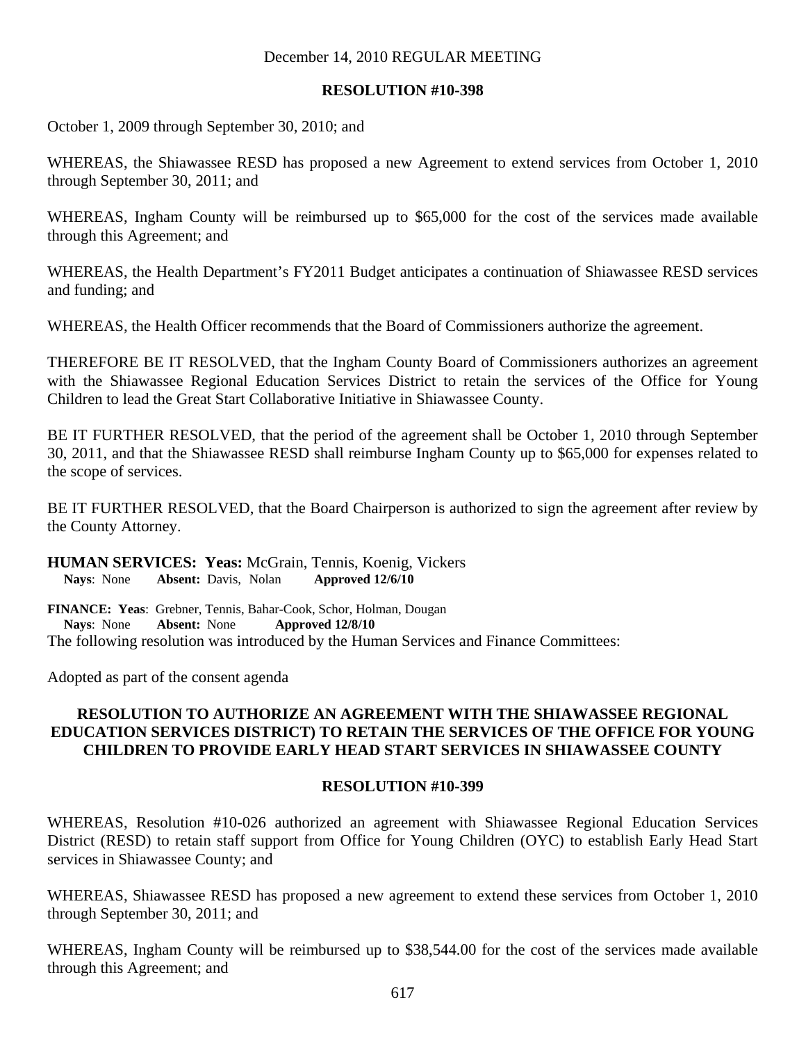October 1, 2009 through September 30, 2010; and

WHEREAS, the Shiawassee RESD has proposed a new Agreement to extend services from October 1, 2010 through September 30, 2011; and

WHEREAS, Ingham County will be reimbursed up to $65,000 for the cost of the services made available through this Agreement; and

WHEREAS, the Health Department's FY2011 Budget anticipates a continuation of Shiawassee RESD services and funding; and

WHEREAS, the Health Officer recommends that the Board of Commissioners authorize the agreement.

THEREFORE BE IT RESOLVED, that the Ingham County Board of Commissioners authorizes an agreement with the Shiawassee Regional Education Services District to retain the services of the Office for Young Children to lead the Great Start Collaborative Initiative in Shiawassee County.

BE IT FURTHER RESOLVED, that the period of the agreement shall be October 1, 2010 through September 30, 2011, and that the Shiawassee RESD shall reimburse Ingham County up to $65,000 for expenses related to the scope of services.

BE IT FURTHER RESOLVED, that the Board Chairperson is authorized to sign the agreement after review by the County Attorney.

**HUMAN SERVICES: Yeas:** McGrain, Tennis, Koenig, Vickers
**Nays**: None **Absent:** Davis, Nolan **Approved 12/6/10**

**FINANCE: Yeas**: Grebner, Tennis, Bahar-Cook, Schor, Holman, Dougan
**Nays**: None **Absent:** None **Approved 12/8/10**

The following resolution was introduced by the Human Services and Finance Committees:

Adopted as part of the consent agenda

**RESOLUTION TO AUTHORIZE AN AGREEMENT WITH THE SHIAWASSEE REGIONAL EDUCATION SERVICES DISTRICT) TO RETAIN THE SERVICES OF THE OFFICE FOR YOUNG CHILDREN TO PROVIDE EARLY HEAD START SERVICES IN SHIAWASSEE COUNTY**

**RESOLUTION #10-399**

WHEREAS, Resolution #10-026 authorized an agreement with Shiawassee Regional Education Services District (RESD) to retain staff support from Office for Young Children (OYC) to establish Early Head Start services in Shiawassee County; and

WHEREAS, Shiawassee RESD has proposed a new agreement to extend these services from October 1, 2010 through September 30, 2011; and

WHEREAS, Ingham County will be reimbursed up to $38,544.00 for the cost of the services made available through this Agreement; and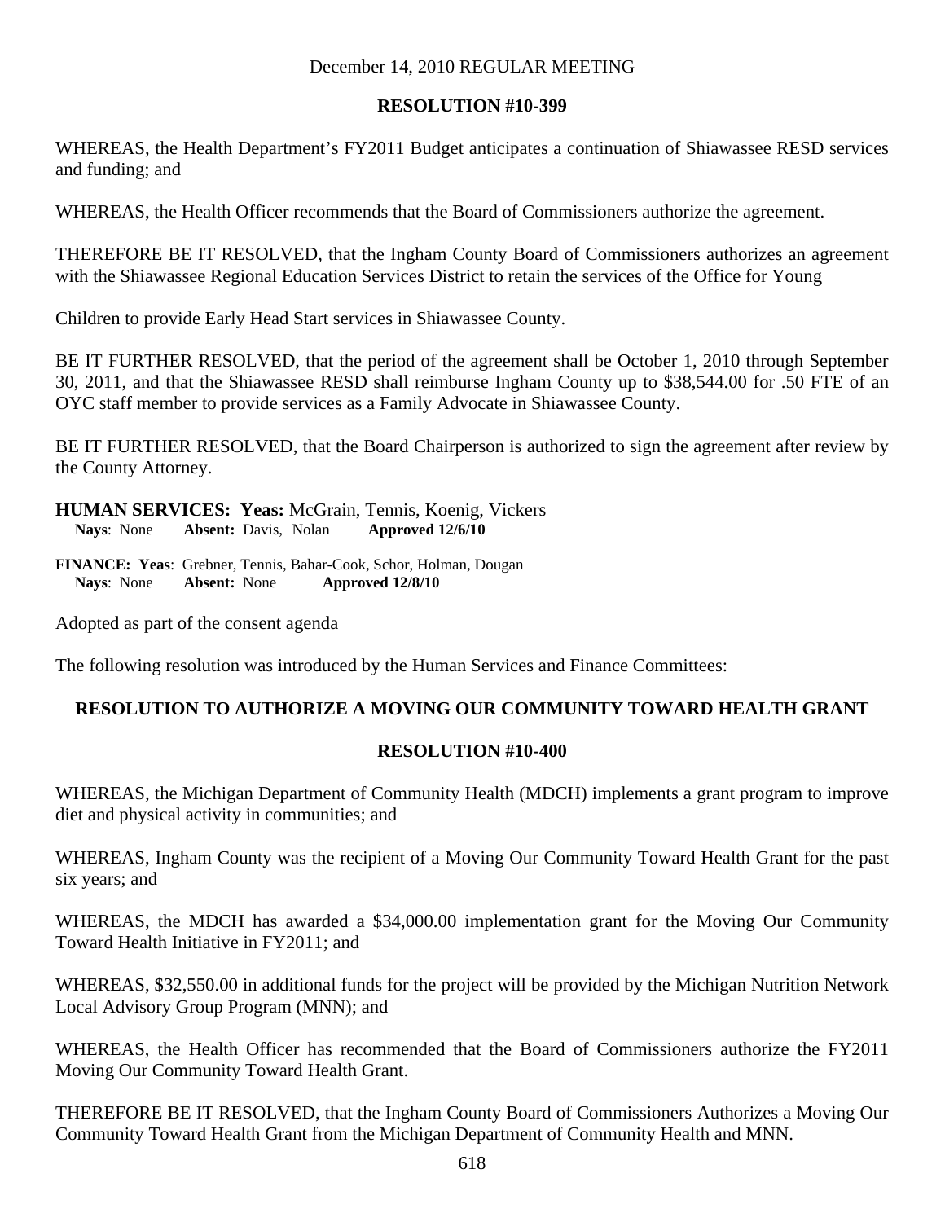December 14, 2010 REGULAR MEETING

**RESOLUTION #10-399**

WHEREAS, the Health Department's FY2011 Budget anticipates a continuation of Shiawassee RESD services and funding; and

WHEREAS, the Health Officer recommends that the Board of Commissioners authorize the agreement.

THEREFORE BE IT RESOLVED, that the Ingham County Board of Commissioners authorizes an agreement with the Shiawassee Regional Education Services District to retain the services of the Office for Young

Children to provide Early Head Start services in Shiawassee County.

BE IT FURTHER RESOLVED, that the period of the agreement shall be October 1, 2010 through September 30, 2011, and that the Shiawassee RESD shall reimburse Ingham County up to $38,544.00 for .50 FTE of an OYC staff member to provide services as a Family Advocate in Shiawassee County.

BE IT FURTHER RESOLVED, that the Board Chairperson is authorized to sign the agreement after review by the County Attorney.

**HUMAN SERVICES: Yeas:** McGrain, Tennis, Koenig, Vickers
**Nays**: None **Absent:** Davis, Nolan **Approved 12/6/10**

**FINANCE: Yeas**: Grebner, Tennis, Bahar-Cook, Schor, Holman, Dougan
**Nays**: None **Absent:** None **Approved 12/8/10**

Adopted as part of the consent agenda

The following resolution was introduced by the Human Services and Finance Committees:

**RESOLUTION TO AUTHORIZE A MOVING OUR COMMUNITY TOWARD HEALTH GRANT**

**RESOLUTION #10-400**

WHEREAS, the Michigan Department of Community Health (MDCH) implements a grant program to improve diet and physical activity in communities; and

WHEREAS, Ingham County was the recipient of a Moving Our Community Toward Health Grant for the past six years; and

WHEREAS, the MDCH has awarded a $34,000.00 implementation grant for the Moving Our Community Toward Health Initiative in FY2011; and

WHEREAS, $32,550.00 in additional funds for the project will be provided by the Michigan Nutrition Network Local Advisory Group Program (MNN); and

WHEREAS, the Health Officer has recommended that the Board of Commissioners authorize the FY2011 Moving Our Community Toward Health Grant.

THEREFORE BE IT RESOLVED, that the Ingham County Board of Commissioners Authorizes a Moving Our Community Toward Health Grant from the Michigan Department of Community Health and MNN.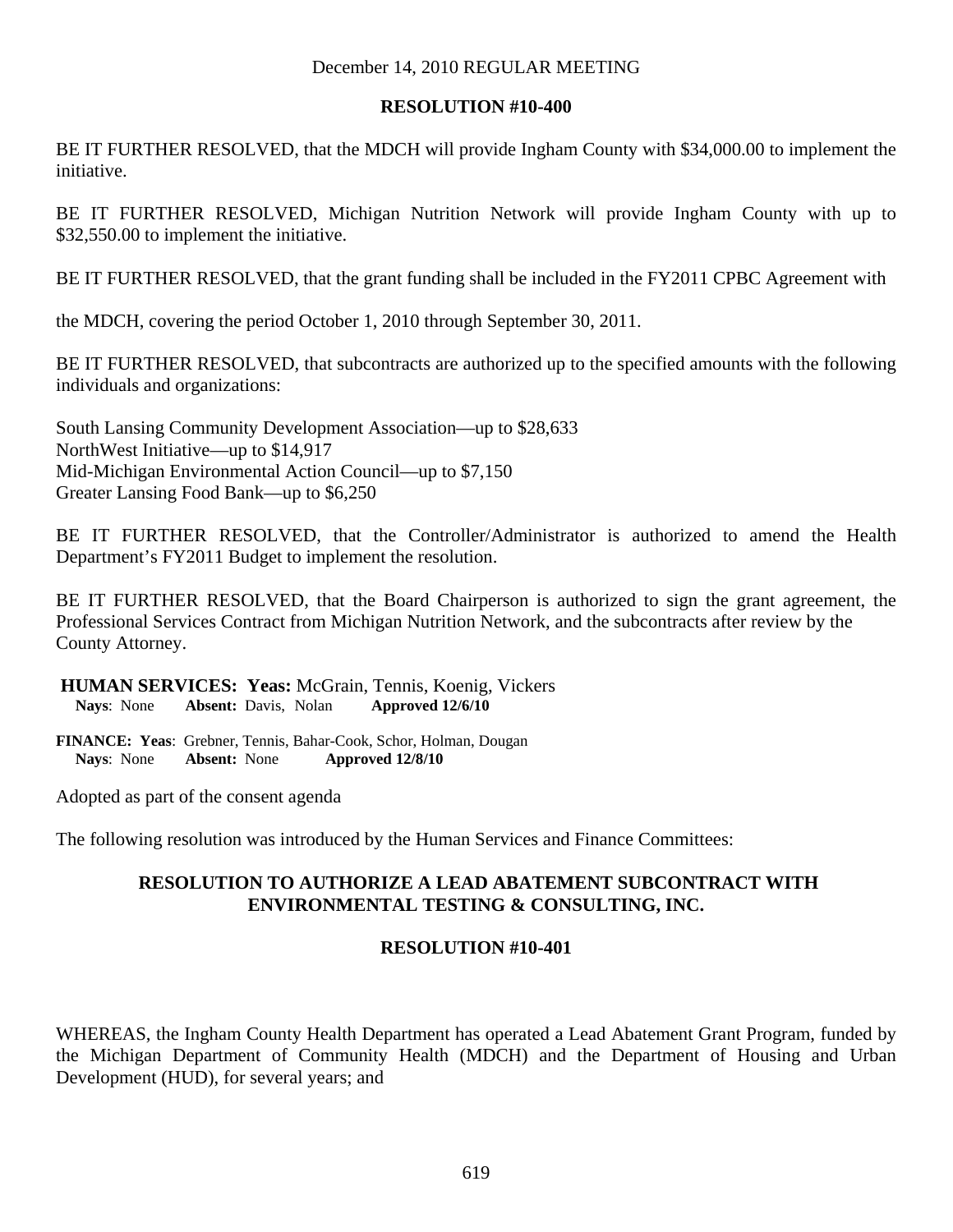December 14, 2010 REGULAR MEETING

**RESOLUTION #10-400**

BE IT FURTHER RESOLVED, that the MDCH will provide Ingham County with $34,000.00 to implement the initiative.

BE IT FURTHER RESOLVED, Michigan Nutrition Network will provide Ingham County with up to $32,550.00 to implement the initiative.

BE IT FURTHER RESOLVED, that the grant funding shall be included in the FY2011 CPBC Agreement with the MDCH, covering the period October 1, 2010 through September 30, 2011.

BE IT FURTHER RESOLVED, that subcontracts are authorized up to the specified amounts with the following individuals and organizations:

South Lansing Community Development Association—up to $28,633
NorthWest Initiative—up to $14,917
Mid-Michigan Environmental Action Council—up to $7,150
Greater Lansing Food Bank—up to $6,250

BE IT FURTHER RESOLVED, that the Controller/Administrator is authorized to amend the Health Department's FY2011 Budget to implement the resolution.

BE IT FURTHER RESOLVED, that the Board Chairperson is authorized to sign the grant agreement, the Professional Services Contract from Michigan Nutrition Network, and the subcontracts after review by the County Attorney.

**HUMAN SERVICES: Yeas:** McGrain, Tennis, Koenig, Vickers
**Nays**: None **Absent:** Davis, Nolan **Approved 12/6/10**

**FINANCE: Yeas**: Grebner, Tennis, Bahar-Cook, Schor, Holman, Dougan
**Nays**: None **Absent:** None **Approved 12/8/10**

Adopted as part of the consent agenda

The following resolution was introduced by the Human Services and Finance Committees:

## RESOLUTION TO AUTHORIZE A LEAD ABATEMENT SUBCONTRACT WITH ENVIRONMENTAL TESTING & CONSULTING, INC.

**RESOLUTION #10-401**

WHEREAS, the Ingham County Health Department has operated a Lead Abatement Grant Program, funded by the Michigan Department of Community Health (MDCH) and the Department of Housing and Urban Development (HUD), for several years; and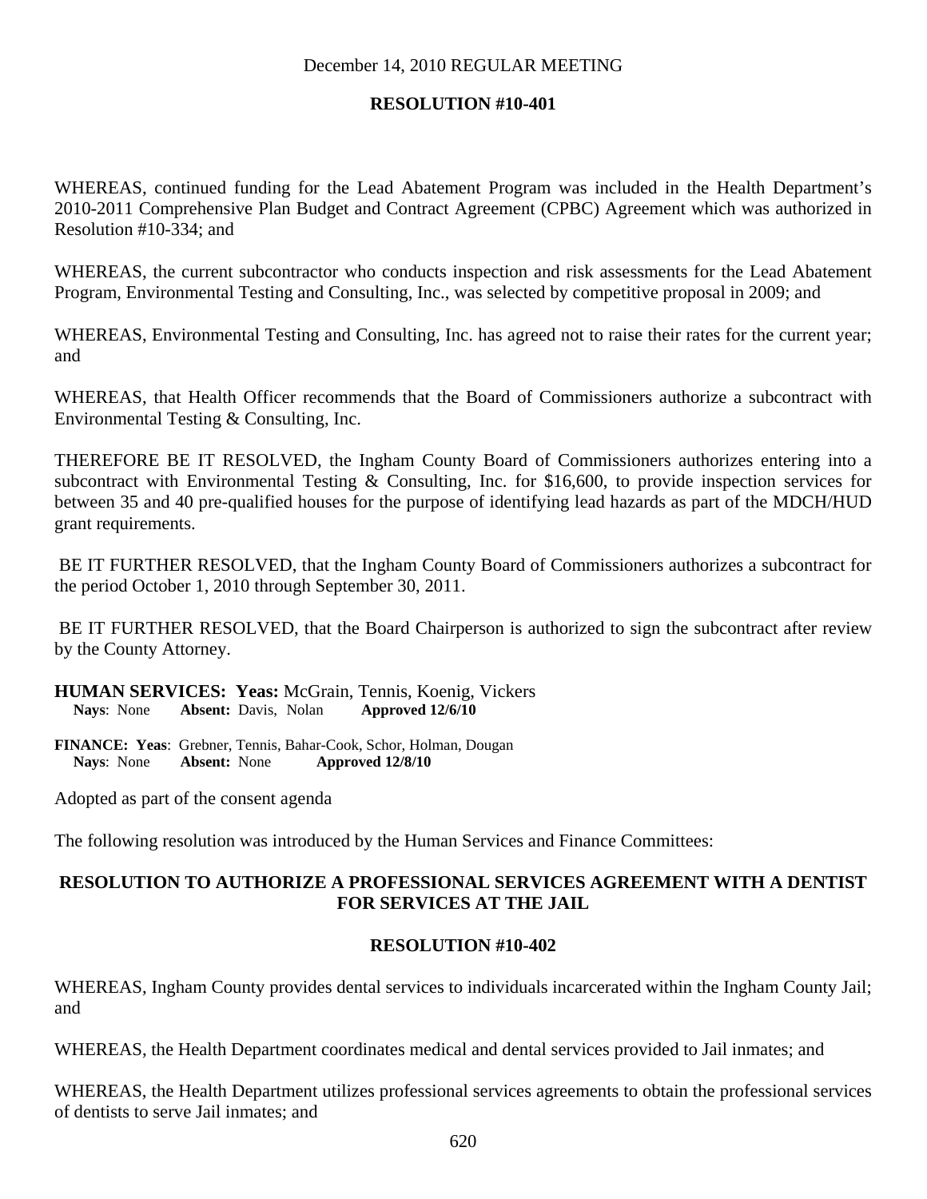December 14, 2010 REGULAR MEETING

**RESOLUTION #10-401**

WHEREAS, continued funding for the Lead Abatement Program was included in the Health Department's 2010-2011 Comprehensive Plan Budget and Contract Agreement (CPBC) Agreement which was authorized in Resolution #10-334; and

WHEREAS, the current subcontractor who conducts inspection and risk assessments for the Lead Abatement Program, Environmental Testing and Consulting, Inc., was selected by competitive proposal in 2009; and

WHEREAS, Environmental Testing and Consulting, Inc. has agreed not to raise their rates for the current year; and

WHEREAS, that Health Officer recommends that the Board of Commissioners authorize a subcontract with Environmental Testing & Consulting, Inc.

THEREFORE BE IT RESOLVED, the Ingham County Board of Commissioners authorizes entering into a subcontract with Environmental Testing & Consulting, Inc. for $16,600, to provide inspection services for between 35 and 40 pre-qualified houses for the purpose of identifying lead hazards as part of the MDCH/HUD grant requirements.

BE IT FURTHER RESOLVED, that the Ingham County Board of Commissioners authorizes a subcontract for the period October 1, 2010 through September 30, 2011.

BE IT FURTHER RESOLVED, that the Board Chairperson is authorized to sign the subcontract after review by the County Attorney.

**HUMAN SERVICES: Yeas:** McGrain, Tennis, Koenig, Vickers
**Nays**: None **Absent:** Davis, Nolan **Approved 12/6/10**

**FINANCE: Yeas**: Grebner, Tennis, Bahar-Cook, Schor, Holman, Dougan
**Nays**: None **Absent:** None **Approved 12/8/10**

Adopted as part of the consent agenda

The following resolution was introduced by the Human Services and Finance Committees:

**RESOLUTION TO AUTHORIZE A PROFESSIONAL SERVICES AGREEMENT WITH A DENTIST FOR SERVICES AT THE JAIL**

**RESOLUTION #10-402**

WHEREAS, Ingham County provides dental services to individuals incarcerated within the Ingham County Jail; and

WHEREAS, the Health Department coordinates medical and dental services provided to Jail inmates; and

WHEREAS, the Health Department utilizes professional services agreements to obtain the professional services of dentists to serve Jail inmates; and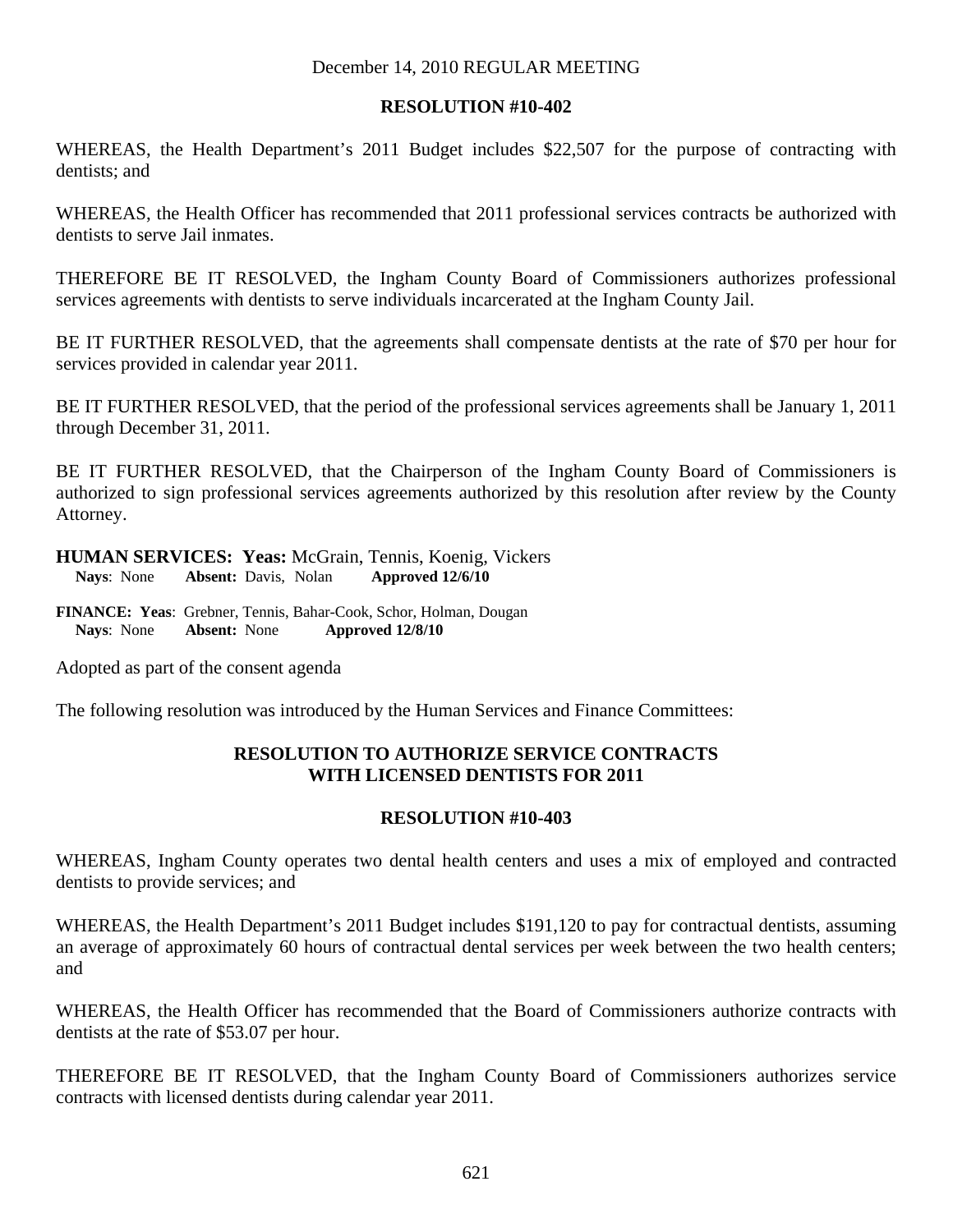December 14, 2010 REGULAR MEETING

**RESOLUTION #10-402**

WHEREAS, the Health Department's 2011 Budget includes $22,507 for the purpose of contracting with dentists; and

WHEREAS, the Health Officer has recommended that 2011 professional services contracts be authorized with dentists to serve Jail inmates.

THEREFORE BE IT RESOLVED, the Ingham County Board of Commissioners authorizes professional services agreements with dentists to serve individuals incarcerated at the Ingham County Jail.

BE IT FURTHER RESOLVED, that the agreements shall compensate dentists at the rate of $70 per hour for services provided in calendar year 2011.

BE IT FURTHER RESOLVED, that the period of the professional services agreements shall be January 1, 2011 through December 31, 2011.

BE IT FURTHER RESOLVED, that the Chairperson of the Ingham County Board of Commissioners is authorized to sign professional services agreements authorized by this resolution after review by the County Attorney.

**HUMAN SERVICES: Yeas:** McGrain, Tennis, Koenig, Vickers
**Nays**: None **Absent:** Davis, Nolan **Approved 12/6/10**

**FINANCE: Yeas**: Grebner, Tennis, Bahar-Cook, Schor, Holman, Dougan
**Nays**: None **Absent:** None **Approved 12/8/10**

Adopted as part of the consent agenda

The following resolution was introduced by the Human Services and Finance Committees:

**RESOLUTION TO AUTHORIZE SERVICE CONTRACTS WITH LICENSED DENTISTS FOR 2011**

**RESOLUTION #10-403**

WHEREAS, Ingham County operates two dental health centers and uses a mix of employed and contracted dentists to provide services; and

WHEREAS, the Health Department's 2011 Budget includes $191,120 to pay for contractual dentists, assuming an average of approximately 60 hours of contractual dental services per week between the two health centers; and

WHEREAS, the Health Officer has recommended that the Board of Commissioners authorize contracts with dentists at the rate of $53.07 per hour.

THEREFORE BE IT RESOLVED, that the Ingham County Board of Commissioners authorizes service contracts with licensed dentists during calendar year 2011.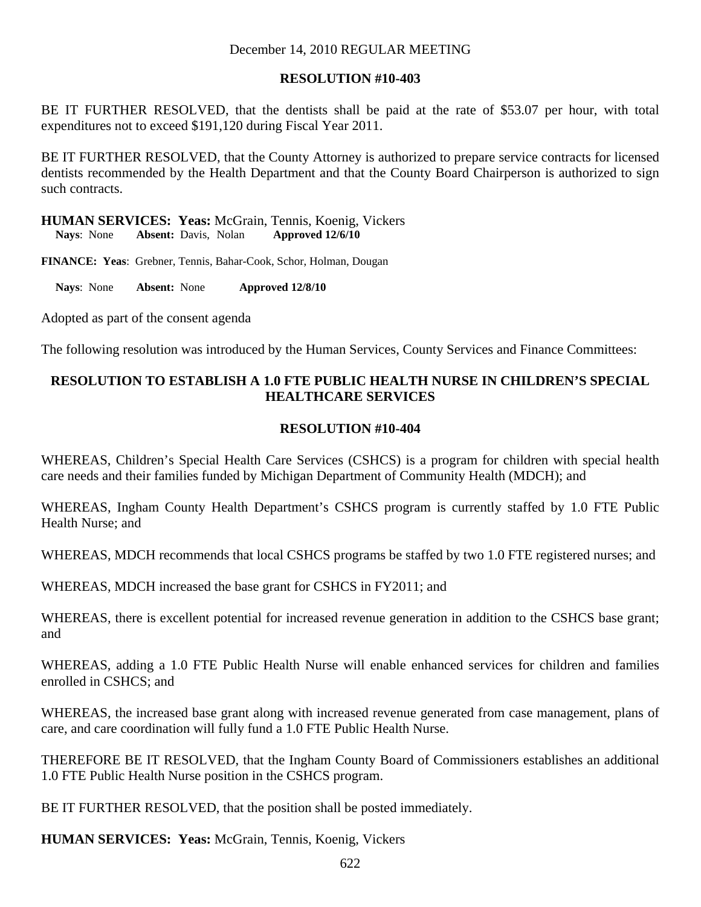December 14, 2010 REGULAR MEETING

**RESOLUTION #10-403**

BE IT FURTHER RESOLVED, that the dentists shall be paid at the rate of $53.07 per hour, with total expenditures not to exceed $191,120 during Fiscal Year 2011.

BE IT FURTHER RESOLVED, that the County Attorney is authorized to prepare service contracts for licensed dentists recommended by the Health Department and that the County Board Chairperson is authorized to sign such contracts.

**HUMAN SERVICES: Yeas:** McGrain, Tennis, Koenig, Vickers
**Nays**: None **Absent:** Davis, Nolan **Approved 12/6/10**

**FINANCE: Yeas**: Grebner, Tennis, Bahar-Cook, Schor, Holman, Dougan

**Nays**: None **Absent:** None **Approved 12/8/10**

Adopted as part of the consent agenda

The following resolution was introduced by the Human Services, County Services and Finance Committees:

**RESOLUTION TO ESTABLISH A 1.0 FTE PUBLIC HEALTH NURSE IN CHILDREN'S SPECIAL HEALTHCARE SERVICES**

**RESOLUTION #10-404**

WHEREAS, Children's Special Health Care Services (CSHCS) is a program for children with special health care needs and their families funded by Michigan Department of Community Health (MDCH); and

WHEREAS, Ingham County Health Department's CSHCS program is currently staffed by 1.0 FTE Public Health Nurse; and

WHEREAS, MDCH recommends that local CSHCS programs be staffed by two 1.0 FTE registered nurses; and

WHEREAS, MDCH increased the base grant for CSHCS in FY2011; and

WHEREAS, there is excellent potential for increased revenue generation in addition to the CSHCS base grant; and

WHEREAS, adding a 1.0 FTE Public Health Nurse will enable enhanced services for children and families enrolled in CSHCS; and

WHEREAS, the increased base grant along with increased revenue generated from case management, plans of care, and care coordination will fully fund a 1.0 FTE Public Health Nurse.

THEREFORE BE IT RESOLVED, that the Ingham County Board of Commissioners establishes an additional 1.0 FTE Public Health Nurse position in the CSHCS program.

BE IT FURTHER RESOLVED, that the position shall be posted immediately.

**HUMAN SERVICES: Yeas:** McGrain, Tennis, Koenig, Vickers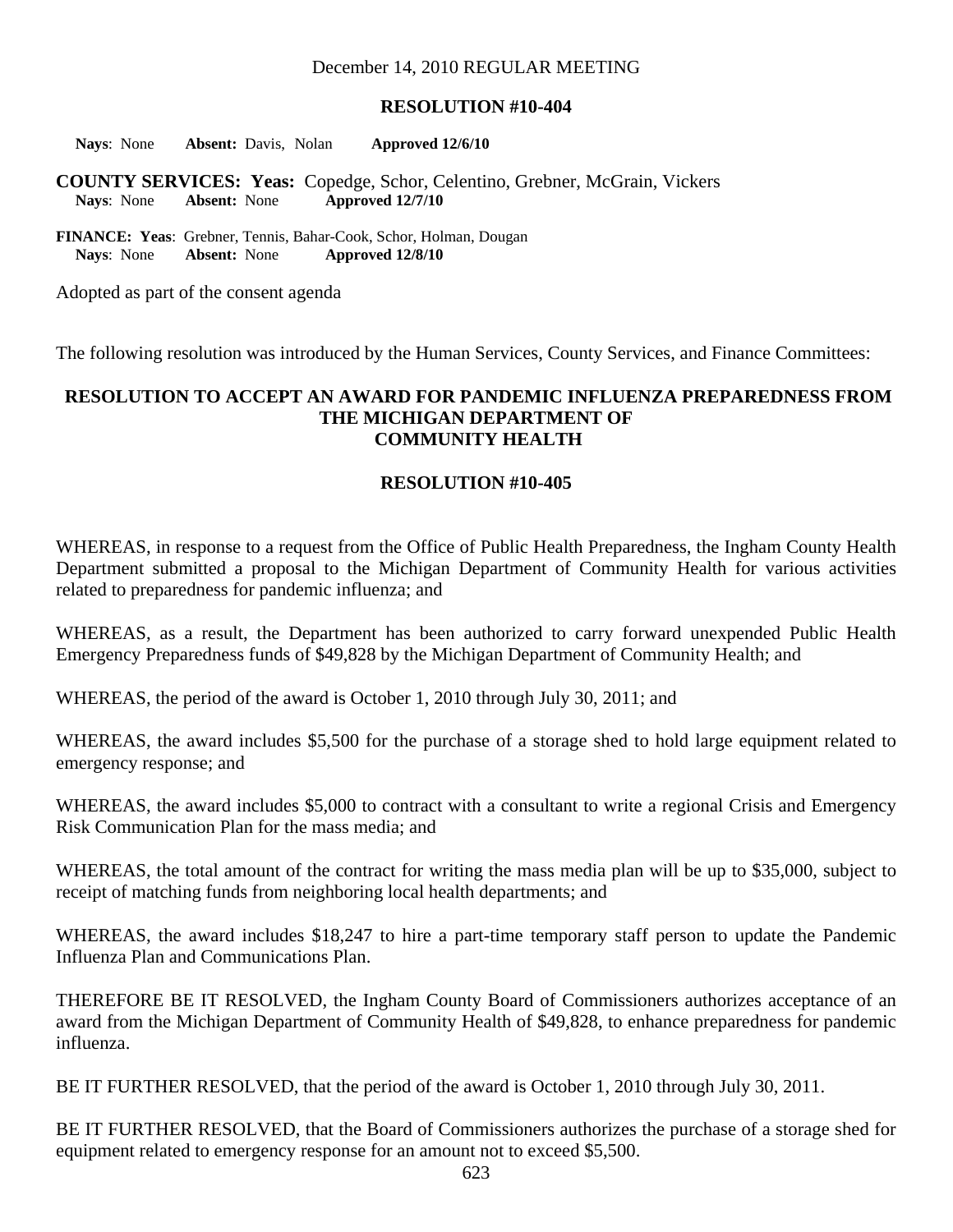**RESOLUTION #10-404**

**Nays**: None **Absent:** Davis, Nolan **Approved 12/6/10**

**COUNTY SERVICES: Yeas:** Copedge, Schor, Celentino, Grebner, McGrain, Vickers
**Nays**: None **Absent:** None **Approved 12/7/10**

**FINANCE: Yeas**: Grebner, Tennis, Bahar-Cook, Schor, Holman, Dougan
**Nays**: None **Absent:** None **Approved 12/8/10**

Adopted as part of the consent agenda

The following resolution was introduced by the Human Services, County Services, and Finance Committees:

**RESOLUTION TO ACCEPT AN AWARD FOR PANDEMIC INFLUENZA PREPAREDNESS FROM THE MICHIGAN DEPARTMENT OF COMMUNITY HEALTH**

**RESOLUTION #10-405**

WHEREAS, in response to a request from the Office of Public Health Preparedness, the Ingham County Health Department submitted a proposal to the Michigan Department of Community Health for various activities related to preparedness for pandemic influenza; and

WHEREAS, as a result, the Department has been authorized to carry forward unexpended Public Health Emergency Preparedness funds of $49,828 by the Michigan Department of Community Health; and

WHEREAS, the period of the award is October 1, 2010 through July 30, 2011; and

WHEREAS, the award includes $5,500 for the purchase of a storage shed to hold large equipment related to emergency response; and

WHEREAS, the award includes $5,000 to contract with a consultant to write a regional Crisis and Emergency Risk Communication Plan for the mass media; and

WHEREAS, the total amount of the contract for writing the mass media plan will be up to $35,000, subject to receipt of matching funds from neighboring local health departments; and

WHEREAS, the award includes $18,247 to hire a part-time temporary staff person to update the Pandemic Influenza Plan and Communications Plan.

THEREFORE BE IT RESOLVED, the Ingham County Board of Commissioners authorizes acceptance of an award from the Michigan Department of Community Health of $49,828, to enhance preparedness for pandemic influenza.

BE IT FURTHER RESOLVED, that the period of the award is October 1, 2010 through July 30, 2011.

BE IT FURTHER RESOLVED, that the Board of Commissioners authorizes the purchase of a storage shed for equipment related to emergency response for an amount not to exceed $5,500.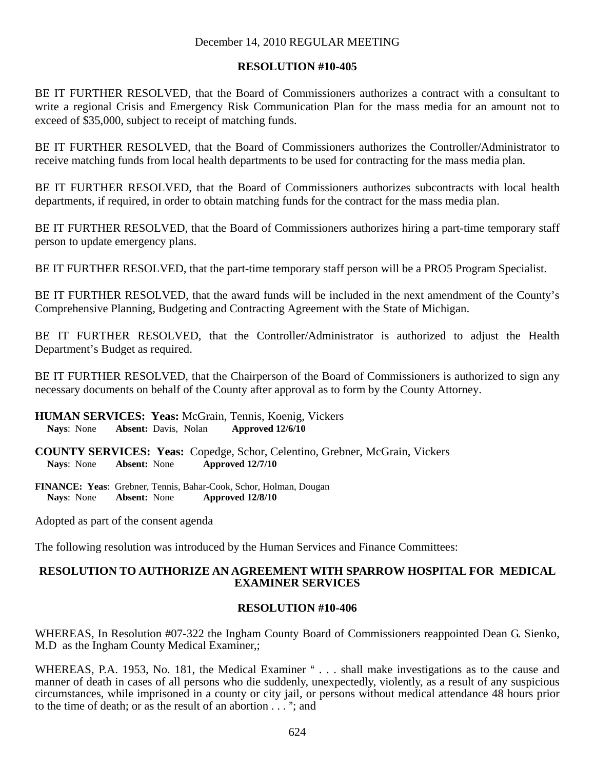December 14, 2010 REGULAR MEETING

**RESOLUTION #10-405**

BE IT FURTHER RESOLVED, that the Board of Commissioners authorizes a contract with a consultant to write a regional Crisis and Emergency Risk Communication Plan for the mass media for an amount not to exceed of $35,000, subject to receipt of matching funds.

BE IT FURTHER RESOLVED, that the Board of Commissioners authorizes the Controller/Administrator to receive matching funds from local health departments to be used for contracting for the mass media plan.

BE IT FURTHER RESOLVED, that the Board of Commissioners authorizes subcontracts with local health departments, if required, in order to obtain matching funds for the contract for the mass media plan.

BE IT FURTHER RESOLVED, that the Board of Commissioners authorizes hiring a part-time temporary staff person to update emergency plans.

BE IT FURTHER RESOLVED, that the part-time temporary staff person will be a PRO5 Program Specialist.

BE IT FURTHER RESOLVED, that the award funds will be included in the next amendment of the County's Comprehensive Planning, Budgeting and Contracting Agreement with the State of Michigan.

BE IT FURTHER RESOLVED, that the Controller/Administrator is authorized to adjust the Health Department's Budget as required.

BE IT FURTHER RESOLVED, that the Chairperson of the Board of Commissioners is authorized to sign any necessary documents on behalf of the County after approval as to form by the County Attorney.

**HUMAN SERVICES: Yeas:** McGrain, Tennis, Koenig, Vickers
**Nays**: None **Absent:** Davis, Nolan **Approved 12/6/10**

**COUNTY SERVICES: Yeas:** Copedge, Schor, Celentino, Grebner, McGrain, Vickers
**Nays**: None **Absent:** None **Approved 12/7/10**

**FINANCE: Yeas**: Grebner, Tennis, Bahar-Cook, Schor, Holman, Dougan
**Nays**: None **Absent:** None **Approved 12/8/10**

Adopted as part of the consent agenda

The following resolution was introduced by the Human Services and Finance Committees:

**RESOLUTION TO AUTHORIZE AN AGREEMENT WITH SPARROW HOSPITAL FOR MEDICAL EXAMINER SERVICES**

**RESOLUTION #10-406**

WHEREAS, In Resolution #07-322 the Ingham County Board of Commissioners reappointed Dean G. Sienko, M.D as the Ingham County Medical Examiner,;

WHEREAS, P.A. 1953, No. 181, the Medical Examiner " . . . shall make investigations as to the cause and manner of death in cases of all persons who die suddenly, unexpectedly, violently, as a result of any suspicious circumstances, while imprisoned in a county or city jail, or persons without medical attendance 48 hours prior to the time of death; or as the result of an abortion . . . "; and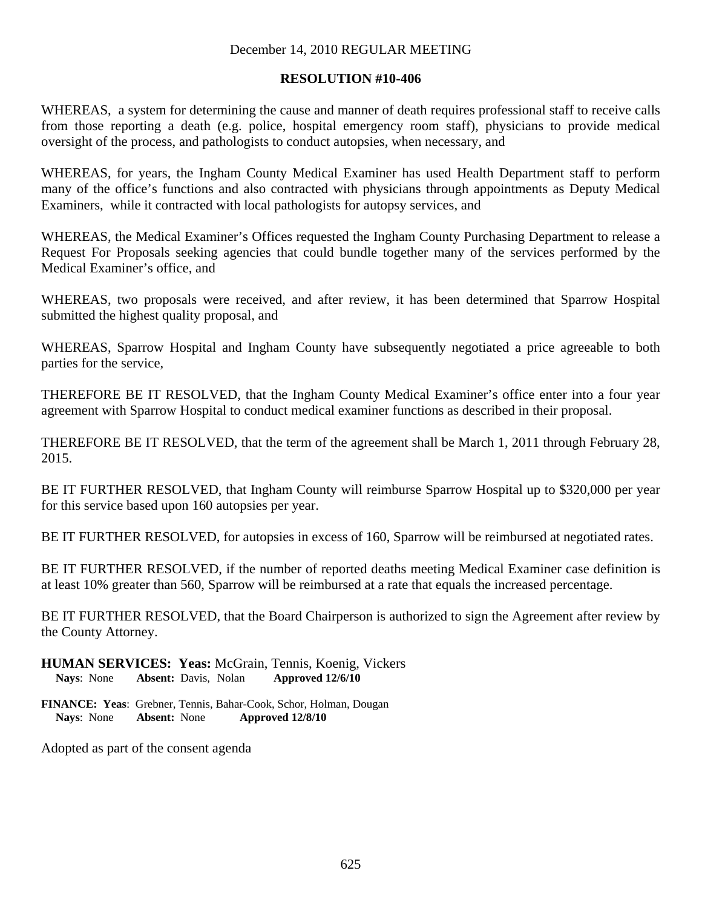December 14, 2010 REGULAR MEETING

**RESOLUTION #10-406**

WHEREAS, a system for determining the cause and manner of death requires professional staff to receive calls from those reporting a death (e.g. police, hospital emergency room staff), physicians to provide medical oversight of the process, and pathologists to conduct autopsies, when necessary, and

WHEREAS, for years, the Ingham County Medical Examiner has used Health Department staff to perform many of the office's functions and also contracted with physicians through appointments as Deputy Medical Examiners, while it contracted with local pathologists for autopsy services, and

WHEREAS, the Medical Examiner's Offices requested the Ingham County Purchasing Department to release a Request For Proposals seeking agencies that could bundle together many of the services performed by the Medical Examiner's office, and

WHEREAS, two proposals were received, and after review, it has been determined that Sparrow Hospital submitted the highest quality proposal, and

WHEREAS, Sparrow Hospital and Ingham County have subsequently negotiated a price agreeable to both parties for the service,

THEREFORE BE IT RESOLVED, that the Ingham County Medical Examiner's office enter into a four year agreement with Sparrow Hospital to conduct medical examiner functions as described in their proposal.

THEREFORE BE IT RESOLVED, that the term of the agreement shall be March 1, 2011 through February 28, 2015.

BE IT FURTHER RESOLVED, that Ingham County will reimburse Sparrow Hospital up to $320,000 per year for this service based upon 160 autopsies per year.

BE IT FURTHER RESOLVED, for autopsies in excess of 160, Sparrow will be reimbursed at negotiated rates.

BE IT FURTHER RESOLVED, if the number of reported deaths meeting Medical Examiner case definition is at least 10% greater than 560, Sparrow will be reimbursed at a rate that equals the increased percentage.

BE IT FURTHER RESOLVED, that the Board Chairperson is authorized to sign the Agreement after review by the County Attorney.

**HUMAN SERVICES: Yeas:** McGrain, Tennis, Koenig, Vickers
**Nays**: None **Absent:** Davis, Nolan **Approved 12/6/10**

**FINANCE: Yeas**: Grebner, Tennis, Bahar-Cook, Schor, Holman, Dougan
**Nays**: None **Absent:** None **Approved 12/8/10**

Adopted as part of the consent agenda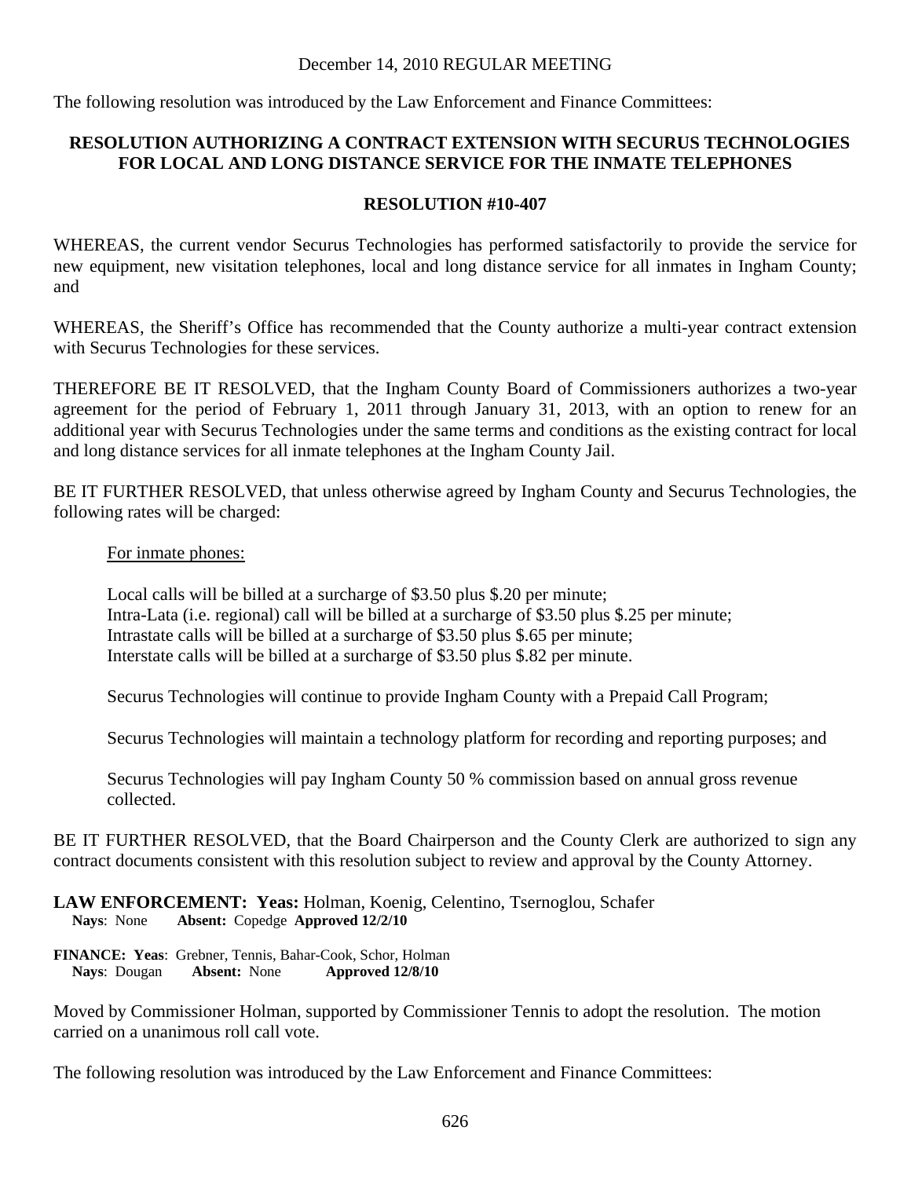December 14, 2010 REGULAR MEETING

The following resolution was introduced by the Law Enforcement and Finance Committees:

**RESOLUTION AUTHORIZING A CONTRACT EXTENSION WITH SECURUS TECHNOLOGIES FOR LOCAL AND LONG DISTANCE SERVICE FOR THE INMATE TELEPHONES**

**RESOLUTION #10-407**

WHEREAS, the current vendor Securus Technologies has performed satisfactorily to provide the service for new equipment, new visitation telephones, local and long distance service for all inmates in Ingham County; and

WHEREAS, the Sheriff's Office has recommended that the County authorize a multi-year contract extension with Securus Technologies for these services.

THEREFORE BE IT RESOLVED, that the Ingham County Board of Commissioners authorizes a two-year agreement for the period of February 1, 2011 through January 31, 2013, with an option to renew for an additional year with Securus Technologies under the same terms and conditions as the existing contract for local and long distance services for all inmate telephones at the Ingham County Jail.

BE IT FURTHER RESOLVED, that unless otherwise agreed by Ingham County and Securus Technologies, the following rates will be charged:

For inmate phones:

Local calls will be billed at a surcharge of $3.50 plus $.20 per minute;
Intra-Lata (i.e. regional) call will be billed at a surcharge of $3.50 plus $.25 per minute;
Intrastate calls will be billed at a surcharge of $3.50 plus $.65 per minute;
Interstate calls will be billed at a surcharge of $3.50 plus $.82 per minute.

Securus Technologies will continue to provide Ingham County with a Prepaid Call Program;

Securus Technologies will maintain a technology platform for recording and reporting purposes; and

Securus Technologies will pay Ingham County 50 % commission based on annual gross revenue collected.

BE IT FURTHER RESOLVED, that the Board Chairperson and the County Clerk are authorized to sign any contract documents consistent with this resolution subject to review and approval by the County Attorney.

**LAW ENFORCEMENT: Yeas:** Holman, Koenig, Celentino, Tsernoglou, Schafer
**Nays**: None **Absent:** Copedge **Approved 12/2/10**

**FINANCE: Yeas**: Grebner, Tennis, Bahar-Cook, Schor, Holman
**Nays**: Dougan **Absent:** None **Approved 12/8/10**

Moved by Commissioner Holman, supported by Commissioner Tennis to adopt the resolution. The motion carried on a unanimous roll call vote.

The following resolution was introduced by the Law Enforcement and Finance Committees: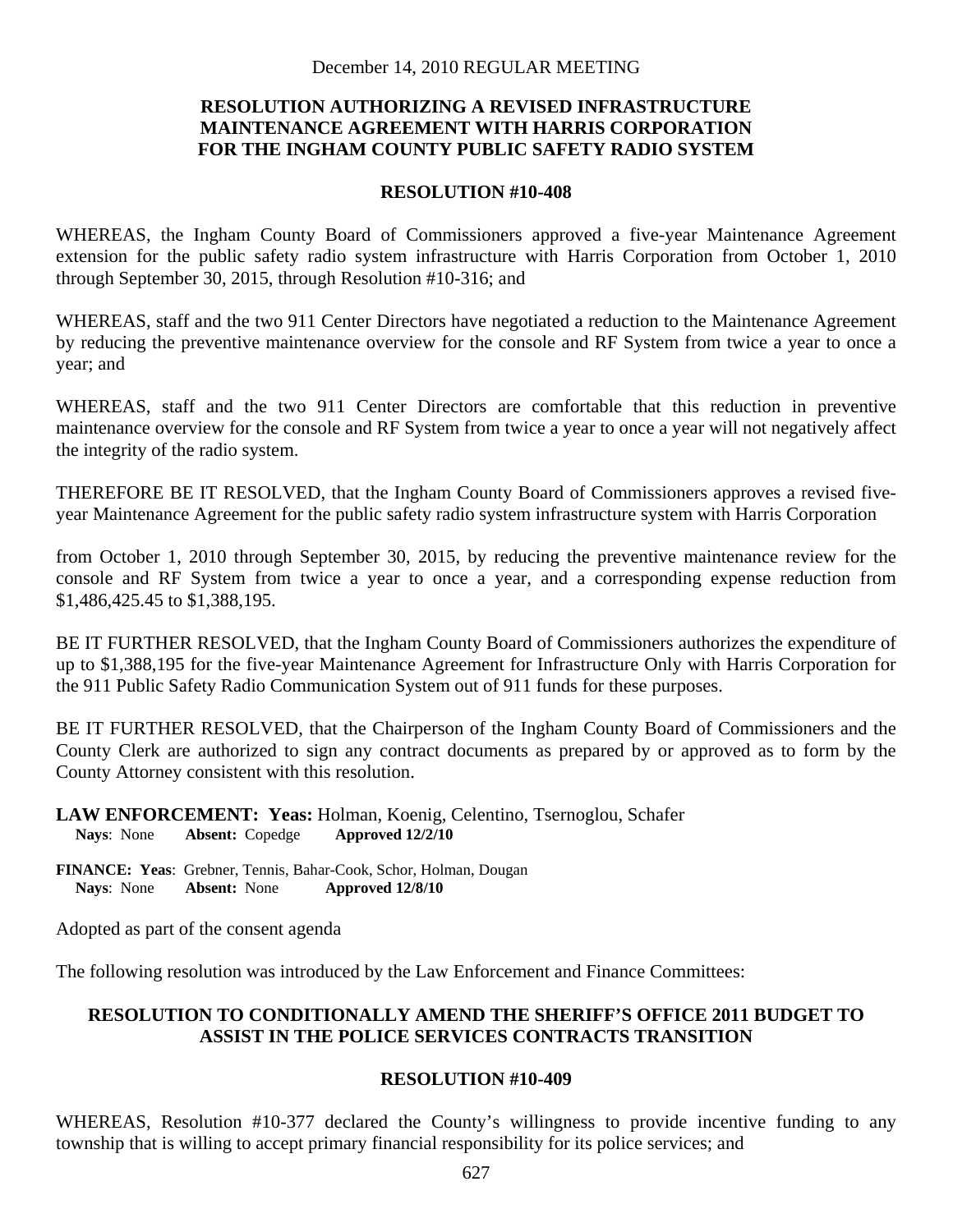December 14, 2010 REGULAR MEETING

**RESOLUTION AUTHORIZING A REVISED INFRASTRUCTURE MAINTENANCE AGREEMENT WITH HARRIS CORPORATION FOR THE INGHAM COUNTY PUBLIC SAFETY RADIO SYSTEM**

**RESOLUTION #10-408**

WHEREAS, the Ingham County Board of Commissioners approved a five-year Maintenance Agreement extension for the public safety radio system infrastructure with Harris Corporation from October 1, 2010 through September 30, 2015, through Resolution #10-316; and

WHEREAS, staff and the two 911 Center Directors have negotiated a reduction to the Maintenance Agreement by reducing the preventive maintenance overview for the console and RF System from twice a year to once a year; and

WHEREAS, staff and the two 911 Center Directors are comfortable that this reduction in preventive maintenance overview for the console and RF System from twice a year to once a year will not negatively affect the integrity of the radio system.

THEREFORE BE IT RESOLVED, that the Ingham County Board of Commissioners approves a revised five-year Maintenance Agreement for the public safety radio system infrastructure system with Harris Corporation

from October 1, 2010 through September 30, 2015, by reducing the preventive maintenance review for the console and RF System from twice a year to once a year, and a corresponding expense reduction from $1,486,425.45 to $1,388,195.

BE IT FURTHER RESOLVED, that the Ingham County Board of Commissioners authorizes the expenditure of up to $1,388,195 for the five-year Maintenance Agreement for Infrastructure Only with Harris Corporation for the 911 Public Safety Radio Communication System out of 911 funds for these purposes.

BE IT FURTHER RESOLVED, that the Chairperson of the Ingham County Board of Commissioners and the County Clerk are authorized to sign any contract documents as prepared by or approved as to form by the County Attorney consistent with this resolution.

**LAW ENFORCEMENT: Yeas:** Holman, Koenig, Celentino, Tsernoglou, Schafer
**Nays**: None **Absent:** Copedge **Approved 12/2/10**

**FINANCE: Yeas**: Grebner, Tennis, Bahar-Cook, Schor, Holman, Dougan
**Nays**: None **Absent:** None **Approved 12/8/10**

Adopted as part of the consent agenda

The following resolution was introduced by the Law Enforcement and Finance Committees:

**RESOLUTION TO CONDITIONALLY AMEND THE SHERIFF'S OFFICE 2011 BUDGET TO ASSIST IN THE POLICE SERVICES CONTRACTS TRANSITION**

**RESOLUTION #10-409**

WHEREAS, Resolution #10-377 declared the County's willingness to provide incentive funding to any township that is willing to accept primary financial responsibility for its police services; and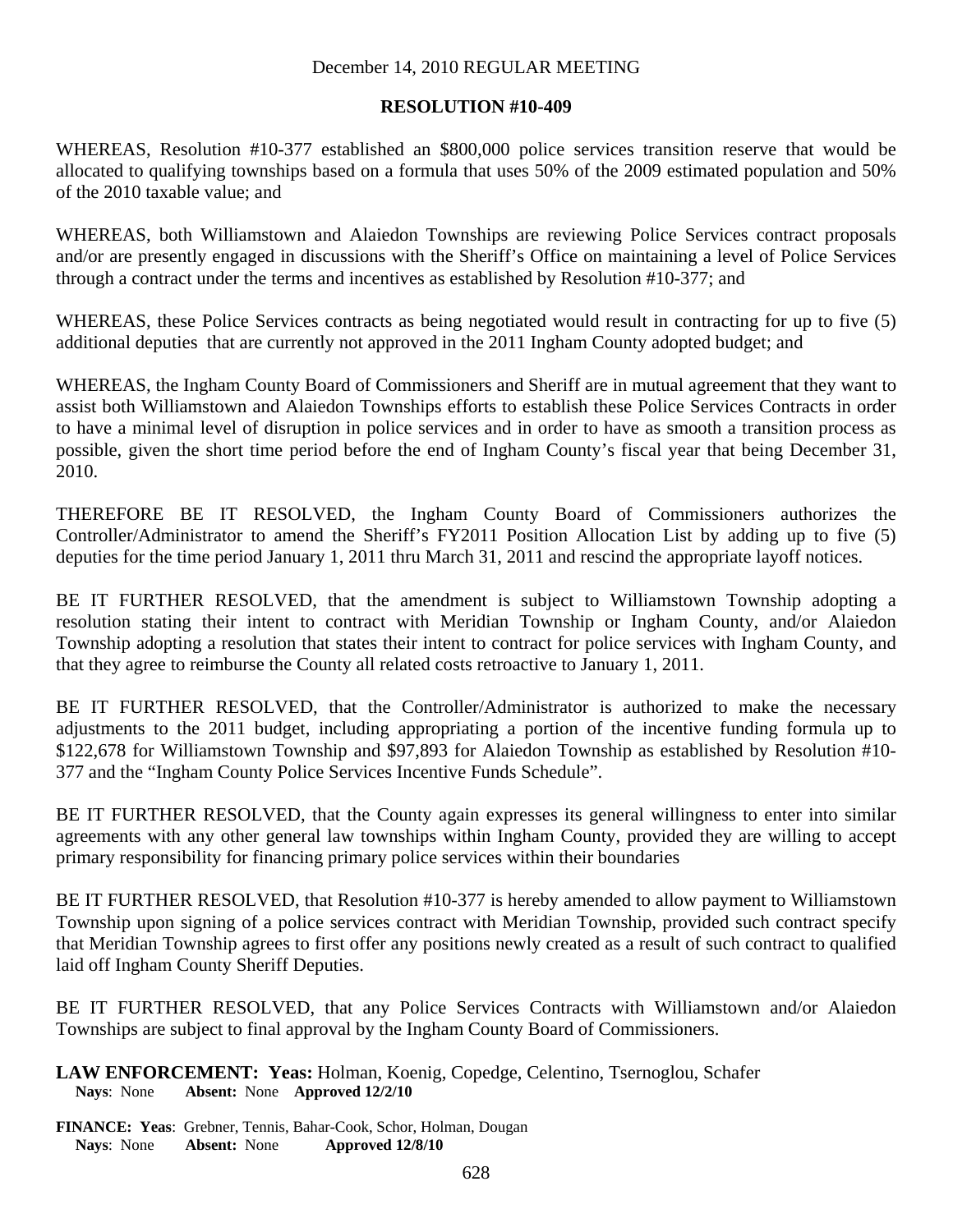December 14, 2010 REGULAR MEETING

**RESOLUTION #10-409**

WHEREAS, Resolution #10-377 established an $800,000 police services transition reserve that would be allocated to qualifying townships based on a formula that uses 50% of the 2009 estimated population and 50% of the 2010 taxable value; and

WHEREAS, both Williamstown and Alaiedon Townships are reviewing Police Services contract proposals and/or are presently engaged in discussions with the Sheriff's Office on maintaining a level of Police Services through a contract under the terms and incentives as established by Resolution #10-377; and

WHEREAS, these Police Services contracts as being negotiated would result in contracting for up to five (5) additional deputies that are currently not approved in the 2011 Ingham County adopted budget; and

WHEREAS, the Ingham County Board of Commissioners and Sheriff are in mutual agreement that they want to assist both Williamstown and Alaiedon Townships efforts to establish these Police Services Contracts in order to have a minimal level of disruption in police services and in order to have as smooth a transition process as possible, given the short time period before the end of Ingham County's fiscal year that being December 31, 2010.

THEREFORE BE IT RESOLVED, the Ingham County Board of Commissioners authorizes the Controller/Administrator to amend the Sheriff's FY2011 Position Allocation List by adding up to five (5) deputies for the time period January 1, 2011 thru March 31, 2011 and rescind the appropriate layoff notices.

BE IT FURTHER RESOLVED, that the amendment is subject to Williamstown Township adopting a resolution stating their intent to contract with Meridian Township or Ingham County, and/or Alaiedon Township adopting a resolution that states their intent to contract for police services with Ingham County, and that they agree to reimburse the County all related costs retroactive to January 1, 2011.

BE IT FURTHER RESOLVED, that the Controller/Administrator is authorized to make the necessary adjustments to the 2011 budget, including appropriating a portion of the incentive funding formula up to $122,678 for Williamstown Township and $97,893 for Alaiedon Township as established by Resolution #10-377 and the "Ingham County Police Services Incentive Funds Schedule".

BE IT FURTHER RESOLVED, that the County again expresses its general willingness to enter into similar agreements with any other general law townships within Ingham County, provided they are willing to accept primary responsibility for financing primary police services within their boundaries

BE IT FURTHER RESOLVED, that Resolution #10-377 is hereby amended to allow payment to Williamstown Township upon signing of a police services contract with Meridian Township, provided such contract specify that Meridian Township agrees to first offer any positions newly created as a result of such contract to qualified laid off Ingham County Sheriff Deputies.

BE IT FURTHER RESOLVED, that any Police Services Contracts with Williamstown and/or Alaiedon Townships are subject to final approval by the Ingham County Board of Commissioners.

**LAW ENFORCEMENT: Yeas:** Holman, Koenig, Copedge, Celentino, Tsernoglou, Schafer
**Nays**: None **Absent:** None **Approved 12/2/10**

**FINANCE: Yeas**: Grebner, Tennis, Bahar-Cook, Schor, Holman, Dougan
**Nays**: None **Absent:** None **Approved 12/8/10**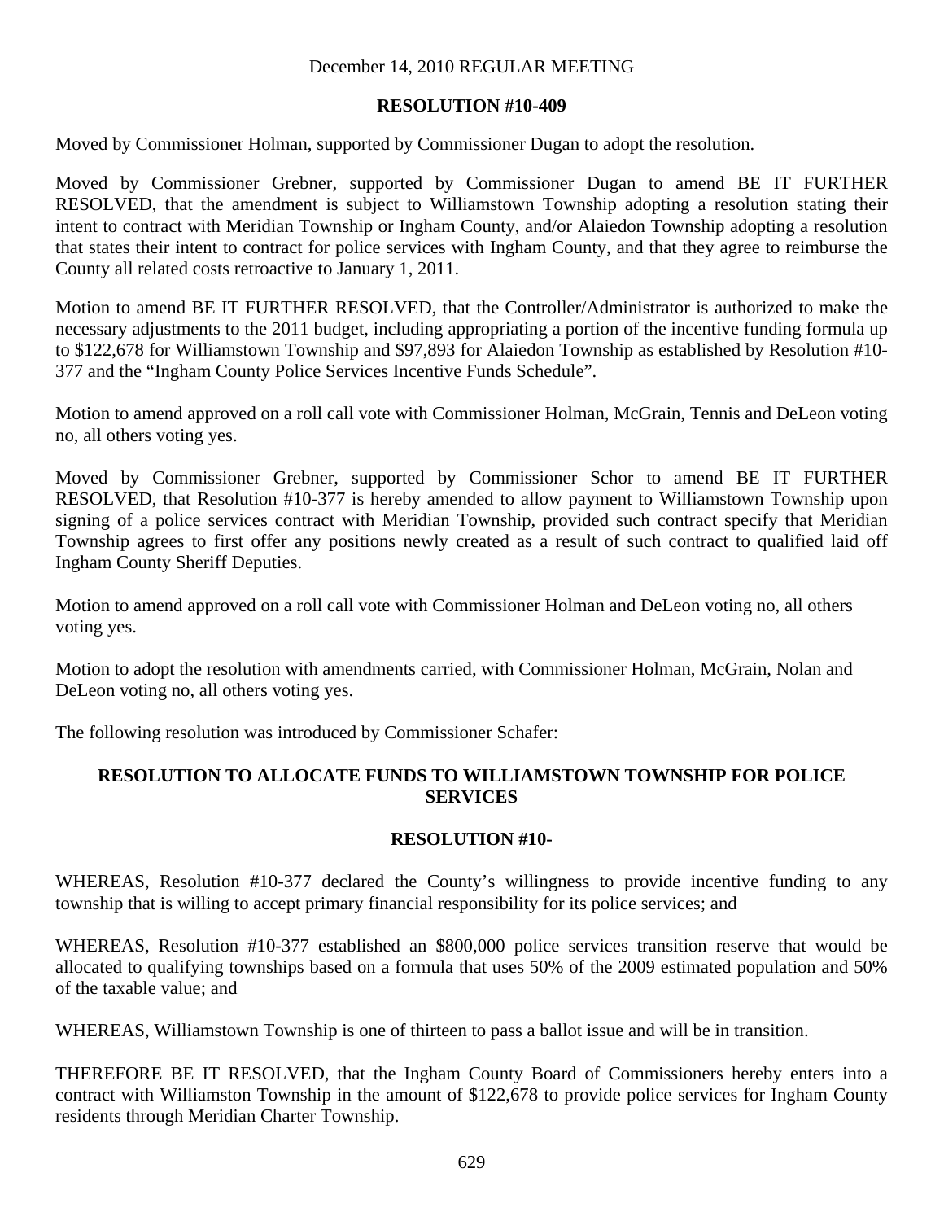December 14, 2010 REGULAR MEETING

**RESOLUTION #10-409**

Moved by Commissioner Holman, supported by Commissioner Dugan to adopt the resolution.

Moved by Commissioner Grebner, supported by Commissioner Dugan to amend BE IT FURTHER RESOLVED, that the amendment is subject to Williamstown Township adopting a resolution stating their intent to contract with Meridian Township or Ingham County, and/or Alaiedon Township adopting a resolution that states their intent to contract for police services with Ingham County, and that they agree to reimburse the County all related costs retroactive to January 1, 2011.

Motion to amend BE IT FURTHER RESOLVED, that the Controller/Administrator is authorized to make the necessary adjustments to the 2011 budget, including appropriating a portion of the incentive funding formula up to $122,678 for Williamstown Township and $97,893 for Alaiedon Township as established by Resolution #10-377 and the "Ingham County Police Services Incentive Funds Schedule".

Motion to amend approved on a roll call vote with Commissioner Holman, McGrain, Tennis and DeLeon voting no, all others voting yes.

Moved by Commissioner Grebner, supported by Commissioner Schor to amend BE IT FURTHER RESOLVED, that Resolution #10-377 is hereby amended to allow payment to Williamstown Township upon signing of a police services contract with Meridian Township, provided such contract specify that Meridian Township agrees to first offer any positions newly created as a result of such contract to qualified laid off Ingham County Sheriff Deputies.

Motion to amend approved on a roll call vote with Commissioner Holman and DeLeon voting no, all others voting yes.

Motion to adopt the resolution with amendments carried, with Commissioner Holman, McGrain, Nolan and DeLeon voting no, all others voting yes.

The following resolution was introduced by Commissioner Schafer:

**RESOLUTION TO ALLOCATE FUNDS TO WILLIAMSTOWN TOWNSHIP FOR POLICE SERVICES**

**RESOLUTION #10-**

WHEREAS, Resolution #10-377 declared the County's willingness to provide incentive funding to any township that is willing to accept primary financial responsibility for its police services; and

WHEREAS, Resolution #10-377 established an $800,000 police services transition reserve that would be allocated to qualifying townships based on a formula that uses 50% of the 2009 estimated population and 50% of the taxable value; and

WHEREAS, Williamstown Township is one of thirteen to pass a ballot issue and will be in transition.

THEREFORE BE IT RESOLVED, that the Ingham County Board of Commissioners hereby enters into a contract with Williamston Township in the amount of $122,678 to provide police services for Ingham County residents through Meridian Charter Township.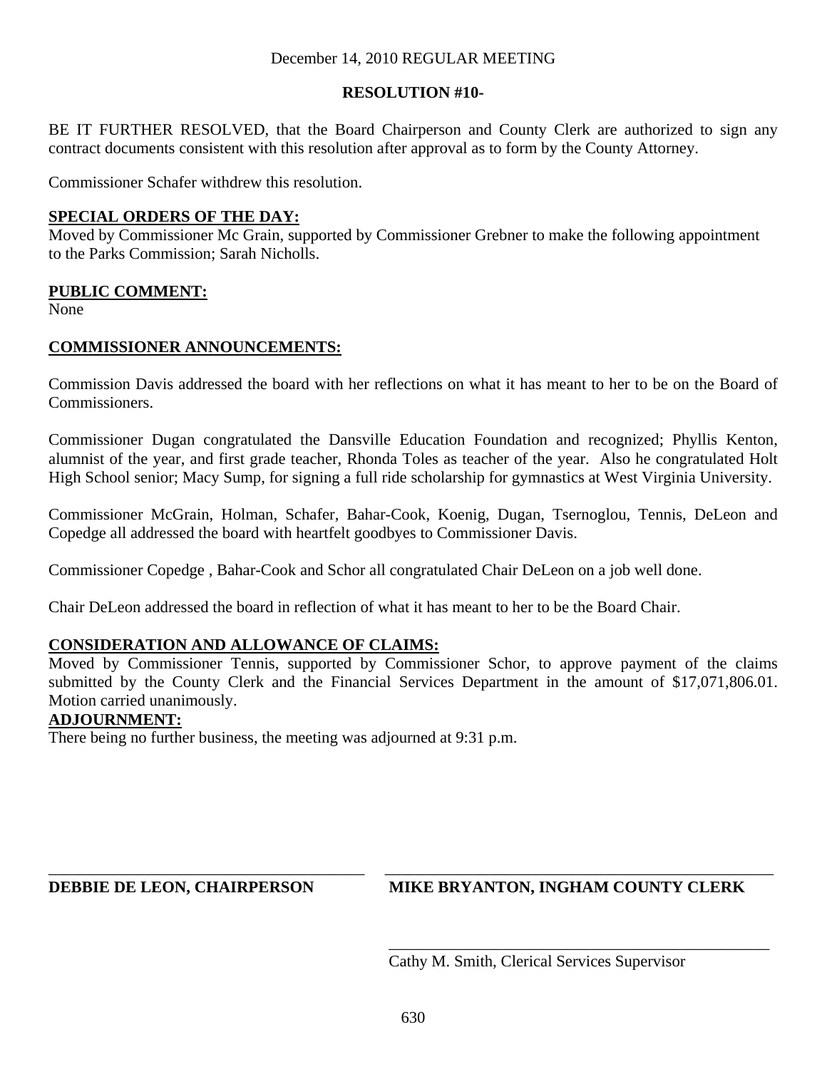December 14, 2010 REGULAR MEETING

**RESOLUTION #10-**

BE IT FURTHER RESOLVED, that the Board Chairperson and County Clerk are authorized to sign any contract documents consistent with this resolution after approval as to form by the County Attorney.

Commissioner Schafer withdrew this resolution.

**SPECIAL ORDERS OF THE DAY:**
Moved by Commissioner Mc Grain, supported by Commissioner Grebner to make the following appointment to the Parks Commission; Sarah Nicholls.

**PUBLIC COMMENT:**
None

**COMMISSIONER ANNOUNCEMENTS:**

Commission Davis addressed the board with her reflections on what it has meant to her to be on the Board of Commissioners.

Commissioner Dugan congratulated the Dansville Education Foundation and recognized; Phyllis Kenton, alumnist of the year, and first grade teacher, Rhonda Toles as teacher of the year. Also he congratulated Holt High School senior; Macy Sump, for signing a full ride scholarship for gymnastics at West Virginia University.

Commissioner McGrain, Holman, Schafer, Bahar-Cook, Koenig, Dugan, Tsernoglou, Tennis, DeLeon and Copedge all addressed the board with heartfelt goodbyes to Commissioner Davis.

Commissioner Copedge , Bahar-Cook and Schor all congratulated Chair DeLeon on a job well done.

Chair DeLeon addressed the board in reflection of what it has meant to her to be the Board Chair.

**CONSIDERATION AND ALLOWANCE OF CLAIMS:**
Moved by Commissioner Tennis, supported by Commissioner Schor, to approve payment of the claims submitted by the County Clerk and the Financial Services Department in the amount of $17,071,806.01. Motion carried unanimously.

**ADJOURNMENT:**
There being no further business, the meeting was adjourned at 9:31 p.m.

\_\_\_\_\_\_\_\_\_\_\_\_\_\_\_\_\_\_\_\_\_\_\_\_\_\_\_\_\_\_\_\_\_\_\_\_\_\_\_\_
**DEBBIE DE LEON, CHAIRPERSON**

\_\_\_\_\_\_\_\_\_\_\_\_\_\_\_\_\_\_\_\_\_\_\_\_\_\_\_\_\_\_\_\_\_\_\_\_\_\_\_\_
**MIKE BRYANTON, INGHAM COUNTY CLERK**

\_\_\_\_\_\_\_\_\_\_\_\_\_\_\_\_\_\_\_\_\_\_\_\_\_\_\_\_\_\_\_\_\_\_\_\_\_\_\_\_
Cathy M. Smith, Clerical Services Supervisor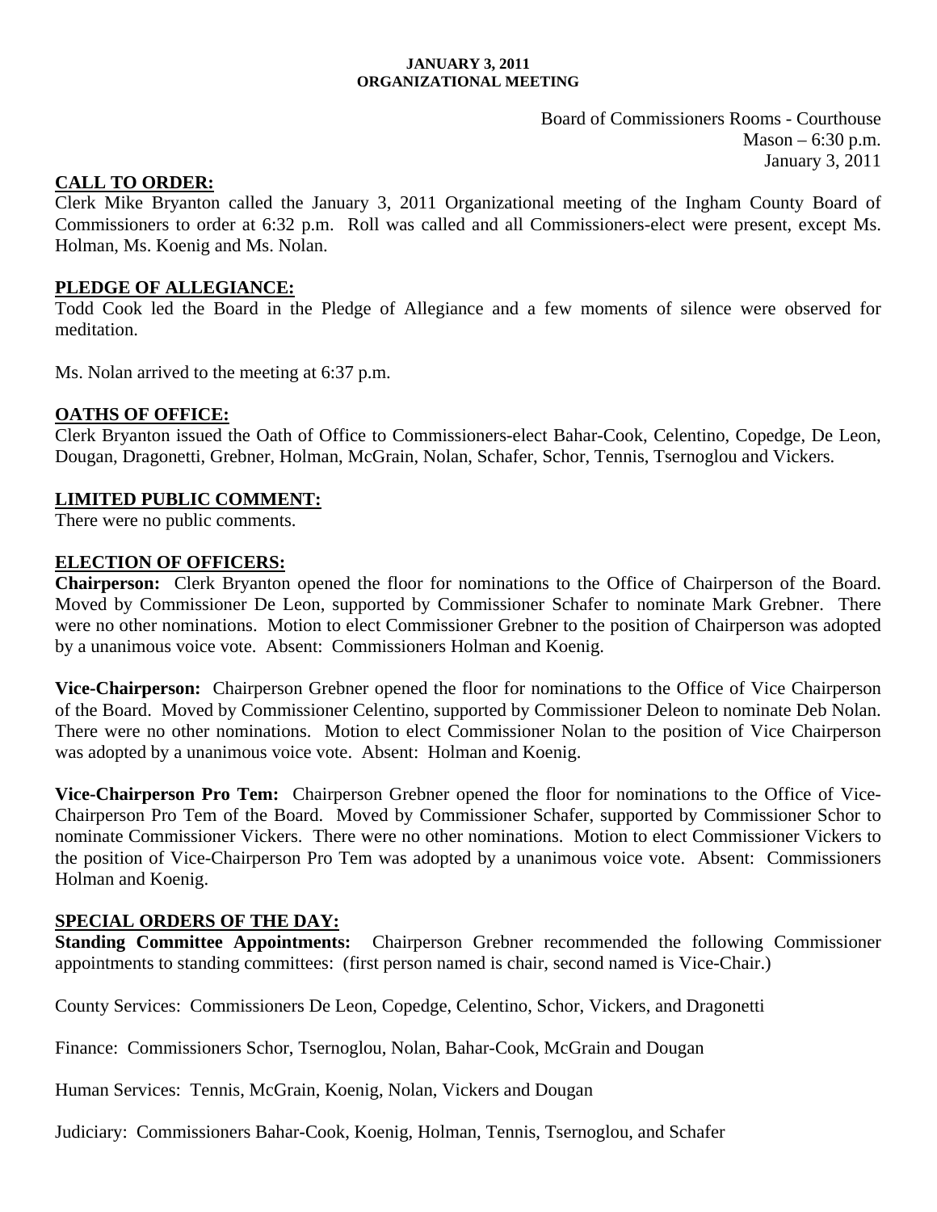**JANUARY 3, 2011**
**ORGANIZATIONAL MEETING**

Board of Commissioners Rooms - Courthouse
Mason – 6:30 p.m.
January 3, 2011

**CALL TO ORDER:**
Clerk Mike Bryanton called the January 3, 2011 Organizational meeting of the Ingham County Board of Commissioners to order at 6:32 p.m. Roll was called and all Commissioners-elect were present, except Ms. Holman, Ms. Koenig and Ms. Nolan.

**PLEDGE OF ALLEGIANCE:**
Todd Cook led the Board in the Pledge of Allegiance and a few moments of silence were observed for meditation.

Ms. Nolan arrived to the meeting at 6:37 p.m.

**OATHS OF OFFICE:**
Clerk Bryanton issued the Oath of Office to Commissioners-elect Bahar-Cook, Celentino, Copedge, De Leon, Dougan, Dragonetti, Grebner, Holman, McGrain, Nolan, Schafer, Schor, Tennis, Tsernoglou and Vickers.

**LIMITED PUBLIC COMMENT:**
There were no public comments.

**ELECTION OF OFFICERS:**
**Chairperson:** Clerk Bryanton opened the floor for nominations to the Office of Chairperson of the Board. Moved by Commissioner De Leon, supported by Commissioner Schafer to nominate Mark Grebner. There were no other nominations. Motion to elect Commissioner Grebner to the position of Chairperson was adopted by a unanimous voice vote. Absent: Commissioners Holman and Koenig.

**Vice-Chairperson:** Chairperson Grebner opened the floor for nominations to the Office of Vice Chairperson of the Board. Moved by Commissioner Celentino, supported by Commissioner Deleon to nominate Deb Nolan. There were no other nominations. Motion to elect Commissioner Nolan to the position of Vice Chairperson was adopted by a unanimous voice vote. Absent: Holman and Koenig.

**Vice-Chairperson Pro Tem:** Chairperson Grebner opened the floor for nominations to the Office of Vice-Chairperson Pro Tem of the Board. Moved by Commissioner Schafer, supported by Commissioner Schor to nominate Commissioner Vickers. There were no other nominations. Motion to elect Commissioner Vickers to the position of Vice-Chairperson Pro Tem was adopted by a unanimous voice vote. Absent: Commissioners Holman and Koenig.

**SPECIAL ORDERS OF THE DAY:**
**Standing Committee Appointments:** Chairperson Grebner recommended the following Commissioner appointments to standing committees: (first person named is chair, second named is Vice-Chair.)

County Services: Commissioners De Leon, Copedge, Celentino, Schor, Vickers, and Dragonetti

Finance: Commissioners Schor, Tsernoglou, Nolan, Bahar-Cook, McGrain and Dougan

Human Services: Tennis, McGrain, Koenig, Nolan, Vickers and Dougan

Judiciary: Commissioners Bahar-Cook, Koenig, Holman, Tennis, Tsernoglou, and Schafer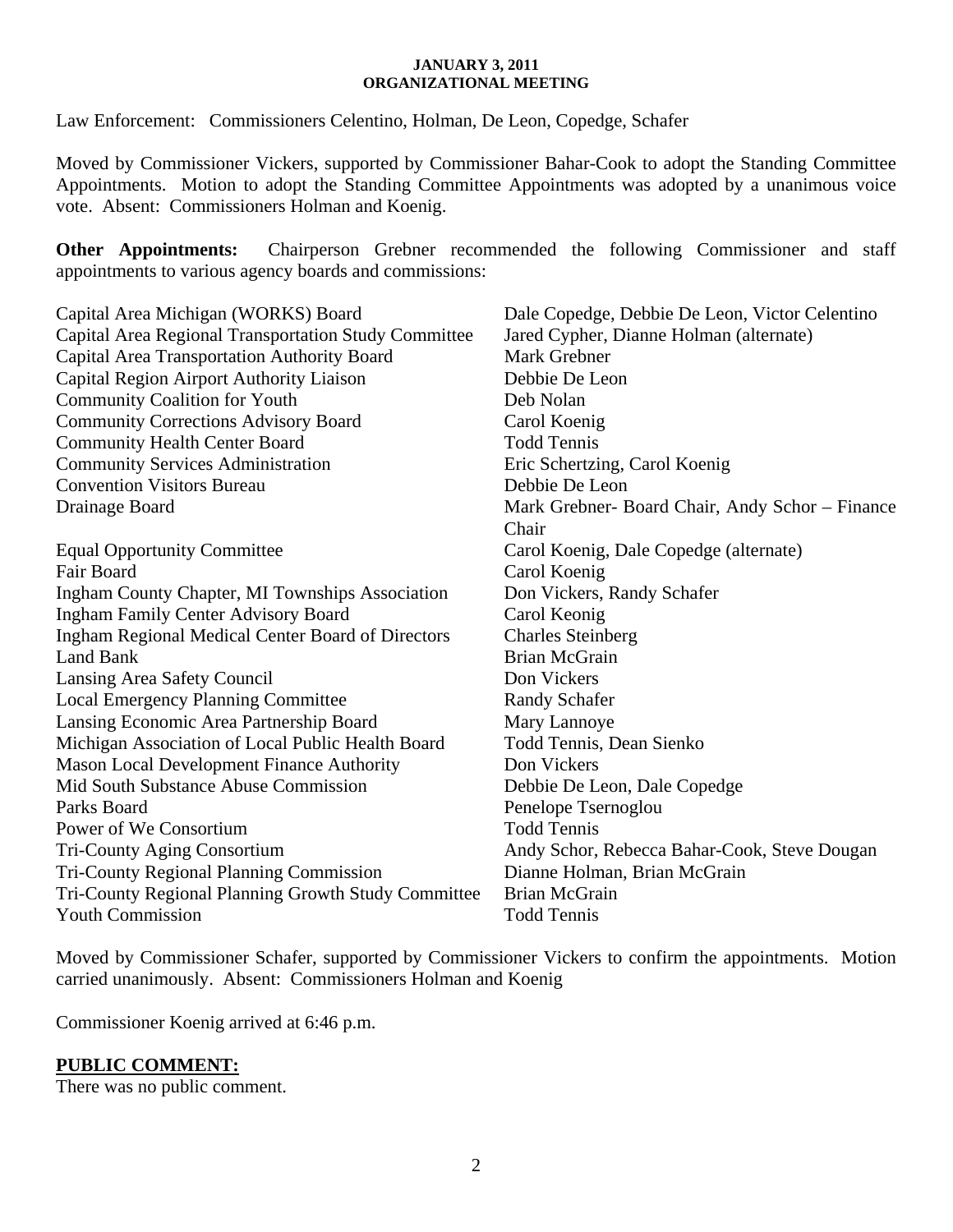Law Enforcement: Commissioners Celentino, Holman, De Leon, Copedge, Schafer

Moved by Commissioner Vickers, supported by Commissioner Bahar-Cook to adopt the Standing Committee Appointments. Motion to adopt the Standing Committee Appointments was adopted by a unanimous voice vote. Absent: Commissioners Holman and Koenig.

**Other Appointments:** Chairperson Grebner recommended the following Commissioner and staff appointments to various agency boards and commissions:

| | |
|---|---|
| Capital Area Michigan (WORKS) Board | Dale Copedge, Debbie De Leon, Victor Celentino |
| Capital Area Regional Transportation Study Committee | Jared Cypher, Dianne Holman (alternate) |
| Capital Area Transportation Authority Board | Mark Grebner |
| Capital Region Airport Authority Liaison | Debbie De Leon |
| Community Coalition for Youth | Deb Nolan |
| Community Corrections Advisory Board | Carol Koenig |
| Community Health Center Board | Todd Tennis |
| Community Services Administration | Eric Schertzing, Carol Koenig |
| Convention Visitors Bureau | Debbie De Leon |
| Drainage Board | Mark Grebner- Board Chair, Andy Schor – Finance Chair |
| Equal Opportunity Committee | Carol Koenig, Dale Copedge (alternate) |
| Fair Board | Carol Koenig |
| Ingham County Chapter, MI Townships Association | Don Vickers, Randy Schafer |
| Ingham Family Center Advisory Board | Carol Keonig |
| Ingham Regional Medical Center Board of Directors | Charles Steinberg |
| Land Bank | Brian McGrain |
| Lansing Area Safety Council | Don Vickers |
| Local Emergency Planning Committee | Randy Schafer |
| Lansing Economic Area Partnership Board | Mary Lannoye |
| Michigan Association of Local Public Health Board | Todd Tennis, Dean Sienko |
| Mason Local Development Finance Authority | Don Vickers |
| Mid South Substance Abuse Commission | Debbie De Leon, Dale Copedge |
| Parks Board | Penelope Tsernoglou |
| Power of We Consortium | Todd Tennis |
| Tri-County Aging Consortium | Andy Schor, Rebecca Bahar-Cook, Steve Dougan |
| Tri-County Regional Planning Commission | Dianne Holman, Brian McGrain |
| Tri-County Regional Planning Growth Study Committee | Brian McGrain |
| Youth Commission | Todd Tennis |

Moved by Commissioner Schafer, supported by Commissioner Vickers to confirm the appointments. Motion carried unanimously. Absent: Commissioners Holman and Koenig

Commissioner Koenig arrived at 6:46 p.m.

**PUBLIC COMMENT:**

There was no public comment.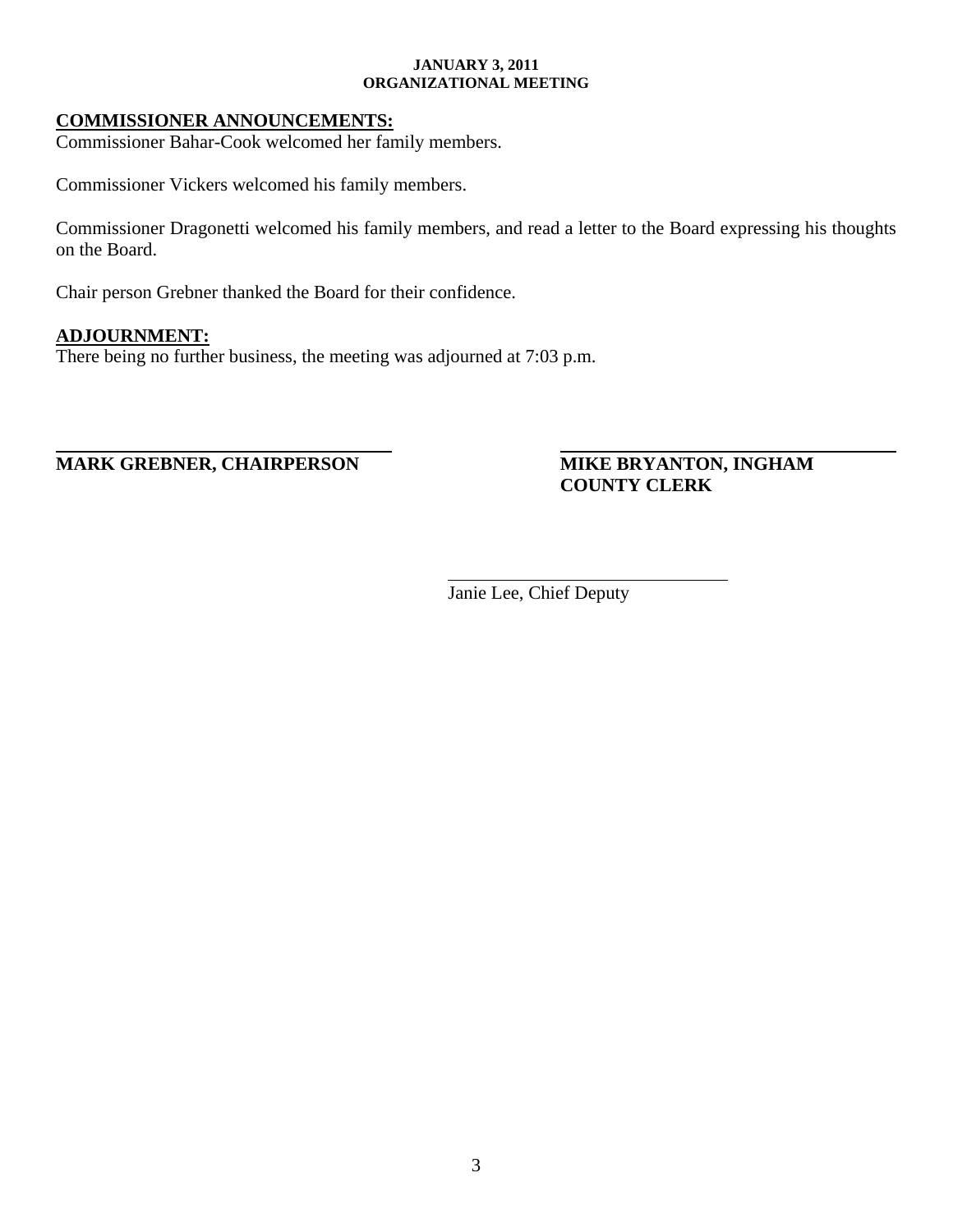**COMMISSIONER ANNOUNCEMENTS:**

Commissioner Bahar-Cook welcomed her family members.

Commissioner Vickers welcomed his family members.

Commissioner Dragonetti welcomed his family members, and read a letter to the Board expressing his thoughts on the Board.

Chair person Grebner thanked the Board for their confidence.

**ADJOURNMENT:**

There being no further business, the meeting was adjourned at 7:03 p.m.

**MARK GREBNER, CHAIRPERSON**

**MIKE BRYANTON, INGHAM COUNTY CLERK**

Janie Lee, Chief Deputy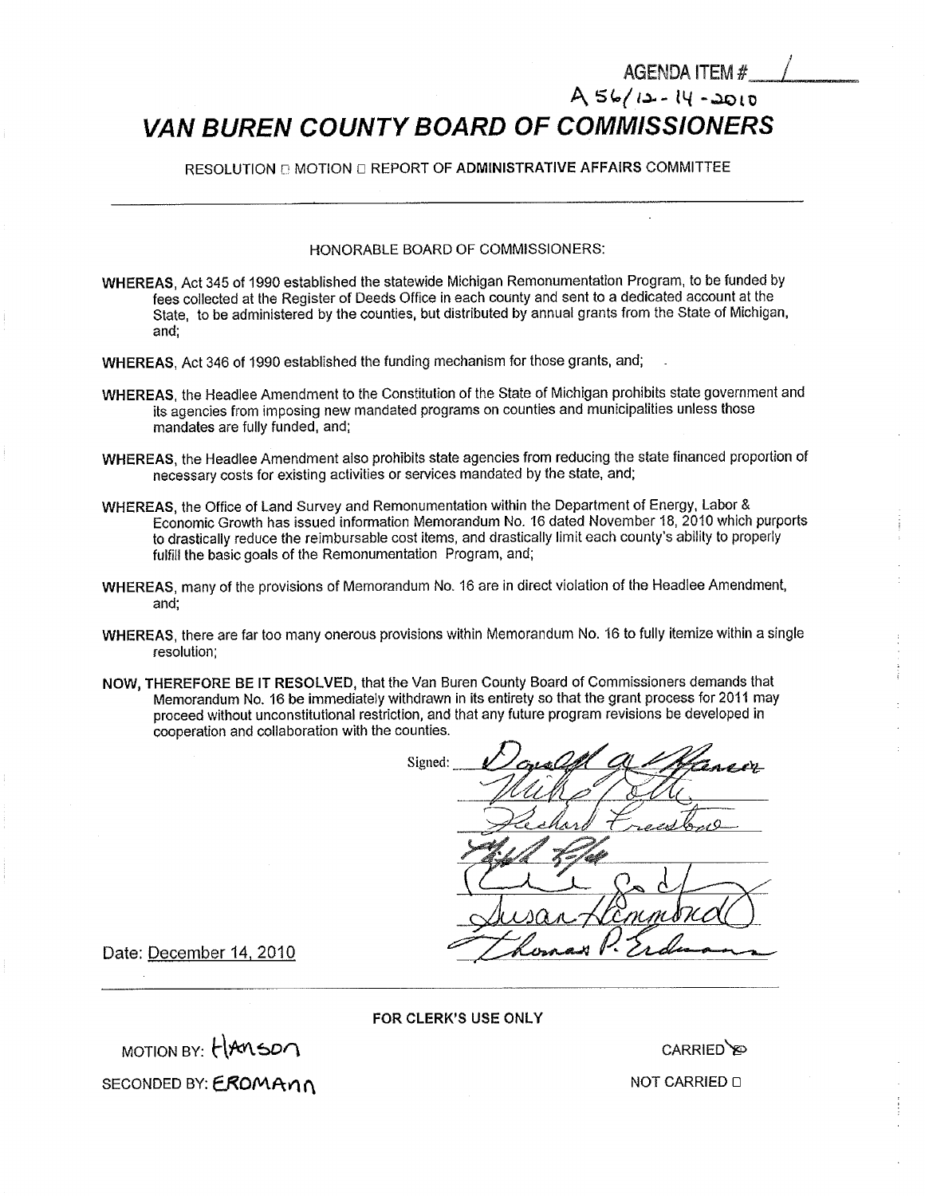AGENDA ITEM # 1

A 56/12-14-2010

# VAN BUREN COUNTY BOARD OF COMMISSIONERS

RESOLUTION ☐ MOTION ☐ REPORT OF ADMINISTRATIVE AFFAIRS COMMITTEE

---

HONORABLE BOARD OF COMMISSIONERS:

**WHEREAS**, Act 345 of 1990 established the statewide Michigan Remonumentation Program, to be funded by fees collected at the Register of Deeds Office in each county and sent to a dedicated account at the State, to be administered by the counties, but distributed by annual grants from the State of Michigan, and;

**WHEREAS**, Act 346 of 1990 established the funding mechanism for those grants, and;

**WHEREAS**, the Headlee Amendment to the Constitution of the State of Michigan prohibits state government and its agencies from imposing new mandated programs on counties and municipalities unless those mandates are fully funded, and;

**WHEREAS**, the Headlee Amendment also prohibits state agencies from reducing the state financed proportion of necessary costs for existing activities or services mandated by the state, and;

**WHEREAS**, the Office of Land Survey and Remonumentation within the Department of Energy, Labor & Economic Growth has issued information Memorandum No. 16 dated November 18, 2010 which purports to drastically reduce the reimbursable cost items, and drastically limit each county's ability to properly fulfill the basic goals of the Remonumentation Program, and;

**WHEREAS**, many of the provisions of Memorandum No. 16 are in direct violation of the Headlee Amendment, and;

**WHEREAS**, there are far too many onerous provisions within Memorandum No. 16 to fully itemize within a single resolution;

**NOW, THEREFORE BE IT RESOLVED**, that the Van Buren County Board of Commissioners demands that Memorandum No. 16 be immediately withdrawn in its entirety so that the grant process for 2011 may proceed without unconstitutional restriction, and that any future program revisions be developed in cooperation and collaboration with the counties.

Signed: Donald A. Hanson
Mike Pelc
Richard Freestone
[signature]
[signature]
Susan Hammond
Thomas P. Erdmann

Date: December 14, 2010

---

**FOR CLERK'S USE ONLY**

MOTION BY: Hanson

SECONDED BY: Erdmann

CARRIED ☒

NOT CARRIED ☐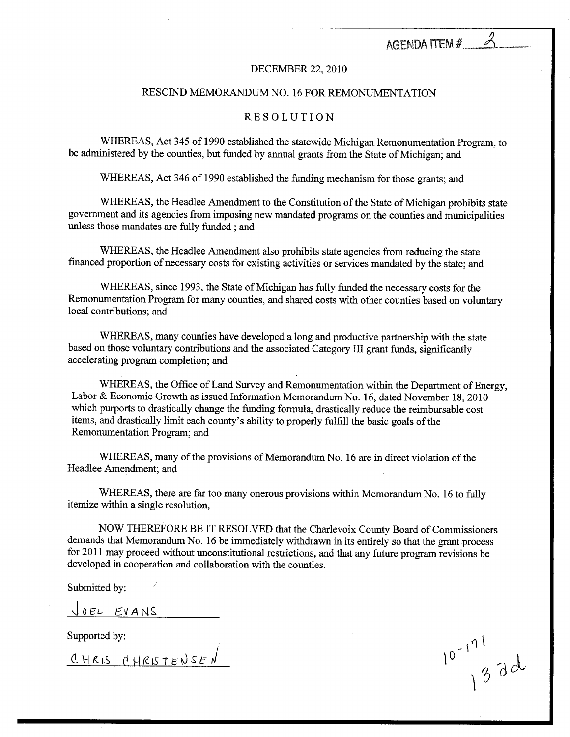AGENDA ITEM # 2

DECEMBER 22, 2010

RESCIND MEMORANDUM NO. 16 FOR REMONUMENTATION

# RESOLUTION

WHEREAS, Act 345 of 1990 established the statewide Michigan Remonumentation Program, to be administered by the counties, but funded by annual grants from the State of Michigan; and

WHEREAS, Act 346 of 1990 established the funding mechanism for those grants; and

WHEREAS, the Headlee Amendment to the Constitution of the State of Michigan prohibits state government and its agencies from imposing new mandated programs on the counties and municipalities unless those mandates are fully funded ; and

WHEREAS, the Headlee Amendment also prohibits state agencies from reducing the state financed proportion of necessary costs for existing activities or services mandated by the state; and

WHEREAS, since 1993, the State of Michigan has fully funded the necessary costs for the Remonumentation Program for many counties, and shared costs with other counties based on voluntary local contributions; and

WHEREAS, many counties have developed a long and productive partnership with the state based on those voluntary contributions and the associated Category III grant funds, significantly accelerating program completion; and

WHEREAS, the Office of Land Survey and Remonumentation within the Department of Energy, Labor & Economic Growth as issued Information Memorandum No. 16, dated November 18, 2010 which purports to drastically change the funding formula, drastically reduce the reimbursable cost items, and drastically limit each county's ability to properly fulfill the basic goals of the Remonumentation Program; and

WHEREAS, many of the provisions of Memorandum No. 16 are in direct violation of the Headlee Amendment; and

WHEREAS, there are far too many onerous provisions within Memorandum No. 16 to fully itemize within a single resolution,

NOW THEREFORE BE IT RESOLVED that the Charlevoix County Board of Commissioners demands that Memorandum No. 16 be immediately withdrawn in its entirely so that the grant process for 2011 may proceed without unconstitutional restrictions, and that any future program revisions be developed in cooperation and collaboration with the counties.

Submitted by:

JOEL EVANS

Supported by:

CHRIS CHRISTENSEN

10-171
132d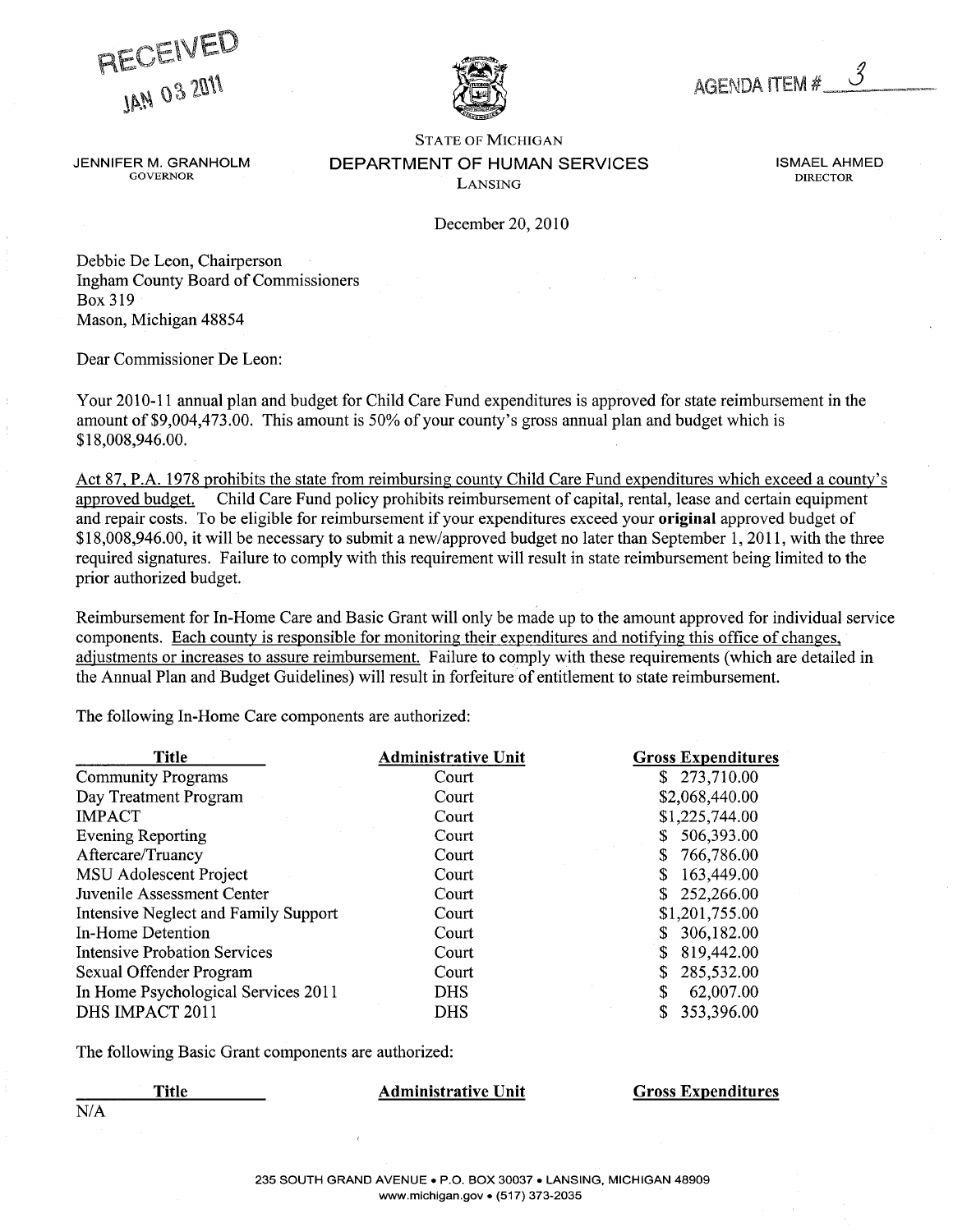RECEIVED
JAN 03 2011

AGENDA ITEM # 3

STATE OF MICHIGAN

JENNIFER M. GRANHOLM
GOVERNOR

**DEPARTMENT OF HUMAN SERVICES**
LANSING

ISMAEL AHMED
DIRECTOR

December 20, 2010

Debbie De Leon, Chairperson
Ingham County Board of Commissioners
Box 319
Mason, Michigan 48854

Dear Commissioner De Leon:

Your 2010-11 annual plan and budget for Child Care Fund expenditures is approved for state reimbursement in the amount of $9,004,473.00. This amount is 50% of your county's gross annual plan and budget which is $18,008,946.00.

Act 87, P.A. 1978 prohibits the state from reimbursing county Child Care Fund expenditures which exceed a county's approved budget. Child Care Fund policy prohibits reimbursement of capital, rental, lease and certain equipment and repair costs. To be eligible for reimbursement if your expenditures exceed your **original** approved budget of $18,008,946.00, it will be necessary to submit a new/approved budget no later than September 1, 2011, with the three required signatures. Failure to comply with this requirement will result in state reimbursement being limited to the prior authorized budget.

Reimbursement for In-Home Care and Basic Grant will only be made up to the amount approved for individual service components. Each county is responsible for monitoring their expenditures and notifying this office of changes, adjustments or increases to assure reimbursement. Failure to comply with these requirements (which are detailed in the Annual Plan and Budget Guidelines) will result in forfeiture of entitlement to state reimbursement.

The following In-Home Care components are authorized:

| Title | Administrative Unit | Gross Expenditures |
|---|---|---|
| Community Programs | Court | $ 273,710.00 |
| Day Treatment Program | Court | $2,068,440.00 |
| IMPACT | Court | $1,225,744.00 |
| Evening Reporting | Court | $ 506,393.00 |
| Aftercare/Truancy | Court | $ 766,786.00 |
| MSU Adolescent Project | Court | $ 163,449.00 |
| Juvenile Assessment Center | Court | $ 252,266.00 |
| Intensive Neglect and Family Support | Court | $1,201,755.00 |
| In-Home Detention | Court | $ 306,182.00 |
| Intensive Probation Services | Court | $ 819,442.00 |
| Sexual Offender Program | Court | $ 285,532.00 |
| In Home Psychological Services 2011 | DHS | $ 62,007.00 |
| DHS IMPACT 2011 | DHS | $ 353,396.00 |

The following Basic Grant components are authorized:

| Title | Administrative Unit | Gross Expenditures |
|---|---|---|
| N/A | | |

235 SOUTH GRAND AVENUE • P.O. BOX 30037 • LANSING, MICHIGAN 48909
www.michigan.gov • (517) 373-2035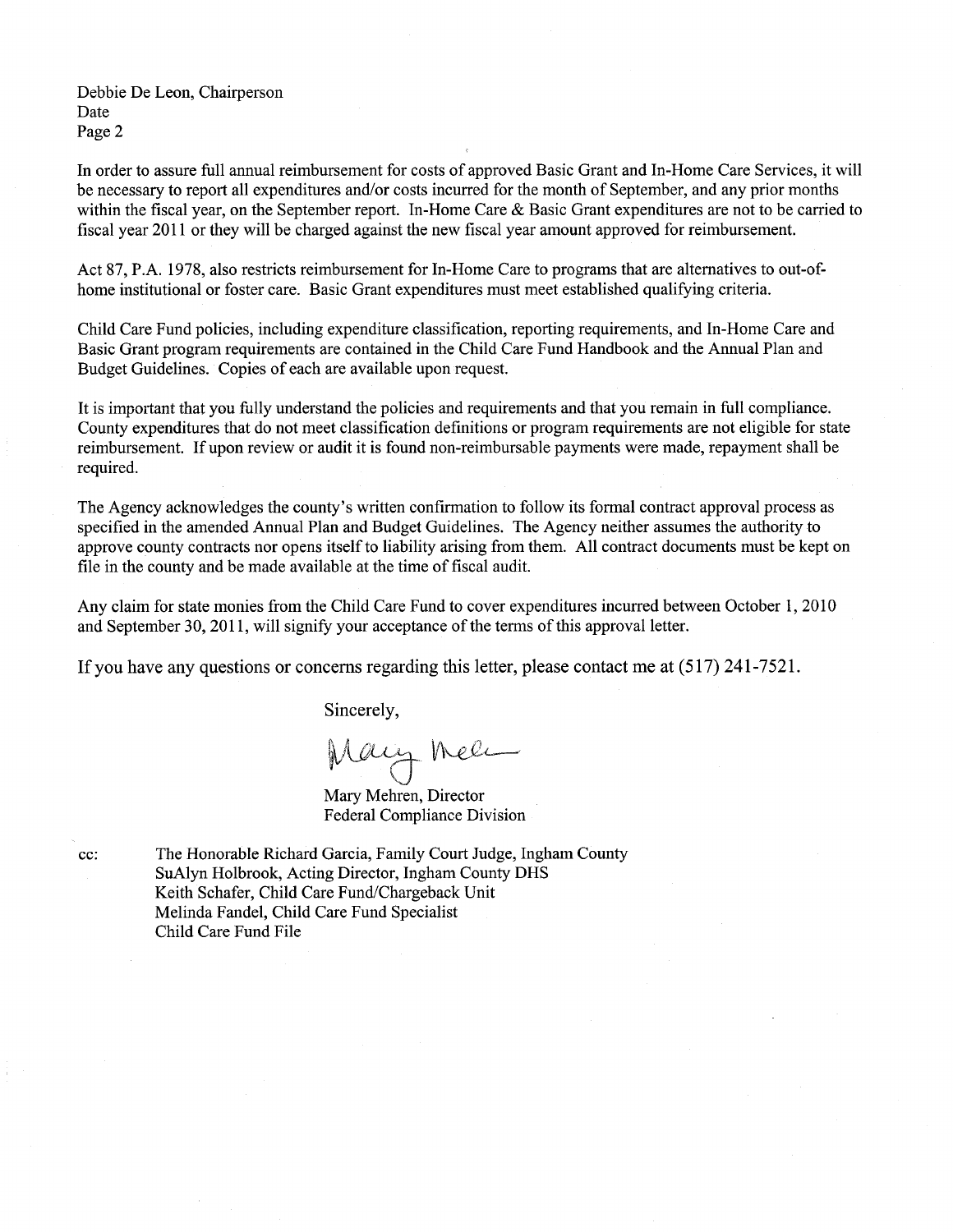Debbie De Leon, Chairperson
Date
Page 2

In order to assure full annual reimbursement for costs of approved Basic Grant and In-Home Care Services, it will be necessary to report all expenditures and/or costs incurred for the month of September, and any prior months within the fiscal year, on the September report. In-Home Care & Basic Grant expenditures are not to be carried to fiscal year 2011 or they will be charged against the new fiscal year amount approved for reimbursement.

Act 87, P.A. 1978, also restricts reimbursement for In-Home Care to programs that are alternatives to out-of-home institutional or foster care. Basic Grant expenditures must meet established qualifying criteria.

Child Care Fund policies, including expenditure classification, reporting requirements, and In-Home Care and Basic Grant program requirements are contained in the Child Care Fund Handbook and the Annual Plan and Budget Guidelines. Copies of each are available upon request.

It is important that you fully understand the policies and requirements and that you remain in full compliance. County expenditures that do not meet classification definitions or program requirements are not eligible for state reimbursement. If upon review or audit it is found non-reimbursable payments were made, repayment shall be required.

The Agency acknowledges the county's written confirmation to follow its formal contract approval process as specified in the amended Annual Plan and Budget Guidelines. The Agency neither assumes the authority to approve county contracts nor opens itself to liability arising from them. All contract documents must be kept on file in the county and be made available at the time of fiscal audit.

Any claim for state monies from the Child Care Fund to cover expenditures incurred between October 1, 2010 and September 30, 2011, will signify your acceptance of the terms of this approval letter.

If you have any questions or concerns regarding this letter, please contact me at (517) 241-7521.

Sincerely,

Mary Mehren

Mary Mehren, Director
Federal Compliance Division

cc: The Honorable Richard Garcia, Family Court Judge, Ingham County
SuAlyn Holbrook, Acting Director, Ingham County DHS
Keith Schafer, Child Care Fund/Chargeback Unit
Melinda Fandel, Child Care Fund Specialist
Child Care Fund File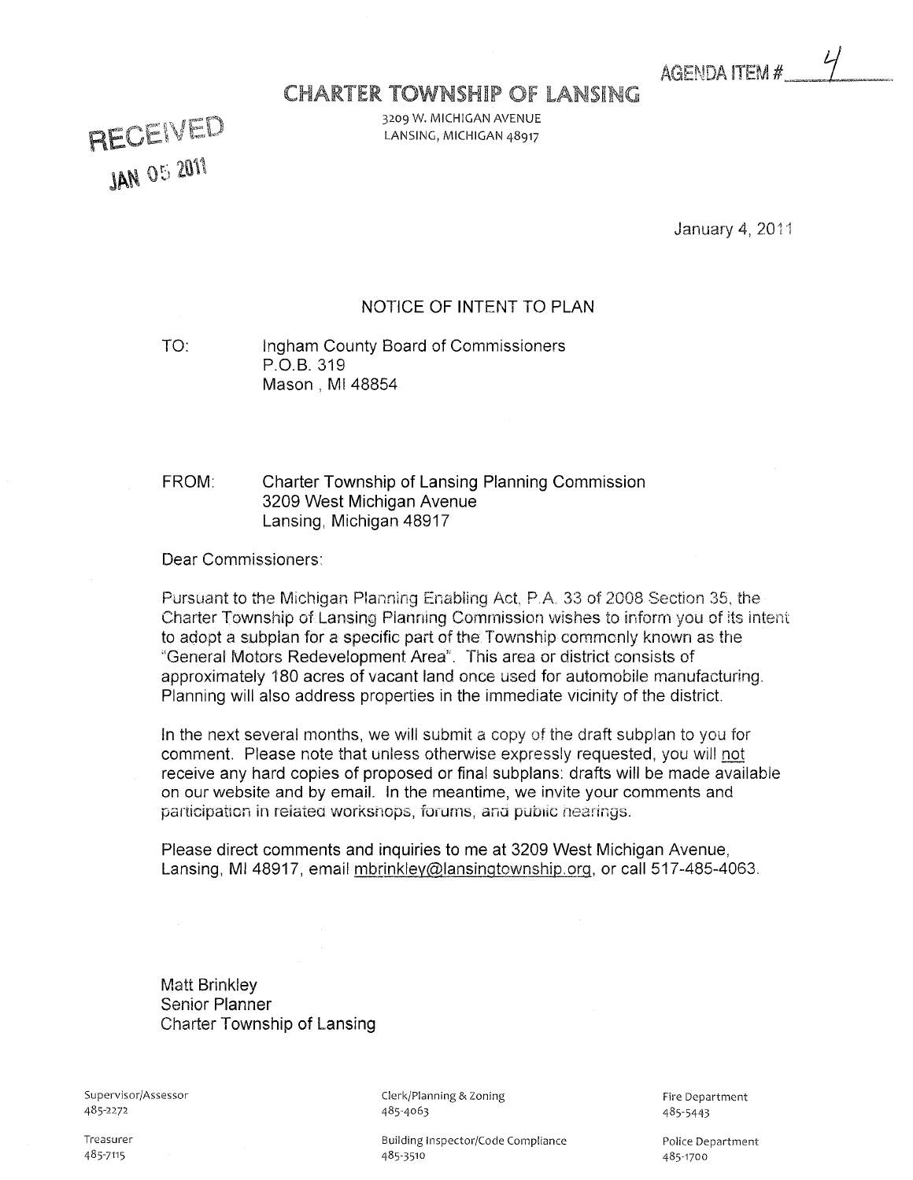AGENDA ITEM # 4

# CHARTER TOWNSHIP OF LANSING

3209 W. MICHIGAN AVENUE
LANSING, MICHIGAN 48917

RECEIVED
JAN 05 2011

January 4, 2011

## NOTICE OF INTENT TO PLAN

TO: Ingham County Board of Commissioners
P.O.B. 319
Mason , MI 48854

FROM: Charter Township of Lansing Planning Commission
3209 West Michigan Avenue
Lansing, Michigan 48917

Dear Commissioners:

Pursuant to the Michigan Planning Enabling Act, P.A. 33 of 2008 Section 35, the Charter Township of Lansing Planning Commission wishes to inform you of its intent to adopt a subplan for a specific part of the Township commonly known as the "General Motors Redevelopment Area". This area or district consists of approximately 180 acres of vacant land once used for automobile manufacturing. Planning will also address properties in the immediate vicinity of the district.

In the next several months, we will submit a copy of the draft subplan to you for comment. Please note that unless otherwise expressly requested, you will <u>not</u> receive any hard copies of proposed or final subplans: drafts will be made available on our website and by email. In the meantime, we invite your comments and participation in related workshops, forums, and public hearings.

Please direct comments and inquiries to me at 3209 West Michigan Avenue, Lansing, MI 48917, email mbrinkley@lansingtownship.org, or call 517-485-4063.

Matt Brinkley
Senior Planner
Charter Township of Lansing

Supervisor/Assessor 485-2272
Clerk/Planning & Zoning 485-4063
Fire Department 485-5443
Treasurer 485-7115
Building Inspector/Code Compliance 485-3510
Police Department 485-1700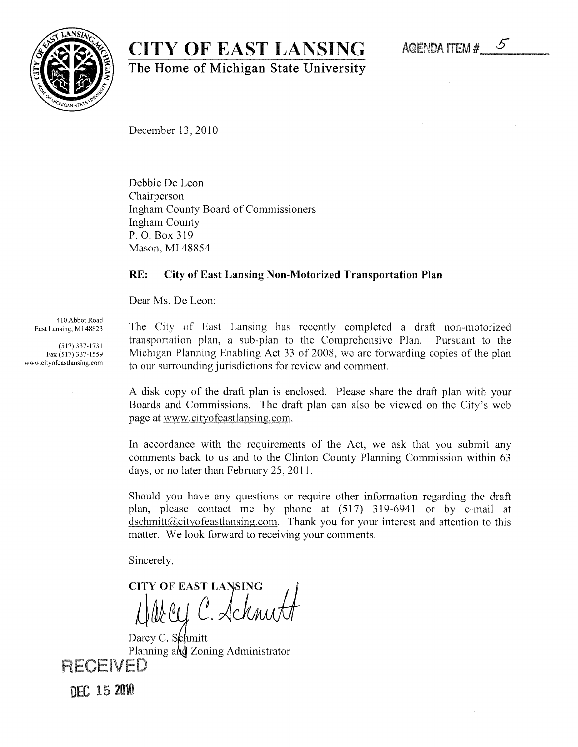# CITY OF EAST LANSING

**The Home of Michigan State University**

AGENDA ITEM # 5

December 13, 2010

Debbie De Leon
Chairperson
Ingham County Board of Commissioners
Ingham County
P. O. Box 319
Mason, MI 48854

**RE: City of East Lansing Non-Motorized Transportation Plan**

Dear Ms. De Leon:

410 Abbot Road
East Lansing, MI 48823

(517) 337-1731
Fax (517) 337-1559
www.cityofeastlansing.com

The City of East Lansing has recently completed a draft non-motorized transportation plan, a sub-plan to the Comprehensive Plan. Pursuant to the Michigan Planning Enabling Act 33 of 2008, we are forwarding copies of the plan to our surrounding jurisdictions for review and comment.

A disk copy of the draft plan is enclosed. Please share the draft plan with your Boards and Commissions. The draft plan can also be viewed on the City's web page at www.cityofeastlansing.com.

In accordance with the requirements of the Act, we ask that you submit any comments back to us and to the Clinton County Planning Commission within 63 days, or no later than February 25, 2011.

Should you have any questions or require other information regarding the draft plan, please contact me by phone at (517) 319-6941 or by e-mail at dschmitt@cityofeastlansing.com. Thank you for your interest and attention to this matter. We look forward to receiving your comments.

Sincerely,

CITY OF EAST LANSING

Darcy C. Schmitt
Planning and Zoning Administrator

RECEIVED
DEC 15 2010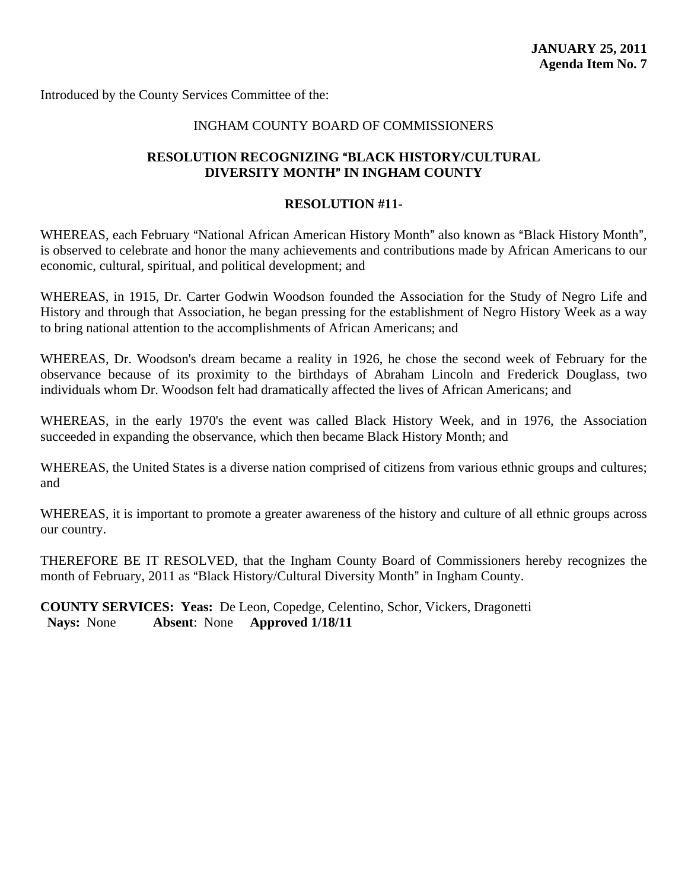**JANUARY 25, 2011**
**Agenda Item No. 7**

Introduced by the County Services Committee of the:

INGHAM COUNTY BOARD OF COMMISSIONERS

**RESOLUTION RECOGNIZING "BLACK HISTORY/CULTURAL DIVERSITY MONTH" IN INGHAM COUNTY**

**RESOLUTION #11-**

WHEREAS, each February "National African American History Month" also known as "Black History Month", is observed to celebrate and honor the many achievements and contributions made by African Americans to our economic, cultural, spiritual, and political development; and

WHEREAS, in 1915, Dr. Carter Godwin Woodson founded the Association for the Study of Negro Life and History and through that Association, he began pressing for the establishment of Negro History Week as a way to bring national attention to the accomplishments of African Americans; and

WHEREAS, Dr. Woodson's dream became a reality in 1926, he chose the second week of February for the observance because of its proximity to the birthdays of Abraham Lincoln and Frederick Douglass, two individuals whom Dr. Woodson felt had dramatically affected the lives of African Americans; and

WHEREAS, in the early 1970's the event was called Black History Week, and in 1976, the Association succeeded in expanding the observance, which then became Black History Month; and

WHEREAS, the United States is a diverse nation comprised of citizens from various ethnic groups and cultures; and

WHEREAS, it is important to promote a greater awareness of the history and culture of all ethnic groups across our country.

THEREFORE BE IT RESOLVED, that the Ingham County Board of Commissioners hereby recognizes the month of February, 2011 as "Black History/Cultural Diversity Month" in Ingham County.

**COUNTY SERVICES: Yeas:** De Leon, Copedge, Celentino, Schor, Vickers, Dragonetti
**Nays:** None **Absent**: None **Approved 1/18/11**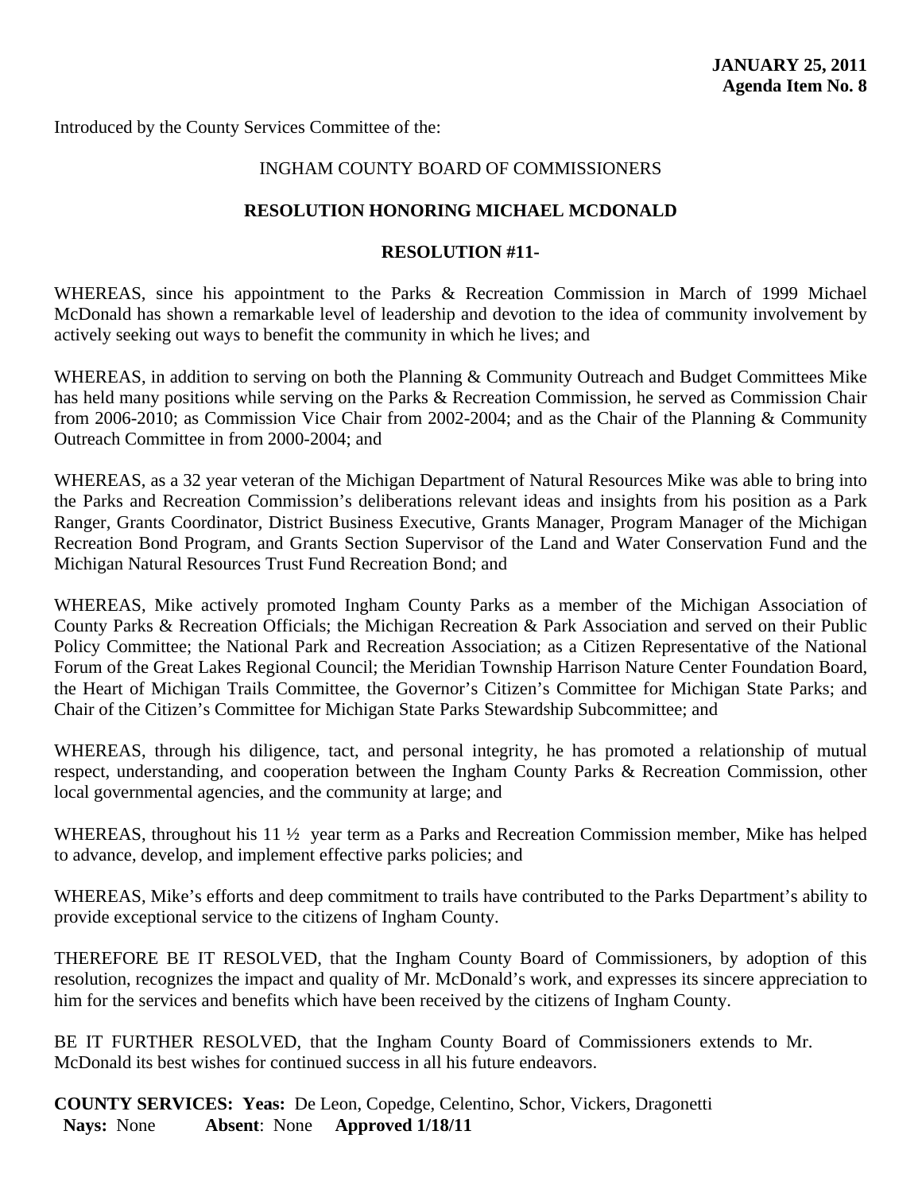**JANUARY 25, 2011**
**Agenda Item No. 8**

Introduced by the County Services Committee of the:

INGHAM COUNTY BOARD OF COMMISSIONERS

**RESOLUTION HONORING MICHAEL MCDONALD**

**RESOLUTION #11-**

WHEREAS, since his appointment to the Parks & Recreation Commission in March of 1999 Michael McDonald has shown a remarkable level of leadership and devotion to the idea of community involvement by actively seeking out ways to benefit the community in which he lives; and

WHEREAS, in addition to serving on both the Planning & Community Outreach and Budget Committees Mike has held many positions while serving on the Parks & Recreation Commission, he served as Commission Chair from 2006-2010; as Commission Vice Chair from 2002-2004; and as the Chair of the Planning & Community Outreach Committee in from 2000-2004; and

WHEREAS, as a 32 year veteran of the Michigan Department of Natural Resources Mike was able to bring into the Parks and Recreation Commission's deliberations relevant ideas and insights from his position as a Park Ranger, Grants Coordinator, District Business Executive, Grants Manager, Program Manager of the Michigan Recreation Bond Program, and Grants Section Supervisor of the Land and Water Conservation Fund and the Michigan Natural Resources Trust Fund Recreation Bond; and

WHEREAS, Mike actively promoted Ingham County Parks as a member of the Michigan Association of County Parks & Recreation Officials; the Michigan Recreation & Park Association and served on their Public Policy Committee; the National Park and Recreation Association; as a Citizen Representative of the National Forum of the Great Lakes Regional Council; the Meridian Township Harrison Nature Center Foundation Board, the Heart of Michigan Trails Committee, the Governor's Citizen's Committee for Michigan State Parks; and Chair of the Citizen's Committee for Michigan State Parks Stewardship Subcommittee; and

WHEREAS, through his diligence, tact, and personal integrity, he has promoted a relationship of mutual respect, understanding, and cooperation between the Ingham County Parks & Recreation Commission, other local governmental agencies, and the community at large; and

WHEREAS, throughout his 11 ½ year term as a Parks and Recreation Commission member, Mike has helped to advance, develop, and implement effective parks policies; and

WHEREAS, Mike's efforts and deep commitment to trails have contributed to the Parks Department's ability to provide exceptional service to the citizens of Ingham County.

THEREFORE BE IT RESOLVED, that the Ingham County Board of Commissioners, by adoption of this resolution, recognizes the impact and quality of Mr. McDonald's work, and expresses its sincere appreciation to him for the services and benefits which have been received by the citizens of Ingham County.

BE IT FURTHER RESOLVED, that the Ingham County Board of Commissioners extends to Mr. McDonald its best wishes for continued success in all his future endeavors.

**COUNTY SERVICES: Yeas:** De Leon, Copedge, Celentino, Schor, Vickers, Dragonetti
**Nays:** None **Absent**: None **Approved 1/18/11**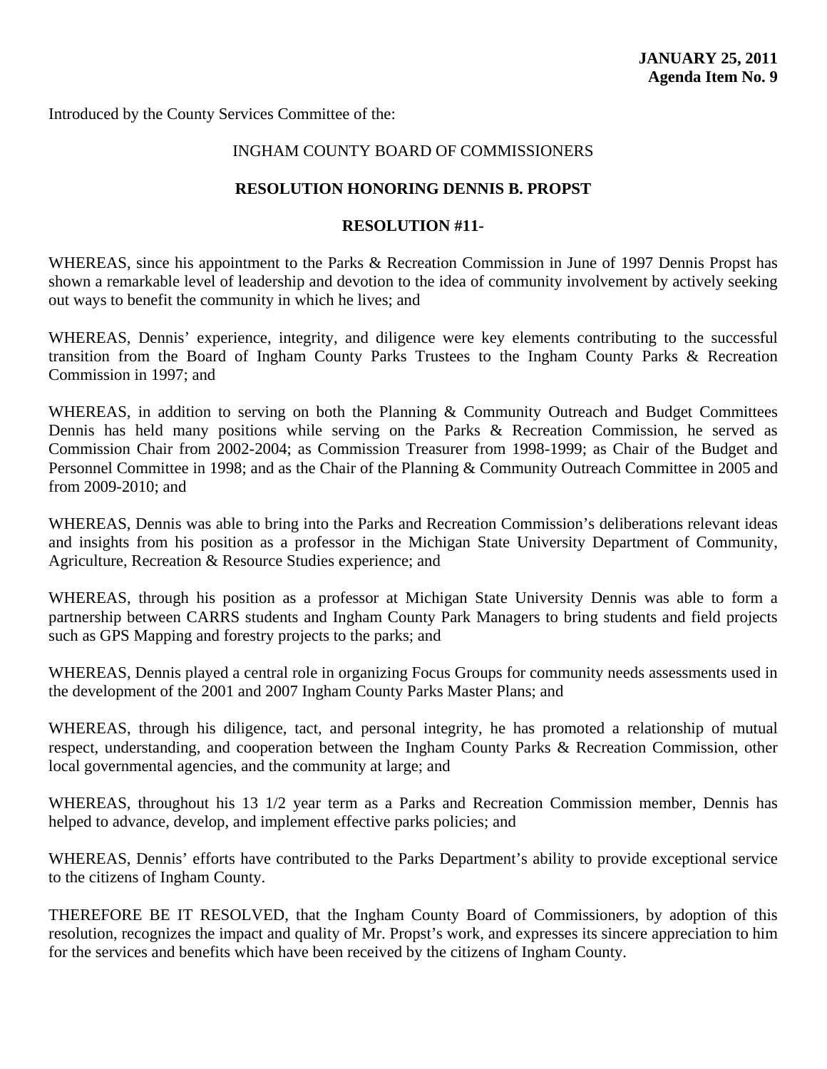**JANUARY 25, 2011**
**Agenda Item No. 9**

Introduced by the County Services Committee of the:

INGHAM COUNTY BOARD OF COMMISSIONERS

**RESOLUTION HONORING DENNIS B. PROPST**

**RESOLUTION #11-**

WHEREAS, since his appointment to the Parks & Recreation Commission in June of 1997 Dennis Propst has shown a remarkable level of leadership and devotion to the idea of community involvement by actively seeking out ways to benefit the community in which he lives; and

WHEREAS, Dennis' experience, integrity, and diligence were key elements contributing to the successful transition from the Board of Ingham County Parks Trustees to the Ingham County Parks & Recreation Commission in 1997; and

WHEREAS, in addition to serving on both the Planning & Community Outreach and Budget Committees Dennis has held many positions while serving on the Parks & Recreation Commission, he served as Commission Chair from 2002-2004; as Commission Treasurer from 1998-1999; as Chair of the Budget and Personnel Committee in 1998; and as the Chair of the Planning & Community Outreach Committee in 2005 and from 2009-2010; and

WHEREAS, Dennis was able to bring into the Parks and Recreation Commission's deliberations relevant ideas and insights from his position as a professor in the Michigan State University Department of Community, Agriculture, Recreation & Resource Studies experience; and

WHEREAS, through his position as a professor at Michigan State University Dennis was able to form a partnership between CARRS students and Ingham County Park Managers to bring students and field projects such as GPS Mapping and forestry projects to the parks; and

WHEREAS, Dennis played a central role in organizing Focus Groups for community needs assessments used in the development of the 2001 and 2007 Ingham County Parks Master Plans; and

WHEREAS, through his diligence, tact, and personal integrity, he has promoted a relationship of mutual respect, understanding, and cooperation between the Ingham County Parks & Recreation Commission, other local governmental agencies, and the community at large; and

WHEREAS, throughout his 13 1/2 year term as a Parks and Recreation Commission member, Dennis has helped to advance, develop, and implement effective parks policies; and

WHEREAS, Dennis' efforts have contributed to the Parks Department's ability to provide exceptional service to the citizens of Ingham County.

THEREFORE BE IT RESOLVED, that the Ingham County Board of Commissioners, by adoption of this resolution, recognizes the impact and quality of Mr. Propst's work, and expresses its sincere appreciation to him for the services and benefits which have been received by the citizens of Ingham County.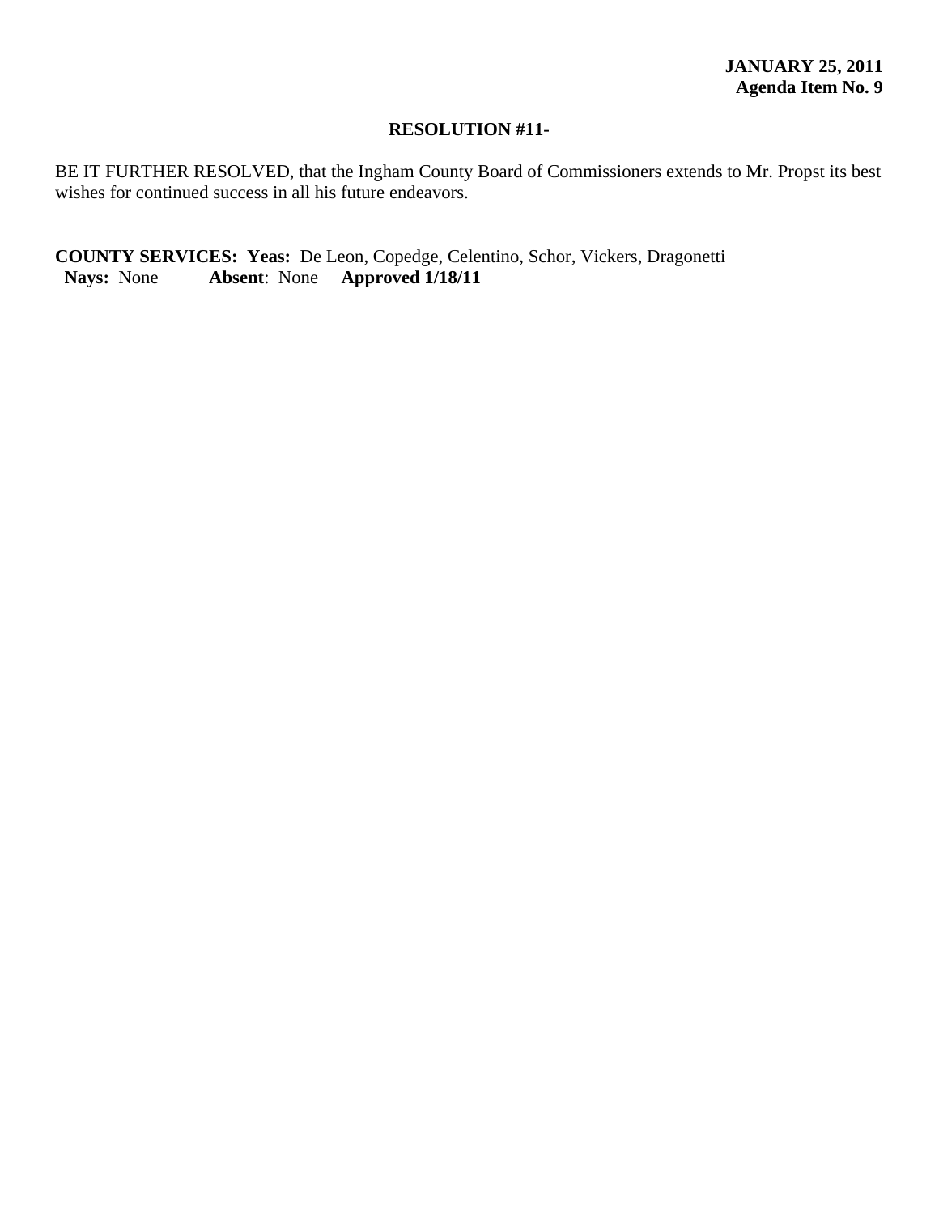**JANUARY 25, 2011**
**Agenda Item No. 9**

**RESOLUTION #11-**

BE IT FURTHER RESOLVED, that the Ingham County Board of Commissioners extends to Mr. Propst its best wishes for continued success in all his future endeavors.

**COUNTY SERVICES: Yeas:** De Leon, Copedge, Celentino, Schor, Vickers, Dragonetti
**Nays:** None **Absent**: None **Approved 1/18/11**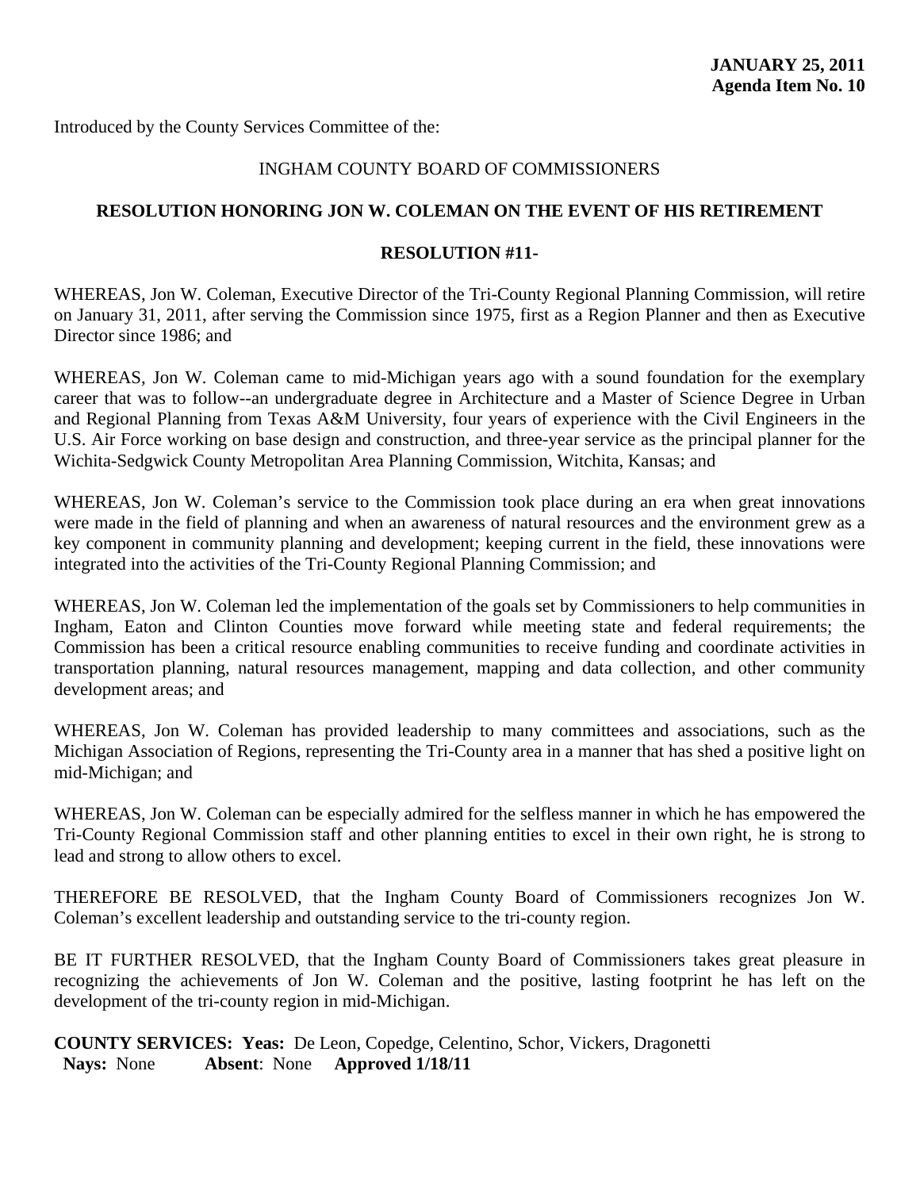**JANUARY 25, 2011**
**Agenda Item No. 10**

Introduced by the County Services Committee of the:

INGHAM COUNTY BOARD OF COMMISSIONERS

**RESOLUTION HONORING JON W. COLEMAN ON THE EVENT OF HIS RETIREMENT**

**RESOLUTION #11-**

WHEREAS, Jon W. Coleman, Executive Director of the Tri-County Regional Planning Commission, will retire on January 31, 2011, after serving the Commission since 1975, first as a Region Planner and then as Executive Director since 1986; and

WHEREAS, Jon W. Coleman came to mid-Michigan years ago with a sound foundation for the exemplary career that was to follow--an undergraduate degree in Architecture and a Master of Science Degree in Urban and Regional Planning from Texas A&M University, four years of experience with the Civil Engineers in the U.S. Air Force working on base design and construction, and three-year service as the principal planner for the Wichita-Sedgwick County Metropolitan Area Planning Commission, Witchita, Kansas; and

WHEREAS, Jon W. Coleman's service to the Commission took place during an era when great innovations were made in the field of planning and when an awareness of natural resources and the environment grew as a key component in community planning and development; keeping current in the field, these innovations were integrated into the activities of the Tri-County Regional Planning Commission; and

WHEREAS, Jon W. Coleman led the implementation of the goals set by Commissioners to help communities in Ingham, Eaton and Clinton Counties move forward while meeting state and federal requirements; the Commission has been a critical resource enabling communities to receive funding and coordinate activities in transportation planning, natural resources management, mapping and data collection, and other community development areas; and

WHEREAS, Jon W. Coleman has provided leadership to many committees and associations, such as the Michigan Association of Regions, representing the Tri-County area in a manner that has shed a positive light on mid-Michigan; and

WHEREAS, Jon W. Coleman can be especially admired for the selfless manner in which he has empowered the Tri-County Regional Commission staff and other planning entities to excel in their own right, he is strong to lead and strong to allow others to excel.

THEREFORE BE RESOLVED, that the Ingham County Board of Commissioners recognizes Jon W. Coleman's excellent leadership and outstanding service to the tri-county region.

BE IT FURTHER RESOLVED, that the Ingham County Board of Commissioners takes great pleasure in recognizing the achievements of Jon W. Coleman and the positive, lasting footprint he has left on the development of the tri-county region in mid-Michigan.

**COUNTY SERVICES: Yeas:** De Leon, Copedge, Celentino, Schor, Vickers, Dragonetti
**Nays:** None **Absent**: None **Approved 1/18/11**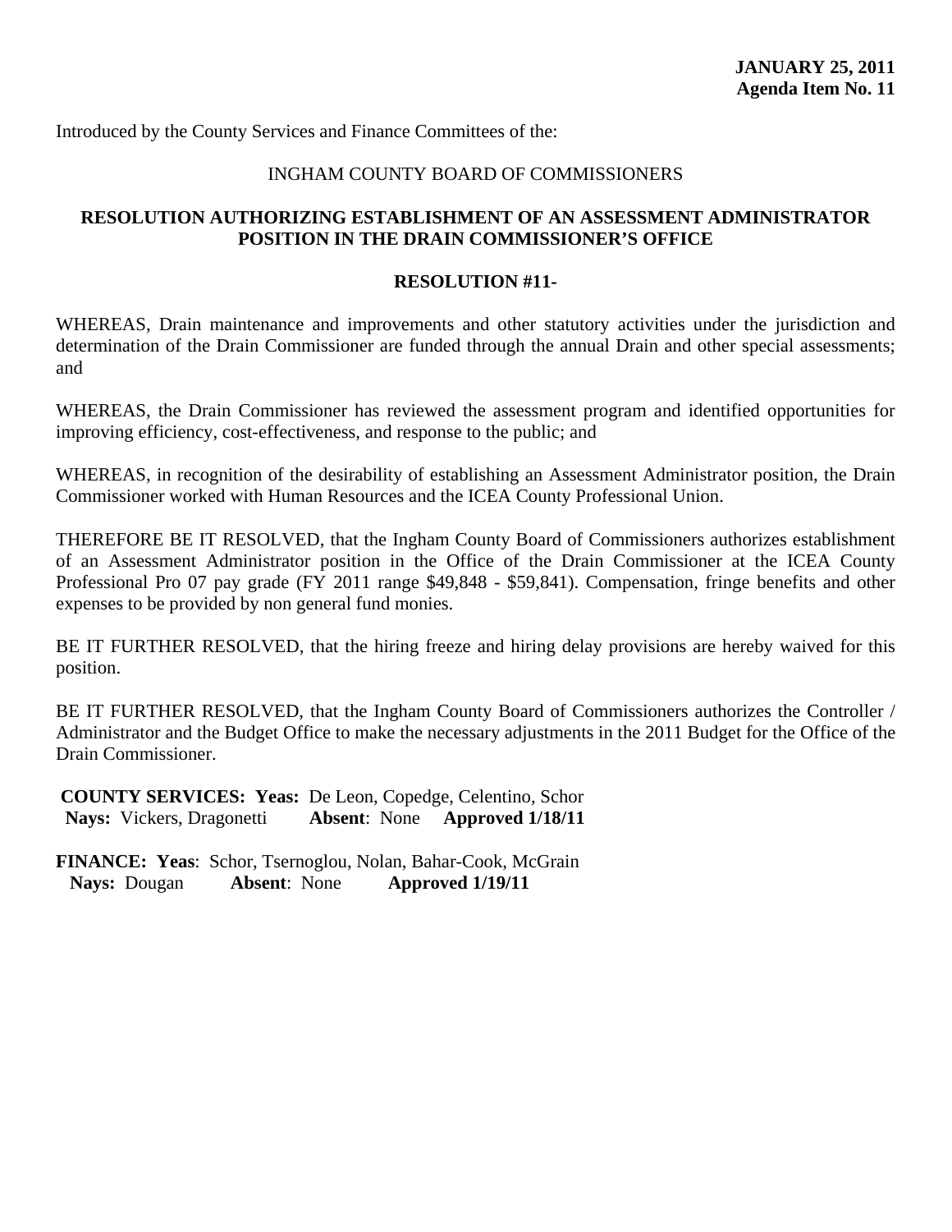**JANUARY 25, 2011**
**Agenda Item No. 11**

Introduced by the County Services and Finance Committees of the:

INGHAM COUNTY BOARD OF COMMISSIONERS

## RESOLUTION AUTHORIZING ESTABLISHMENT OF AN ASSESSMENT ADMINISTRATOR POSITION IN THE DRAIN COMMISSIONER'S OFFICE

**RESOLUTION #11-**

WHEREAS, Drain maintenance and improvements and other statutory activities under the jurisdiction and determination of the Drain Commissioner are funded through the annual Drain and other special assessments; and

WHEREAS, the Drain Commissioner has reviewed the assessment program and identified opportunities for improving efficiency, cost-effectiveness, and response to the public; and

WHEREAS, in recognition of the desirability of establishing an Assessment Administrator position, the Drain Commissioner worked with Human Resources and the ICEA County Professional Union.

THEREFORE BE IT RESOLVED, that the Ingham County Board of Commissioners authorizes establishment of an Assessment Administrator position in the Office of the Drain Commissioner at the ICEA County Professional Pro 07 pay grade (FY 2011 range $49,848 - $59,841). Compensation, fringe benefits and other expenses to be provided by non general fund monies.

BE IT FURTHER RESOLVED, that the hiring freeze and hiring delay provisions are hereby waived for this position.

BE IT FURTHER RESOLVED, that the Ingham County Board of Commissioners authorizes the Controller / Administrator and the Budget Office to make the necessary adjustments in the 2011 Budget for the Office of the Drain Commissioner.

**COUNTY SERVICES: Yeas:** De Leon, Copedge, Celentino, Schor
**Nays:** Vickers, Dragonetti **Absent**: None **Approved 1/18/11**

**FINANCE: Yeas**: Schor, Tsernoglou, Nolan, Bahar-Cook, McGrain
**Nays:** Dougan **Absent**: None **Approved 1/19/11**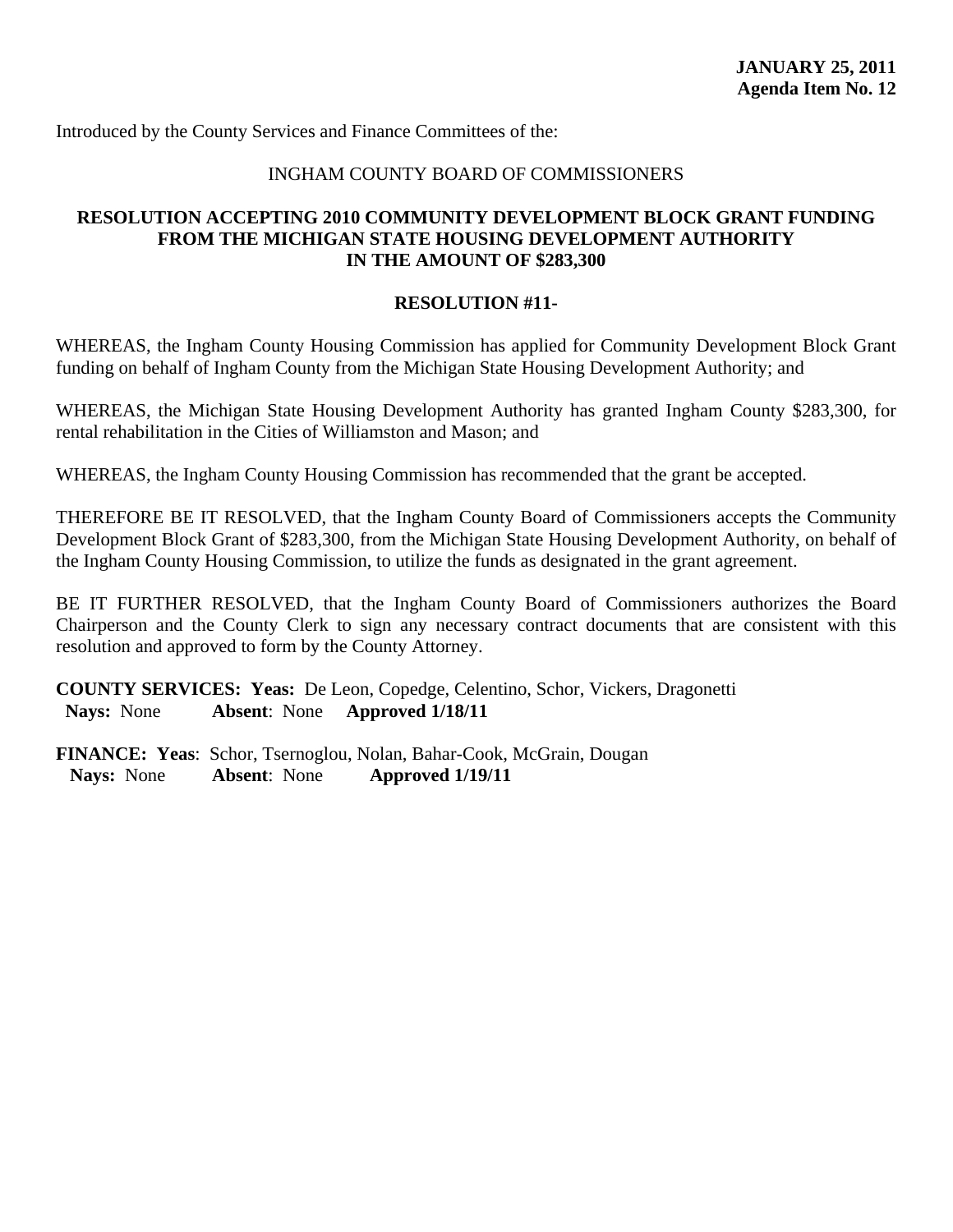**JANUARY 25, 2011**
**Agenda Item No. 12**

Introduced by the County Services and Finance Committees of the:

INGHAM COUNTY BOARD OF COMMISSIONERS

**RESOLUTION ACCEPTING 2010 COMMUNITY DEVELOPMENT BLOCK GRANT FUNDING FROM THE MICHIGAN STATE HOUSING DEVELOPMENT AUTHORITY IN THE AMOUNT OF $283,300**

**RESOLUTION #11-**

WHEREAS, the Ingham County Housing Commission has applied for Community Development Block Grant funding on behalf of Ingham County from the Michigan State Housing Development Authority; and

WHEREAS, the Michigan State Housing Development Authority has granted Ingham County $283,300, for rental rehabilitation in the Cities of Williamston and Mason; and

WHEREAS, the Ingham County Housing Commission has recommended that the grant be accepted.

THEREFORE BE IT RESOLVED, that the Ingham County Board of Commissioners accepts the Community Development Block Grant of $283,300, from the Michigan State Housing Development Authority, on behalf of the Ingham County Housing Commission, to utilize the funds as designated in the grant agreement.

BE IT FURTHER RESOLVED, that the Ingham County Board of Commissioners authorizes the Board Chairperson and the County Clerk to sign any necessary contract documents that are consistent with this resolution and approved to form by the County Attorney.

**COUNTY SERVICES: Yeas:** De Leon, Copedge, Celentino, Schor, Vickers, Dragonetti
**Nays:** None **Absent**: None **Approved 1/18/11**

**FINANCE: Yeas**: Schor, Tsernoglou, Nolan, Bahar-Cook, McGrain, Dougan
**Nays:** None **Absent**: None **Approved 1/19/11**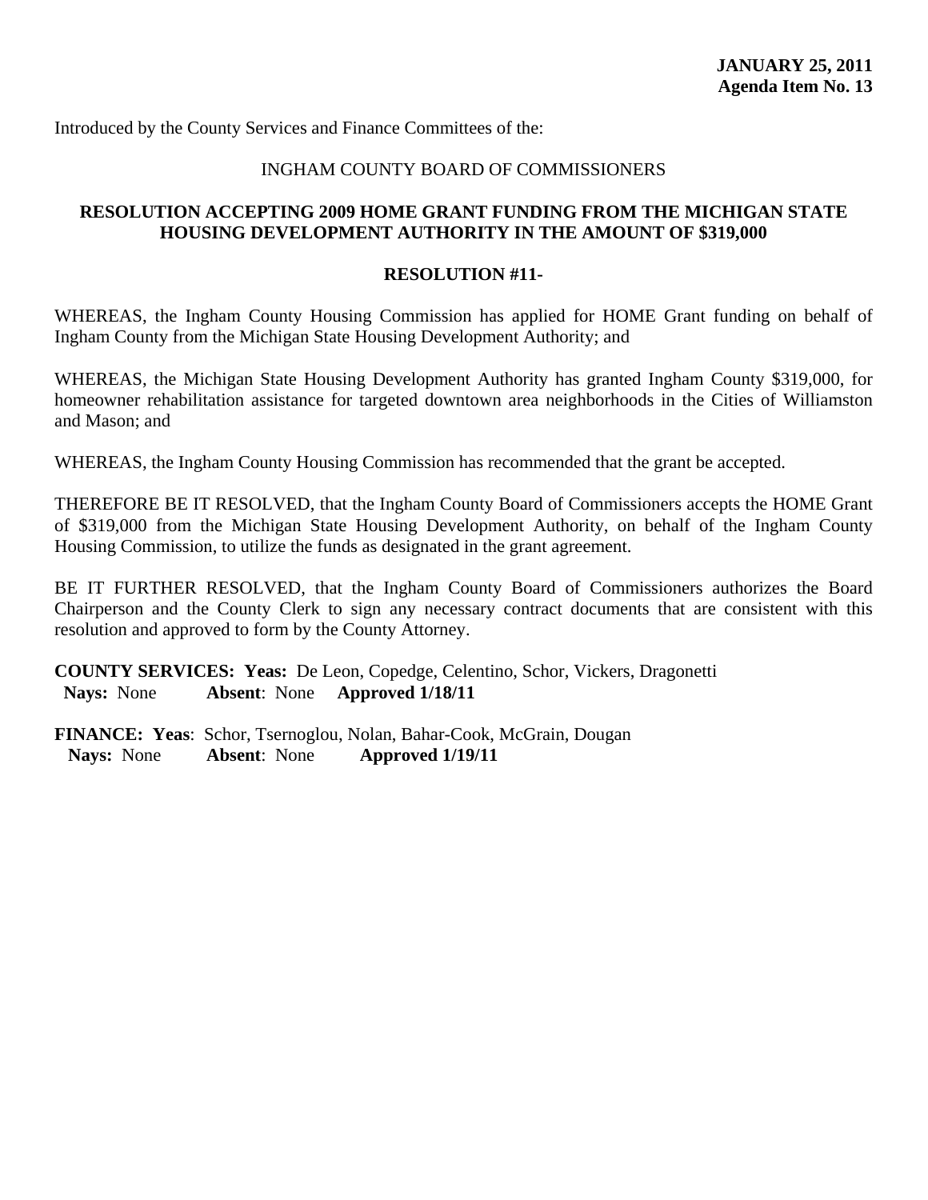**JANUARY 25, 2011**
**Agenda Item No. 13**

Introduced by the County Services and Finance Committees of the:

INGHAM COUNTY BOARD OF COMMISSIONERS

**RESOLUTION ACCEPTING 2009 HOME GRANT FUNDING FROM THE MICHIGAN STATE HOUSING DEVELOPMENT AUTHORITY IN THE AMOUNT OF $319,000**

**RESOLUTION #11-**

WHEREAS, the Ingham County Housing Commission has applied for HOME Grant funding on behalf of Ingham County from the Michigan State Housing Development Authority; and

WHEREAS, the Michigan State Housing Development Authority has granted Ingham County $319,000, for homeowner rehabilitation assistance for targeted downtown area neighborhoods in the Cities of Williamston and Mason; and

WHEREAS, the Ingham County Housing Commission has recommended that the grant be accepted.

THEREFORE BE IT RESOLVED, that the Ingham County Board of Commissioners accepts the HOME Grant of $319,000 from the Michigan State Housing Development Authority, on behalf of the Ingham County Housing Commission, to utilize the funds as designated in the grant agreement.

BE IT FURTHER RESOLVED, that the Ingham County Board of Commissioners authorizes the Board Chairperson and the County Clerk to sign any necessary contract documents that are consistent with this resolution and approved to form by the County Attorney.

**COUNTY SERVICES: Yeas:** De Leon, Copedge, Celentino, Schor, Vickers, Dragonetti
**Nays:** None **Absent**: None **Approved 1/18/11**

**FINANCE: Yeas**: Schor, Tsernoglou, Nolan, Bahar-Cook, McGrain, Dougan
**Nays:** None **Absent**: None **Approved 1/19/11**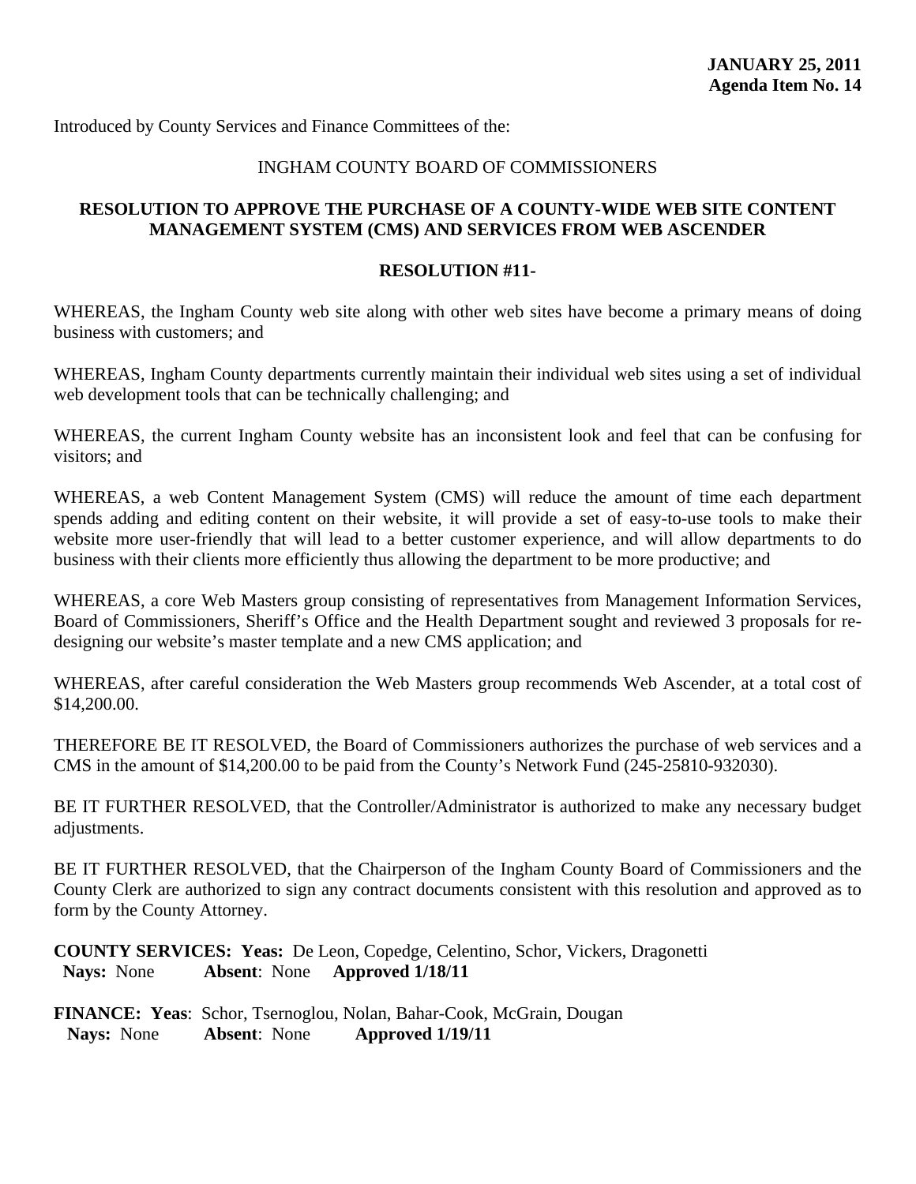**JANUARY 25, 2011**
**Agenda Item No. 14**

Introduced by County Services and Finance Committees of the:

INGHAM COUNTY BOARD OF COMMISSIONERS

**RESOLUTION TO APPROVE THE PURCHASE OF A COUNTY-WIDE WEB SITE CONTENT MANAGEMENT SYSTEM (CMS) AND SERVICES FROM WEB ASCENDER**

**RESOLUTION #11-**

WHEREAS, the Ingham County web site along with other web sites have become a primary means of doing business with customers; and

WHEREAS, Ingham County departments currently maintain their individual web sites using a set of individual web development tools that can be technically challenging; and

WHEREAS, the current Ingham County website has an inconsistent look and feel that can be confusing for visitors; and

WHEREAS, a web Content Management System (CMS) will reduce the amount of time each department spends adding and editing content on their website, it will provide a set of easy-to-use tools to make their website more user-friendly that will lead to a better customer experience, and will allow departments to do business with their clients more efficiently thus allowing the department to be more productive; and

WHEREAS, a core Web Masters group consisting of representatives from Management Information Services, Board of Commissioners, Sheriff's Office and the Health Department sought and reviewed 3 proposals for re-designing our website's master template and a new CMS application; and

WHEREAS, after careful consideration the Web Masters group recommends Web Ascender, at a total cost of $14,200.00.

THEREFORE BE IT RESOLVED, the Board of Commissioners authorizes the purchase of web services and a CMS in the amount of $14,200.00 to be paid from the County's Network Fund (245-25810-932030).

BE IT FURTHER RESOLVED, that the Controller/Administrator is authorized to make any necessary budget adjustments.

BE IT FURTHER RESOLVED, that the Chairperson of the Ingham County Board of Commissioners and the County Clerk are authorized to sign any contract documents consistent with this resolution and approved as to form by the County Attorney.

**COUNTY SERVICES: Yeas:** De Leon, Copedge, Celentino, Schor, Vickers, Dragonetti
**Nays:** None **Absent**: None **Approved 1/18/11**

**FINANCE: Yeas**: Schor, Tsernoglou, Nolan, Bahar-Cook, McGrain, Dougan
**Nays:** None **Absent**: None **Approved 1/19/11**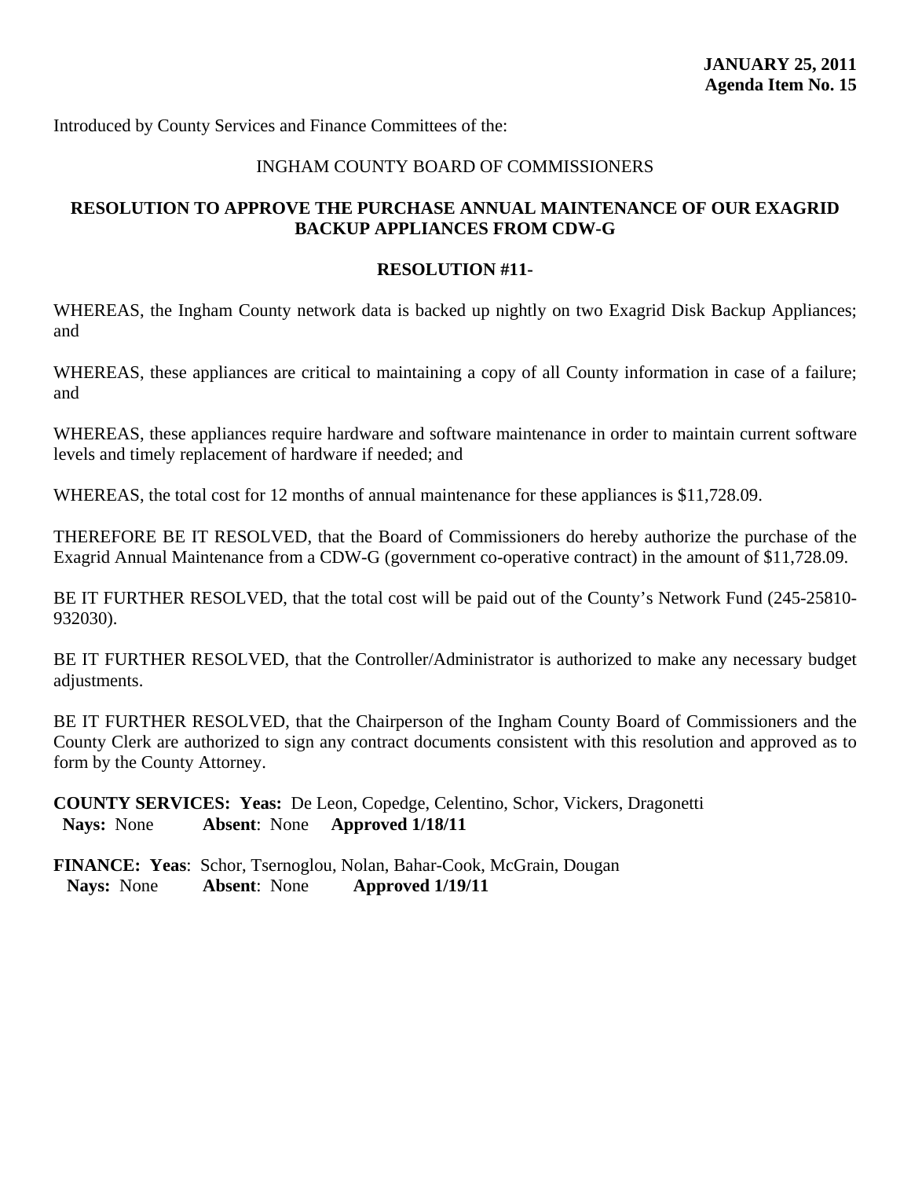**JANUARY 25, 2011**
**Agenda Item No. 15**

Introduced by County Services and Finance Committees of the:

INGHAM COUNTY BOARD OF COMMISSIONERS

**RESOLUTION TO APPROVE THE PURCHASE ANNUAL MAINTENANCE OF OUR EXAGRID BACKUP APPLIANCES FROM CDW-G**

**RESOLUTION #11-**

WHEREAS, the Ingham County network data is backed up nightly on two Exagrid Disk Backup Appliances; and

WHEREAS, these appliances are critical to maintaining a copy of all County information in case of a failure; and

WHEREAS, these appliances require hardware and software maintenance in order to maintain current software levels and timely replacement of hardware if needed; and

WHEREAS, the total cost for 12 months of annual maintenance for these appliances is $11,728.09.

THEREFORE BE IT RESOLVED, that the Board of Commissioners do hereby authorize the purchase of the Exagrid Annual Maintenance from a CDW-G (government co-operative contract) in the amount of $11,728.09.

BE IT FURTHER RESOLVED, that the total cost will be paid out of the County's Network Fund (245-25810-932030).

BE IT FURTHER RESOLVED, that the Controller/Administrator is authorized to make any necessary budget adjustments.

BE IT FURTHER RESOLVED, that the Chairperson of the Ingham County Board of Commissioners and the County Clerk are authorized to sign any contract documents consistent with this resolution and approved as to form by the County Attorney.

**COUNTY SERVICES: Yeas:** De Leon, Copedge, Celentino, Schor, Vickers, Dragonetti
**Nays:** None **Absent**: None **Approved 1/18/11**

**FINANCE: Yeas**: Schor, Tsernoglou, Nolan, Bahar-Cook, McGrain, Dougan
**Nays:** None **Absent**: None **Approved 1/19/11**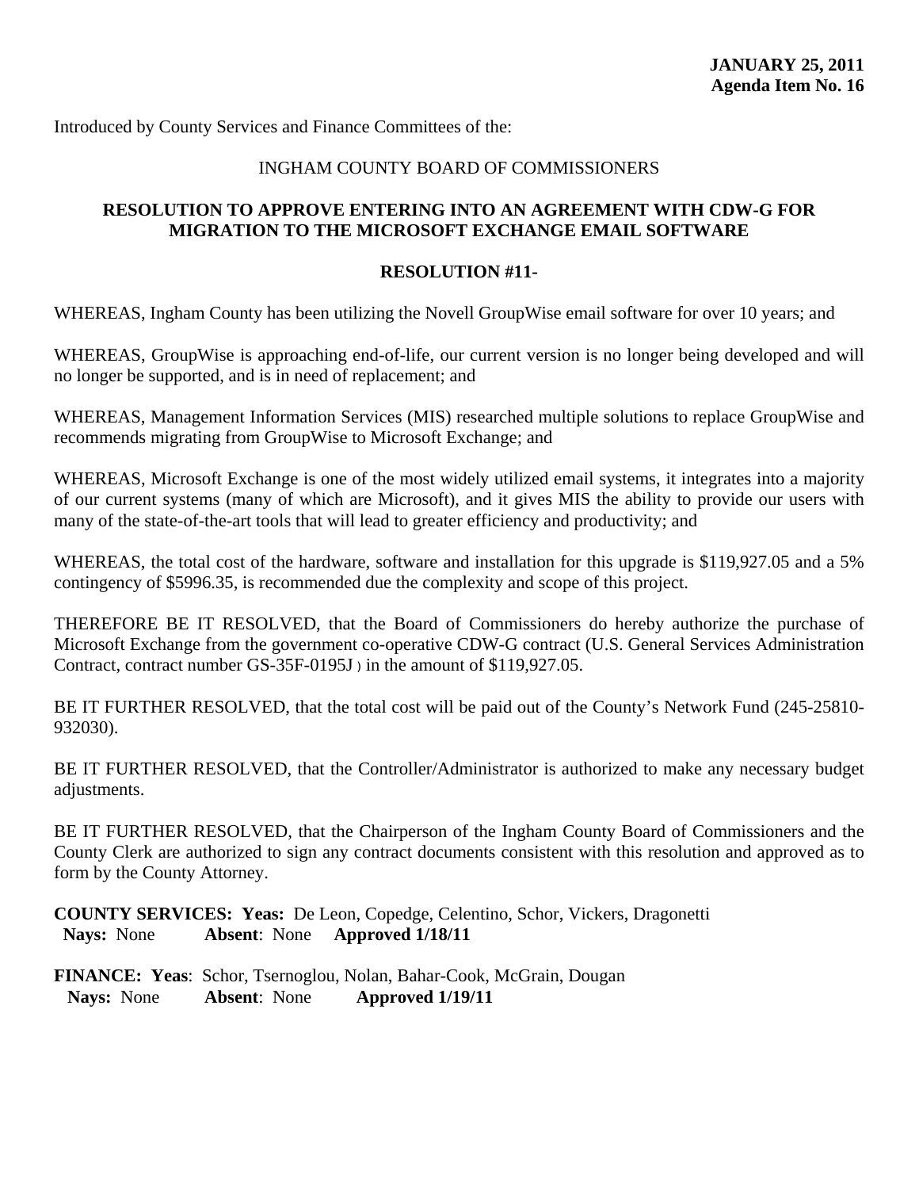**JANUARY 25, 2011**
**Agenda Item No. 16**

Introduced by County Services and Finance Committees of the:

INGHAM COUNTY BOARD OF COMMISSIONERS

**RESOLUTION TO APPROVE ENTERING INTO AN AGREEMENT WITH CDW-G FOR MIGRATION TO THE MICROSOFT EXCHANGE EMAIL SOFTWARE**

**RESOLUTION #11-**

WHEREAS, Ingham County has been utilizing the Novell GroupWise email software for over 10 years; and

WHEREAS, GroupWise is approaching end-of-life, our current version is no longer being developed and will no longer be supported, and is in need of replacement; and

WHEREAS, Management Information Services (MIS) researched multiple solutions to replace GroupWise and recommends migrating from GroupWise to Microsoft Exchange; and

WHEREAS, Microsoft Exchange is one of the most widely utilized email systems, it integrates into a majority of our current systems (many of which are Microsoft), and it gives MIS the ability to provide our users with many of the state-of-the-art tools that will lead to greater efficiency and productivity; and

WHEREAS, the total cost of the hardware, software and installation for this upgrade is $119,927.05 and a 5% contingency of $5996.35, is recommended due the complexity and scope of this project.

THEREFORE BE IT RESOLVED, that the Board of Commissioners do hereby authorize the purchase of Microsoft Exchange from the government co-operative CDW-G contract (U.S. General Services Administration Contract, contract number GS-35F-0195J ) in the amount of $119,927.05.

BE IT FURTHER RESOLVED, that the total cost will be paid out of the County's Network Fund (245-25810-932030).

BE IT FURTHER RESOLVED, that the Controller/Administrator is authorized to make any necessary budget adjustments.

BE IT FURTHER RESOLVED, that the Chairperson of the Ingham County Board of Commissioners and the County Clerk are authorized to sign any contract documents consistent with this resolution and approved as to form by the County Attorney.

**COUNTY SERVICES: Yeas:** De Leon, Copedge, Celentino, Schor, Vickers, Dragonetti
**Nays:** None **Absent**: None **Approved 1/18/11**

**FINANCE: Yeas**: Schor, Tsernoglou, Nolan, Bahar-Cook, McGrain, Dougan
**Nays:** None **Absent**: None **Approved 1/19/11**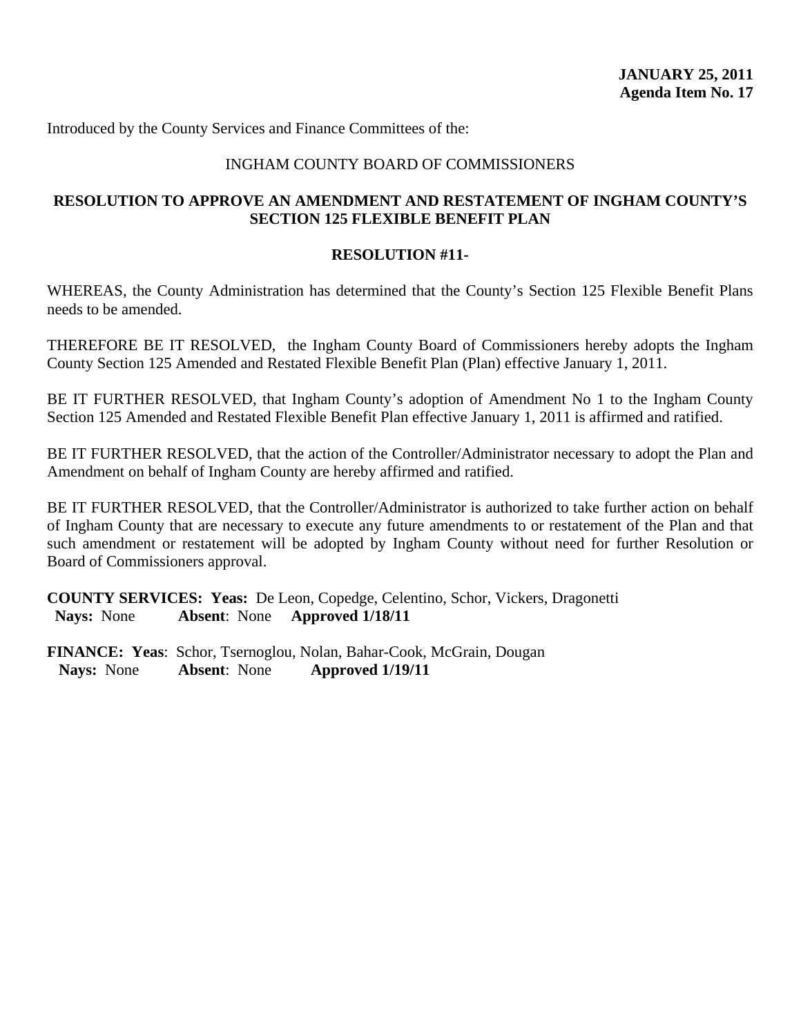**JANUARY 25, 2011**
**Agenda Item No. 17**

Introduced by the County Services and Finance Committees of the:

INGHAM COUNTY BOARD OF COMMISSIONERS

**RESOLUTION TO APPROVE AN AMENDMENT AND RESTATEMENT OF INGHAM COUNTY'S SECTION 125 FLEXIBLE BENEFIT PLAN**

**RESOLUTION #11-**

WHEREAS, the County Administration has determined that the County's Section 125 Flexible Benefit Plans needs to be amended.

THEREFORE BE IT RESOLVED, the Ingham County Board of Commissioners hereby adopts the Ingham County Section 125 Amended and Restated Flexible Benefit Plan (Plan) effective January 1, 2011.

BE IT FURTHER RESOLVED, that Ingham County's adoption of Amendment No 1 to the Ingham County Section 125 Amended and Restated Flexible Benefit Plan effective January 1, 2011 is affirmed and ratified.

BE IT FURTHER RESOLVED, that the action of the Controller/Administrator necessary to adopt the Plan and Amendment on behalf of Ingham County are hereby affirmed and ratified.

BE IT FURTHER RESOLVED, that the Controller/Administrator is authorized to take further action on behalf of Ingham County that are necessary to execute any future amendments to or restatement of the Plan and that such amendment or restatement will be adopted by Ingham County without need for further Resolution or Board of Commissioners approval.

**COUNTY SERVICES: Yeas:** De Leon, Copedge, Celentino, Schor, Vickers, Dragonetti
**Nays:** None **Absent**: None **Approved 1/18/11**

**FINANCE: Yeas**: Schor, Tsernoglou, Nolan, Bahar-Cook, McGrain, Dougan
**Nays:** None **Absent**: None **Approved 1/19/11**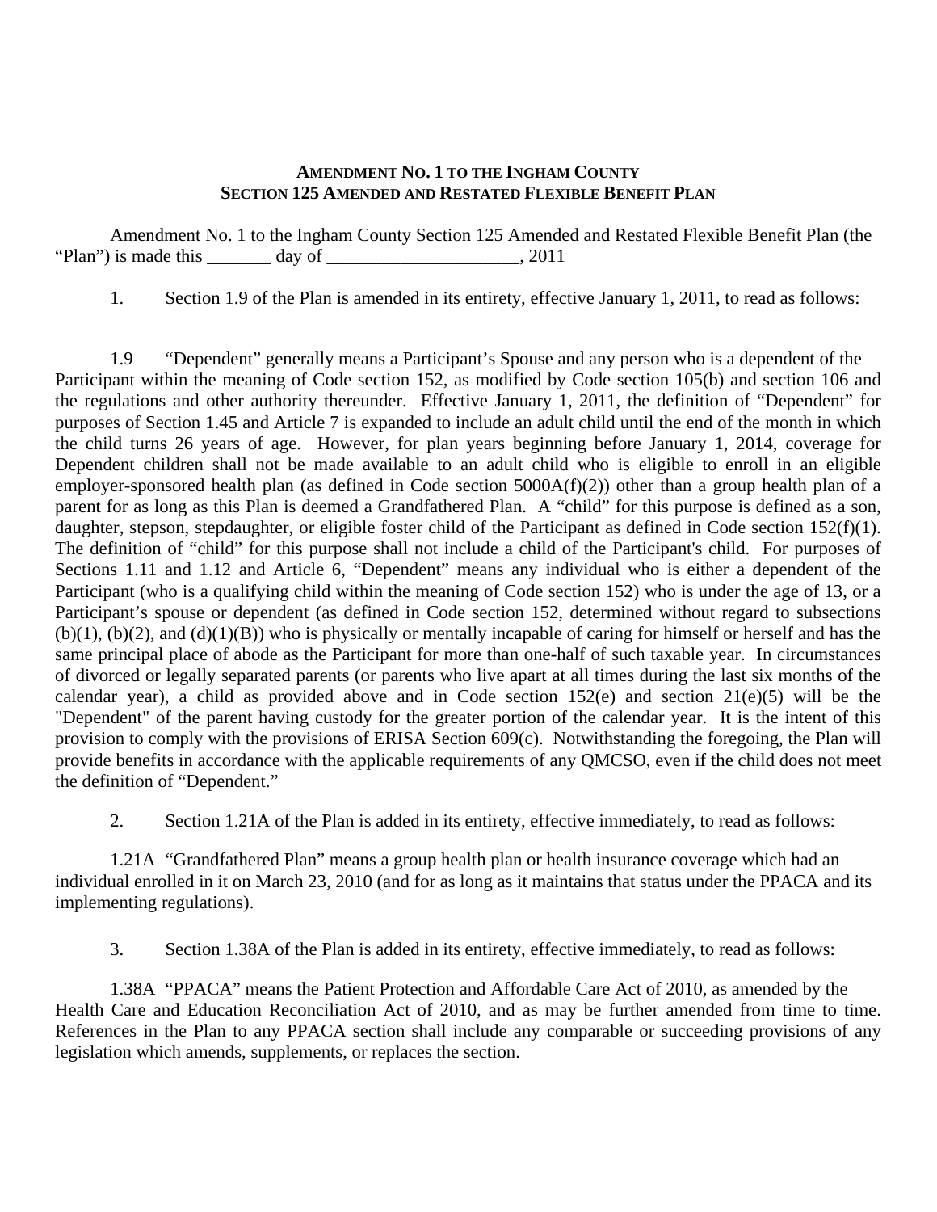**AMENDMENT NO. 1 TO THE INGHAM COUNTY**
**SECTION 125 AMENDED AND RESTATED FLEXIBLE BENEFIT PLAN**

Amendment No. 1 to the Ingham County Section 125 Amended and Restated Flexible Benefit Plan (the "Plan") is made this _______ day of _____________________, 2011

1. Section 1.9 of the Plan is amended in its entirety, effective January 1, 2011, to read as follows:

1.9 "Dependent" generally means a Participant's Spouse and any person who is a dependent of the Participant within the meaning of Code section 152, as modified by Code section 105(b) and section 106 and the regulations and other authority thereunder. Effective January 1, 2011, the definition of "Dependent" for purposes of Section 1.45 and Article 7 is expanded to include an adult child until the end of the month in which the child turns 26 years of age. However, for plan years beginning before January 1, 2014, coverage for Dependent children shall not be made available to an adult child who is eligible to enroll in an eligible employer-sponsored health plan (as defined in Code section 5000A(f)(2)) other than a group health plan of a parent for as long as this Plan is deemed a Grandfathered Plan. A "child" for this purpose is defined as a son, daughter, stepson, stepdaughter, or eligible foster child of the Participant as defined in Code section 152(f)(1). The definition of "child" for this purpose shall not include a child of the Participant's child. For purposes of Sections 1.11 and 1.12 and Article 6, "Dependent" means any individual who is either a dependent of the Participant (who is a qualifying child within the meaning of Code section 152) who is under the age of 13, or a Participant's spouse or dependent (as defined in Code section 152, determined without regard to subsections (b)(1), (b)(2), and (d)(1)(B)) who is physically or mentally incapable of caring for himself or herself and has the same principal place of abode as the Participant for more than one-half of such taxable year. In circumstances of divorced or legally separated parents (or parents who live apart at all times during the last six months of the calendar year), a child as provided above and in Code section 152(e) and section 21(e)(5) will be the "Dependent" of the parent having custody for the greater portion of the calendar year. It is the intent of this provision to comply with the provisions of ERISA Section 609(c). Notwithstanding the foregoing, the Plan will provide benefits in accordance with the applicable requirements of any QMCSO, even if the child does not meet the definition of "Dependent."

2. Section 1.21A of the Plan is added in its entirety, effective immediately, to read as follows:

1.21A "Grandfathered Plan" means a group health plan or health insurance coverage which had an individual enrolled in it on March 23, 2010 (and for as long as it maintains that status under the PPACA and its implementing regulations).

3. Section 1.38A of the Plan is added in its entirety, effective immediately, to read as follows:

1.38A "PPACA" means the Patient Protection and Affordable Care Act of 2010, as amended by the Health Care and Education Reconciliation Act of 2010, and as may be further amended from time to time. References in the Plan to any PPACA section shall include any comparable or succeeding provisions of any legislation which amends, supplements, or replaces the section.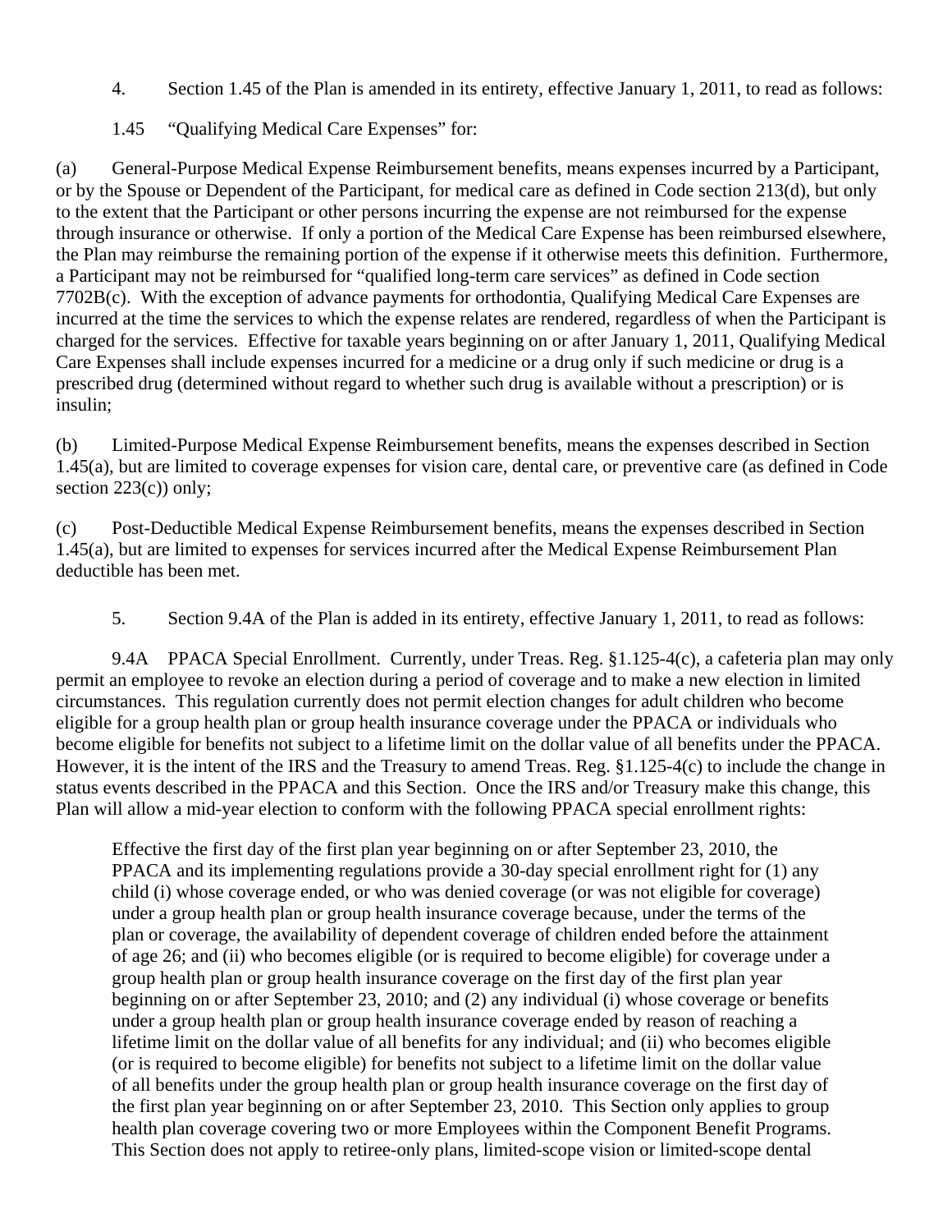4. Section 1.45 of the Plan is amended in its entirety, effective January 1, 2011, to read as follows:

1.45 "Qualifying Medical Care Expenses" for:

(a) General-Purpose Medical Expense Reimbursement benefits, means expenses incurred by a Participant, or by the Spouse or Dependent of the Participant, for medical care as defined in Code section 213(d), but only to the extent that the Participant or other persons incurring the expense are not reimbursed for the expense through insurance or otherwise. If only a portion of the Medical Care Expense has been reimbursed elsewhere, the Plan may reimburse the remaining portion of the expense if it otherwise meets this definition. Furthermore, a Participant may not be reimbursed for "qualified long-term care services" as defined in Code section 7702B(c). With the exception of advance payments for orthodontia, Qualifying Medical Care Expenses are incurred at the time the services to which the expense relates are rendered, regardless of when the Participant is charged for the services. Effective for taxable years beginning on or after January 1, 2011, Qualifying Medical Care Expenses shall include expenses incurred for a medicine or a drug only if such medicine or drug is a prescribed drug (determined without regard to whether such drug is available without a prescription) or is insulin;

(b) Limited-Purpose Medical Expense Reimbursement benefits, means the expenses described in Section 1.45(a), but are limited to coverage expenses for vision care, dental care, or preventive care (as defined in Code section 223(c)) only;

(c) Post-Deductible Medical Expense Reimbursement benefits, means the expenses described in Section 1.45(a), but are limited to expenses for services incurred after the Medical Expense Reimbursement Plan deductible has been met.

5. Section 9.4A of the Plan is added in its entirety, effective January 1, 2011, to read as follows:

9.4A PPACA Special Enrollment. Currently, under Treas. Reg. §1.125-4(c), a cafeteria plan may only permit an employee to revoke an election during a period of coverage and to make a new election in limited circumstances. This regulation currently does not permit election changes for adult children who become eligible for a group health plan or group health insurance coverage under the PPACA or individuals who become eligible for benefits not subject to a lifetime limit on the dollar value of all benefits under the PPACA. However, it is the intent of the IRS and the Treasury to amend Treas. Reg. §1.125-4(c) to include the change in status events described in the PPACA and this Section. Once the IRS and/or Treasury make this change, this Plan will allow a mid-year election to conform with the following PPACA special enrollment rights:

> Effective the first day of the first plan year beginning on or after September 23, 2010, the PPACA and its implementing regulations provide a 30-day special enrollment right for (1) any child (i) whose coverage ended, or who was denied coverage (or was not eligible for coverage) under a group health plan or group health insurance coverage because, under the terms of the plan or coverage, the availability of dependent coverage of children ended before the attainment of age 26; and (ii) who becomes eligible (or is required to become eligible) for coverage under a group health plan or group health insurance coverage on the first day of the first plan year beginning on or after September 23, 2010; and (2) any individual (i) whose coverage or benefits under a group health plan or group health insurance coverage ended by reason of reaching a lifetime limit on the dollar value of all benefits for any individual; and (ii) who becomes eligible (or is required to become eligible) for benefits not subject to a lifetime limit on the dollar value of all benefits under the group health plan or group health insurance coverage on the first day of the first plan year beginning on or after September 23, 2010. This Section only applies to group health plan coverage covering two or more Employees within the Component Benefit Programs. This Section does not apply to retiree-only plans, limited-scope vision or limited-scope dental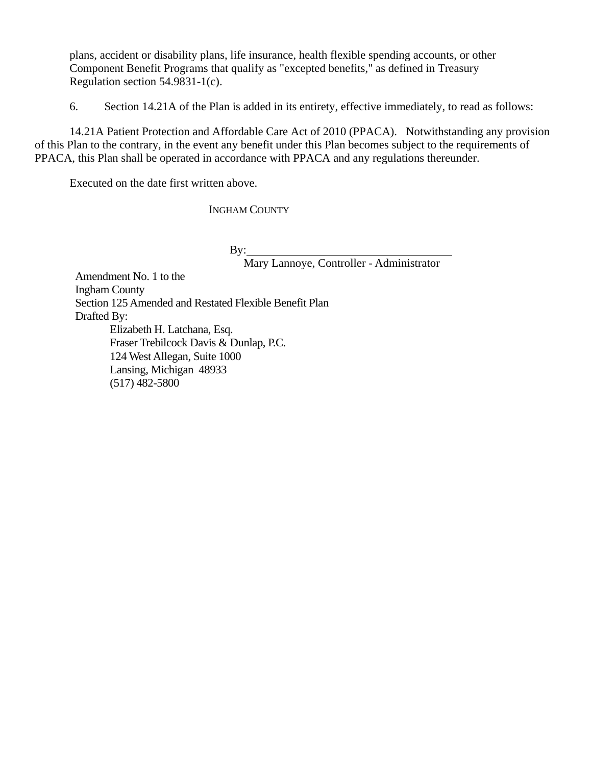plans, accident or disability plans, life insurance, health flexible spending accounts, or other Component Benefit Programs that qualify as "excepted benefits," as defined in Treasury Regulation section 54.9831-1(c).

6. Section 14.21A of the Plan is added in its entirety, effective immediately, to read as follows:

14.21A Patient Protection and Affordable Care Act of 2010 (PPACA). Notwithstanding any provision of this Plan to the contrary, in the event any benefit under this Plan becomes subject to the requirements of PPACA, this Plan shall be operated in accordance with PPACA and any regulations thereunder.

Executed on the date first written above.

INGHAM COUNTY

By:\_\_\_\_\_\_\_\_\_\_\_\_\_\_\_\_\_\_\_\_\_\_\_\_\_\_\_\_\_\_\_\_\_\_\_\_
Mary Lannoye, Controller - Administrator

Amendment No. 1 to the
Ingham County
Section 125 Amended and Restated Flexible Benefit Plan
Drafted By:
Elizabeth H. Latchana, Esq.
Fraser Trebilcock Davis & Dunlap, P.C.
124 West Allegan, Suite 1000
Lansing, Michigan 48933
(517) 482-5800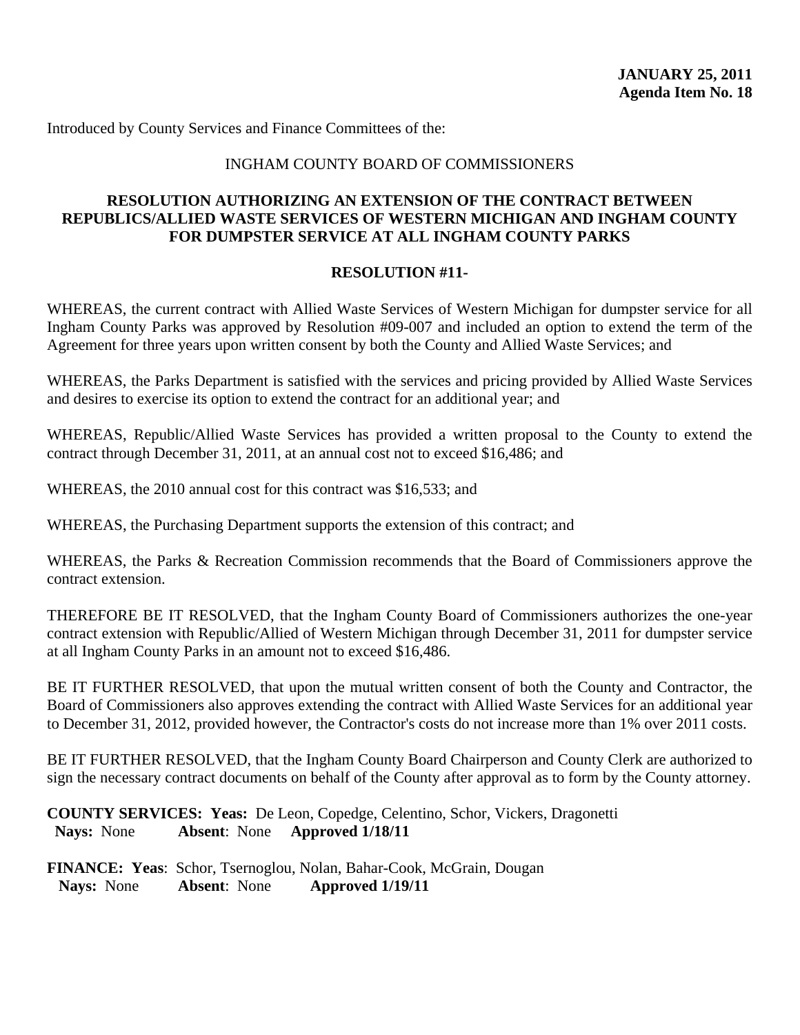**JANUARY 25, 2011**
**Agenda Item No. 18**

Introduced by County Services and Finance Committees of the:

INGHAM COUNTY BOARD OF COMMISSIONERS

**RESOLUTION AUTHORIZING AN EXTENSION OF THE CONTRACT BETWEEN REPUBLICS/ALLIED WASTE SERVICES OF WESTERN MICHIGAN AND INGHAM COUNTY FOR DUMPSTER SERVICE AT ALL INGHAM COUNTY PARKS**

**RESOLUTION #11-**

WHEREAS, the current contract with Allied Waste Services of Western Michigan for dumpster service for all Ingham County Parks was approved by Resolution #09-007 and included an option to extend the term of the Agreement for three years upon written consent by both the County and Allied Waste Services; and

WHEREAS, the Parks Department is satisfied with the services and pricing provided by Allied Waste Services and desires to exercise its option to extend the contract for an additional year; and

WHEREAS, Republic/Allied Waste Services has provided a written proposal to the County to extend the contract through December 31, 2011, at an annual cost not to exceed $16,486; and

WHEREAS, the 2010 annual cost for this contract was $16,533; and

WHEREAS, the Purchasing Department supports the extension of this contract; and

WHEREAS, the Parks & Recreation Commission recommends that the Board of Commissioners approve the contract extension.

THEREFORE BE IT RESOLVED, that the Ingham County Board of Commissioners authorizes the one-year contract extension with Republic/Allied of Western Michigan through December 31, 2011 for dumpster service at all Ingham County Parks in an amount not to exceed $16,486.

BE IT FURTHER RESOLVED, that upon the mutual written consent of both the County and Contractor, the Board of Commissioners also approves extending the contract with Allied Waste Services for an additional year to December 31, 2012, provided however, the Contractor's costs do not increase more than 1% over 2011 costs.

BE IT FURTHER RESOLVED, that the Ingham County Board Chairperson and County Clerk are authorized to sign the necessary contract documents on behalf of the County after approval as to form by the County attorney.

**COUNTY SERVICES: Yeas:** De Leon, Copedge, Celentino, Schor, Vickers, Dragonetti
**Nays:** None **Absent**: None **Approved 1/18/11**

**FINANCE: Yeas**: Schor, Tsernoglou, Nolan, Bahar-Cook, McGrain, Dougan
**Nays:** None **Absent**: None **Approved 1/19/11**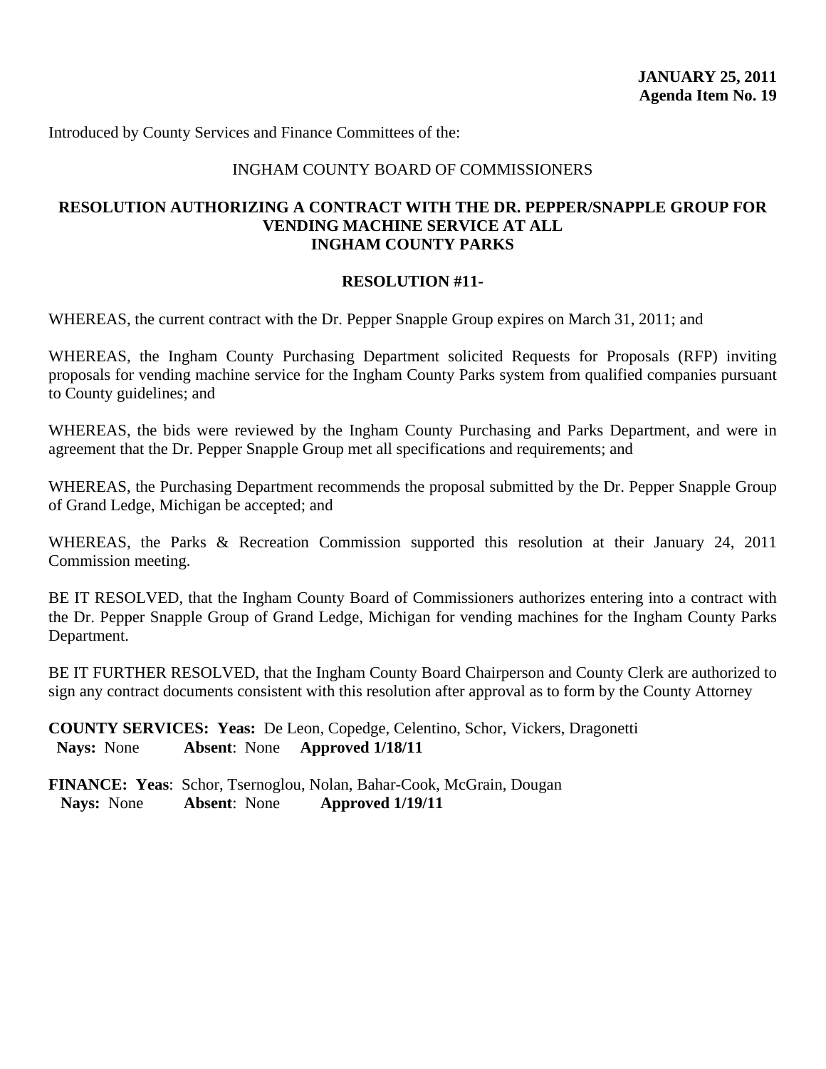**JANUARY 25, 2011**
**Agenda Item No. 19**

Introduced by County Services and Finance Committees of the:

INGHAM COUNTY BOARD OF COMMISSIONERS

**RESOLUTION AUTHORIZING A CONTRACT WITH THE DR. PEPPER/SNAPPLE GROUP FOR VENDING MACHINE SERVICE AT ALL INGHAM COUNTY PARKS**

**RESOLUTION #11-**

WHEREAS, the current contract with the Dr. Pepper Snapple Group expires on March 31, 2011; and

WHEREAS, the Ingham County Purchasing Department solicited Requests for Proposals (RFP) inviting proposals for vending machine service for the Ingham County Parks system from qualified companies pursuant to County guidelines; and

WHEREAS, the bids were reviewed by the Ingham County Purchasing and Parks Department, and were in agreement that the Dr. Pepper Snapple Group met all specifications and requirements; and

WHEREAS, the Purchasing Department recommends the proposal submitted by the Dr. Pepper Snapple Group of Grand Ledge, Michigan be accepted; and

WHEREAS, the Parks & Recreation Commission supported this resolution at their January 24, 2011 Commission meeting.

BE IT RESOLVED, that the Ingham County Board of Commissioners authorizes entering into a contract with the Dr. Pepper Snapple Group of Grand Ledge, Michigan for vending machines for the Ingham County Parks Department.

BE IT FURTHER RESOLVED, that the Ingham County Board Chairperson and County Clerk are authorized to sign any contract documents consistent with this resolution after approval as to form by the County Attorney

**COUNTY SERVICES: Yeas:** De Leon, Copedge, Celentino, Schor, Vickers, Dragonetti
**Nays:** None **Absent**: None **Approved 1/18/11**

**FINANCE: Yeas**: Schor, Tsernoglou, Nolan, Bahar-Cook, McGrain, Dougan
**Nays:** None **Absent**: None **Approved 1/19/11**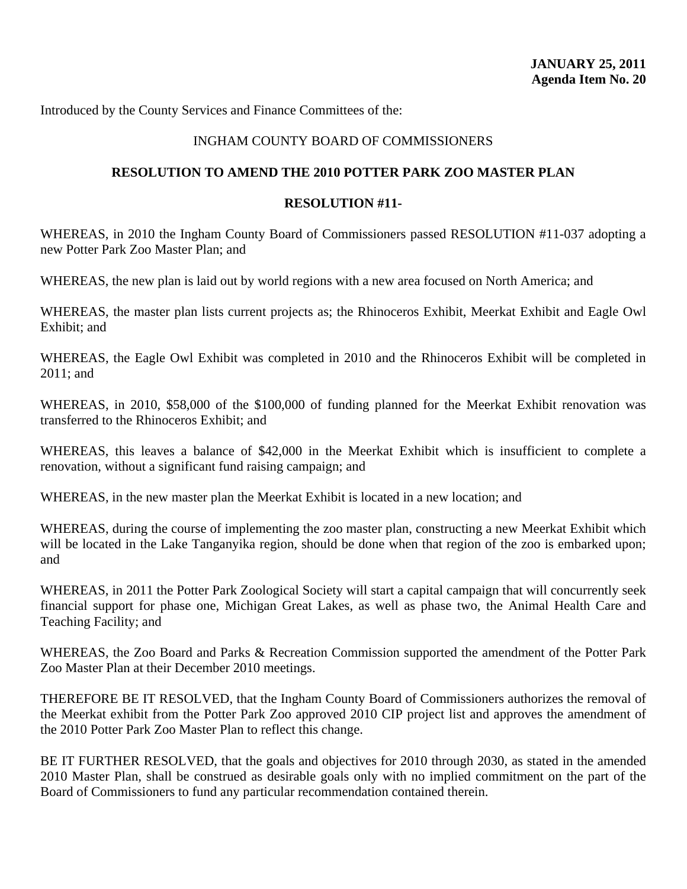**JANUARY 25, 2011**
**Agenda Item No. 20**

Introduced by the County Services and Finance Committees of the:

INGHAM COUNTY BOARD OF COMMISSIONERS

**RESOLUTION TO AMEND THE 2010 POTTER PARK ZOO MASTER PLAN**

**RESOLUTION #11-**

WHEREAS, in 2010 the Ingham County Board of Commissioners passed RESOLUTION #11-037 adopting a new Potter Park Zoo Master Plan; and

WHEREAS, the new plan is laid out by world regions with a new area focused on North America; and

WHEREAS, the master plan lists current projects as; the Rhinoceros Exhibit, Meerkat Exhibit and Eagle Owl Exhibit; and

WHEREAS, the Eagle Owl Exhibit was completed in 2010 and the Rhinoceros Exhibit will be completed in 2011; and

WHEREAS, in 2010, $58,000 of the $100,000 of funding planned for the Meerkat Exhibit renovation was transferred to the Rhinoceros Exhibit; and

WHEREAS, this leaves a balance of $42,000 in the Meerkat Exhibit which is insufficient to complete a renovation, without a significant fund raising campaign; and

WHEREAS, in the new master plan the Meerkat Exhibit is located in a new location; and

WHEREAS, during the course of implementing the zoo master plan, constructing a new Meerkat Exhibit which will be located in the Lake Tanganyika region, should be done when that region of the zoo is embarked upon; and

WHEREAS, in 2011 the Potter Park Zoological Society will start a capital campaign that will concurrently seek financial support for phase one, Michigan Great Lakes, as well as phase two, the Animal Health Care and Teaching Facility; and

WHEREAS, the Zoo Board and Parks & Recreation Commission supported the amendment of the Potter Park Zoo Master Plan at their December 2010 meetings.

THEREFORE BE IT RESOLVED, that the Ingham County Board of Commissioners authorizes the removal of the Meerkat exhibit from the Potter Park Zoo approved 2010 CIP project list and approves the amendment of the 2010 Potter Park Zoo Master Plan to reflect this change.

BE IT FURTHER RESOLVED, that the goals and objectives for 2010 through 2030, as stated in the amended 2010 Master Plan, shall be construed as desirable goals only with no implied commitment on the part of the Board of Commissioners to fund any particular recommendation contained therein.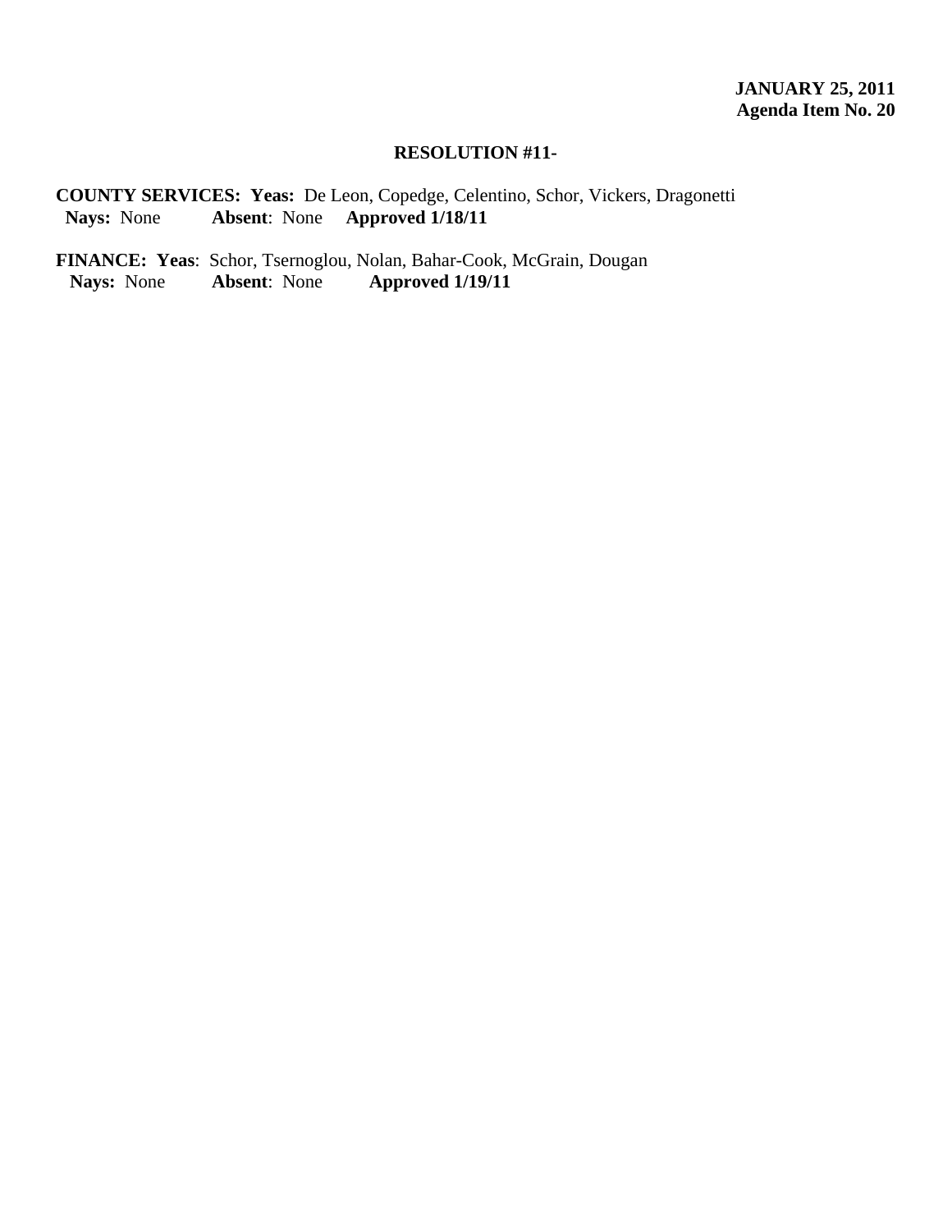**JANUARY 25, 2011**
**Agenda Item No. 20**

**RESOLUTION #11-**

**COUNTY SERVICES: Yeas:** De Leon, Copedge, Celentino, Schor, Vickers, Dragonetti
**Nays:** None **Absent**: None **Approved 1/18/11**

**FINANCE: Yeas**: Schor, Tsernoglou, Nolan, Bahar-Cook, McGrain, Dougan
**Nays:** None **Absent**: None **Approved 1/19/11**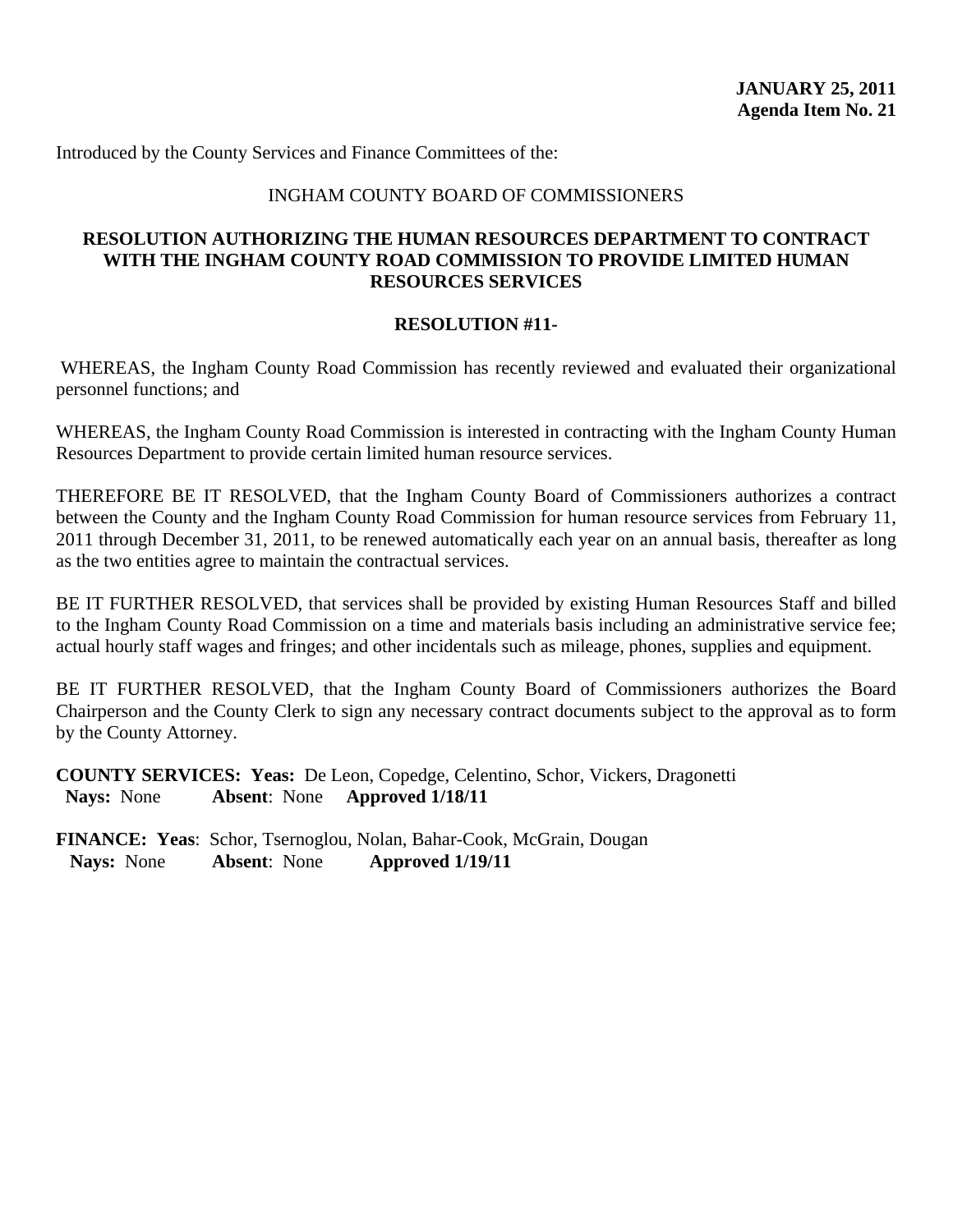**JANUARY 25, 2011**
**Agenda Item No. 21**

Introduced by the County Services and Finance Committees of the:

INGHAM COUNTY BOARD OF COMMISSIONERS

**RESOLUTION AUTHORIZING THE HUMAN RESOURCES DEPARTMENT TO CONTRACT WITH THE INGHAM COUNTY ROAD COMMISSION TO PROVIDE LIMITED HUMAN RESOURCES SERVICES**

**RESOLUTION #11-**

WHEREAS, the Ingham County Road Commission has recently reviewed and evaluated their organizational personnel functions; and

WHEREAS, the Ingham County Road Commission is interested in contracting with the Ingham County Human Resources Department to provide certain limited human resource services.

THEREFORE BE IT RESOLVED, that the Ingham County Board of Commissioners authorizes a contract between the County and the Ingham County Road Commission for human resource services from February 11, 2011 through December 31, 2011, to be renewed automatically each year on an annual basis, thereafter as long as the two entities agree to maintain the contractual services.

BE IT FURTHER RESOLVED, that services shall be provided by existing Human Resources Staff and billed to the Ingham County Road Commission on a time and materials basis including an administrative service fee; actual hourly staff wages and fringes; and other incidentals such as mileage, phones, supplies and equipment.

BE IT FURTHER RESOLVED, that the Ingham County Board of Commissioners authorizes the Board Chairperson and the County Clerk to sign any necessary contract documents subject to the approval as to form by the County Attorney.

**COUNTY SERVICES: Yeas:** De Leon, Copedge, Celentino, Schor, Vickers, Dragonetti
**Nays:** None **Absent**: None **Approved 1/18/11**

**FINANCE: Yeas**: Schor, Tsernoglou, Nolan, Bahar-Cook, McGrain, Dougan
**Nays:** None **Absent**: None **Approved 1/19/11**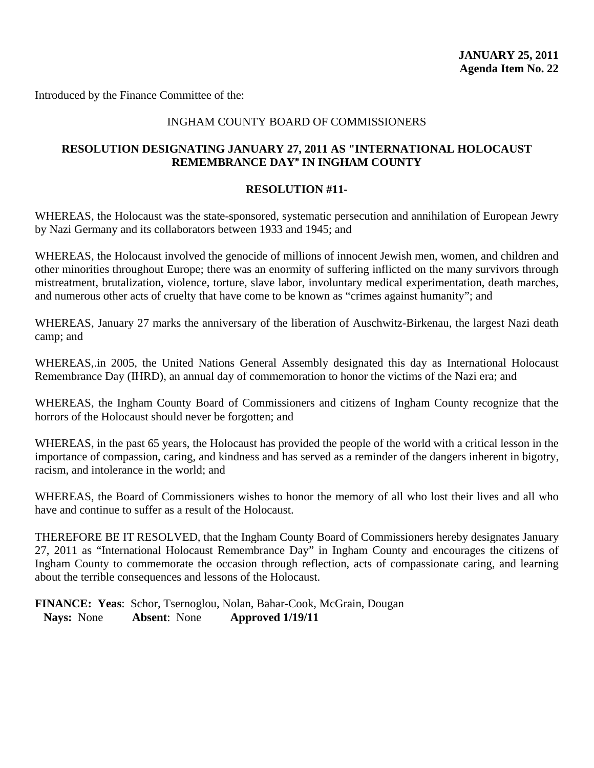**JANUARY 25, 2011**
**Agenda Item No. 22**

Introduced by the Finance Committee of the:

INGHAM COUNTY BOARD OF COMMISSIONERS

**RESOLUTION DESIGNATING JANUARY 27, 2011 AS "INTERNATIONAL HOLOCAUST REMEMBRANCE DAY" IN INGHAM COUNTY**

**RESOLUTION #11-**

WHEREAS, the Holocaust was the state-sponsored, systematic persecution and annihilation of European Jewry by Nazi Germany and its collaborators between 1933 and 1945; and

WHEREAS, the Holocaust involved the genocide of millions of innocent Jewish men, women, and children and other minorities throughout Europe; there was an enormity of suffering inflicted on the many survivors through mistreatment, brutalization, violence, torture, slave labor, involuntary medical experimentation, death marches, and numerous other acts of cruelty that have come to be known as "crimes against humanity"; and

WHEREAS, January 27 marks the anniversary of the liberation of Auschwitz-Birkenau, the largest Nazi death camp; and

WHEREAS,.in 2005, the United Nations General Assembly designated this day as International Holocaust Remembrance Day (IHRD), an annual day of commemoration to honor the victims of the Nazi era; and

WHEREAS, the Ingham County Board of Commissioners and citizens of Ingham County recognize that the horrors of the Holocaust should never be forgotten; and

WHEREAS, in the past 65 years, the Holocaust has provided the people of the world with a critical lesson in the importance of compassion, caring, and kindness and has served as a reminder of the dangers inherent in bigotry, racism, and intolerance in the world; and

WHEREAS, the Board of Commissioners wishes to honor the memory of all who lost their lives and all who have and continue to suffer as a result of the Holocaust.

THEREFORE BE IT RESOLVED, that the Ingham County Board of Commissioners hereby designates January 27, 2011 as "International Holocaust Remembrance Day" in Ingham County and encourages the citizens of Ingham County to commemorate the occasion through reflection, acts of compassionate caring, and learning about the terrible consequences and lessons of the Holocaust.

**FINANCE: Yeas**: Schor, Tsernoglou, Nolan, Bahar-Cook, McGrain, Dougan
**Nays:** None **Absent**: None **Approved 1/19/11**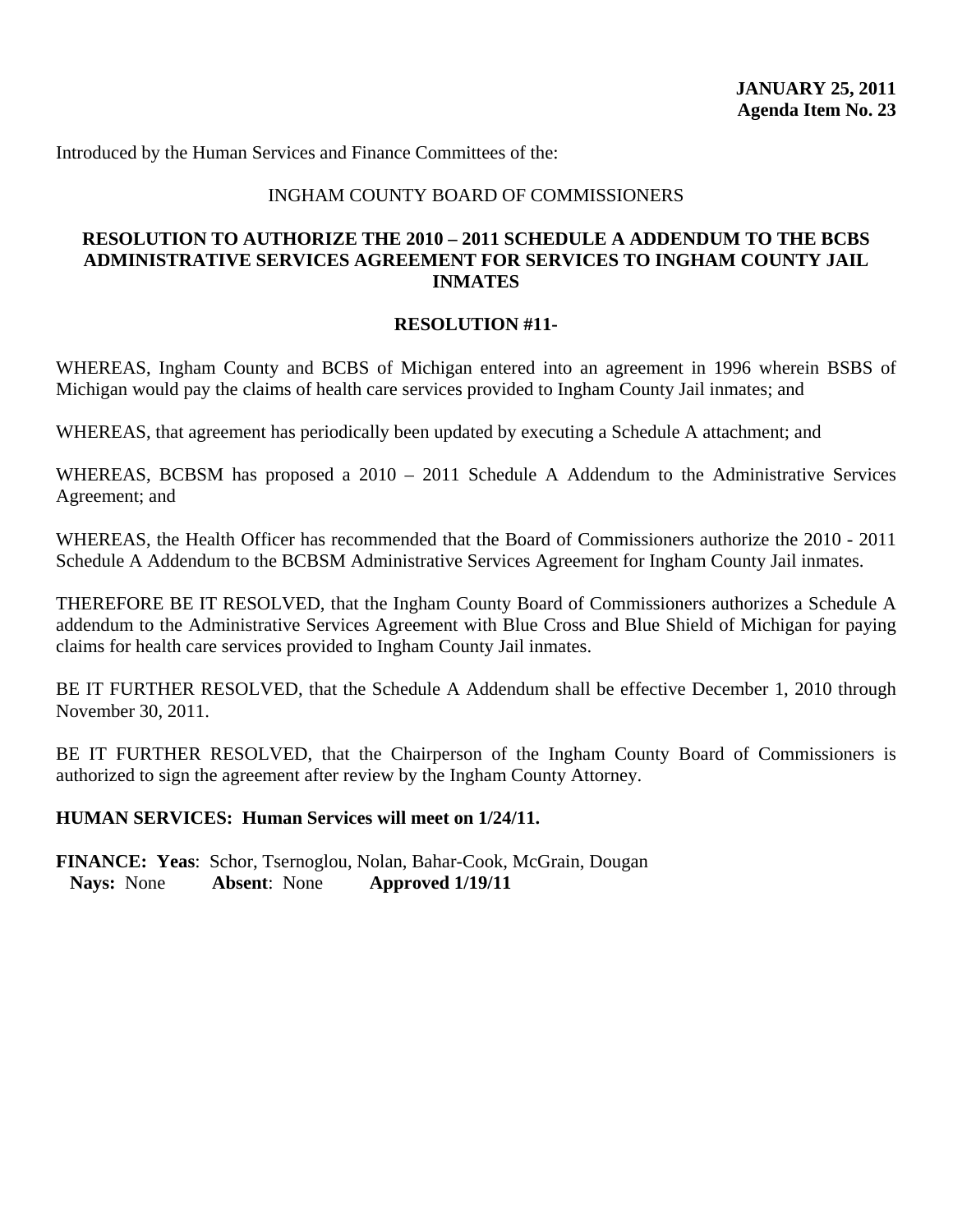**JANUARY 25, 2011**
**Agenda Item No. 23**

Introduced by the Human Services and Finance Committees of the:

INGHAM COUNTY BOARD OF COMMISSIONERS

**RESOLUTION TO AUTHORIZE THE 2010 – 2011 SCHEDULE A ADDENDUM TO THE BCBS ADMINISTRATIVE SERVICES AGREEMENT FOR SERVICES TO INGHAM COUNTY JAIL INMATES**

**RESOLUTION #11-**

WHEREAS, Ingham County and BCBS of Michigan entered into an agreement in 1996 wherein BSBS of Michigan would pay the claims of health care services provided to Ingham County Jail inmates; and

WHEREAS, that agreement has periodically been updated by executing a Schedule A attachment; and

WHEREAS, BCBSM has proposed a 2010 – 2011 Schedule A Addendum to the Administrative Services Agreement; and

WHEREAS, the Health Officer has recommended that the Board of Commissioners authorize the 2010 - 2011 Schedule A Addendum to the BCBSM Administrative Services Agreement for Ingham County Jail inmates.

THEREFORE BE IT RESOLVED, that the Ingham County Board of Commissioners authorizes a Schedule A addendum to the Administrative Services Agreement with Blue Cross and Blue Shield of Michigan for paying claims for health care services provided to Ingham County Jail inmates.

BE IT FURTHER RESOLVED, that the Schedule A Addendum shall be effective December 1, 2010 through November 30, 2011.

BE IT FURTHER RESOLVED, that the Chairperson of the Ingham County Board of Commissioners is authorized to sign the agreement after review by the Ingham County Attorney.

**HUMAN SERVICES: Human Services will meet on 1/24/11.**

**FINANCE: Yeas**: Schor, Tsernoglou, Nolan, Bahar-Cook, McGrain, Dougan
**Nays:** None **Absent**: None **Approved 1/19/11**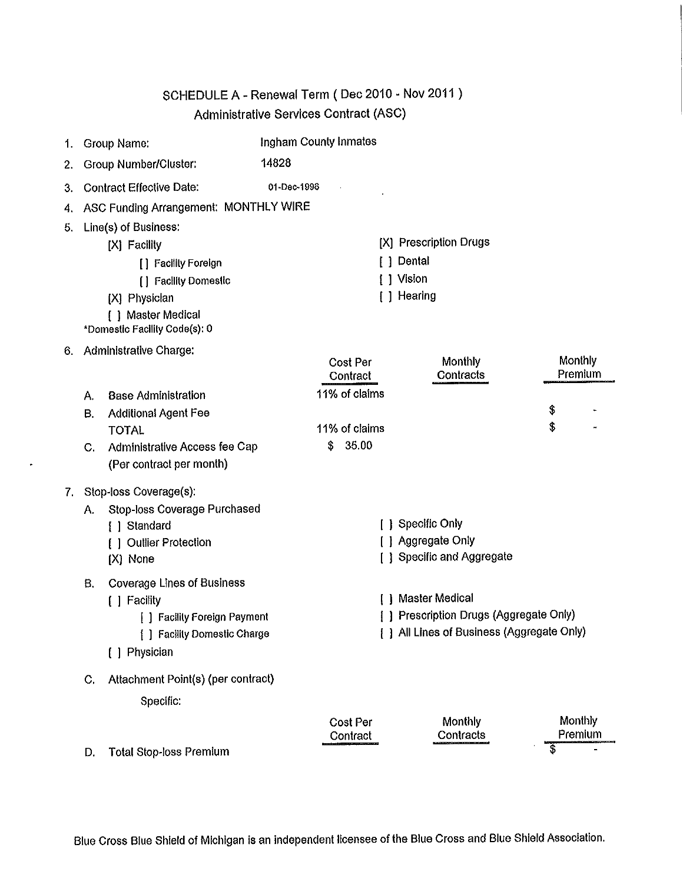# SCHEDULE A - Renewal Term ( Dec 2010 - Nov 2011 )

## Administrative Services Contract (ASC)

1. Group Name: Ingham County Inmates
2. Group Number/Cluster: 14828
3. Contract Effective Date: 01-Dec-1996
4. ASC Funding Arrangement: MONTHLY WIRE
5. Line(s) of Business:
   - [X] Facility
     - [ ] Facility Foreign
     - [ ] Facility Domestic
   - [X] Physician
   - [ ] Master Medical
   - [X] Prescription Drugs
   - [ ] Dental
   - [ ] Vision
   - [ ] Hearing

   *Domestic Facility Code(s): 0

6. Administrative Charge:

| | Cost Per Contract | Monthly Contracts | Monthly Premium |
|---|---|---|---|
| A. Base Administration | 11% of claims | | |
| B. Additional Agent Fee | | | $ - |
| TOTAL | 11% of claims | | $ - |
| C. Administrative Access fee Cap (Per contract per month) | $ 35.00 | | |

7. Stop-loss Coverage(s):

   A. Stop-loss Coverage Purchased
   - [ ] Standard
   - [ ] Outlier Protection
   - [X] None
   - [ ] Specific Only
   - [ ] Aggregate Only
   - [ ] Specific and Aggregate

   B. Coverage Lines of Business
   - [ ] Facility
     - [ ] Facility Foreign Payment
     - [ ] Facility Domestic Charge
   - [ ] Physician
   - [ ] Master Medical
   - [ ] Prescription Drugs (Aggregate Only)
   - [ ] All Lines of Business (Aggregate Only)

   C. Attachment Point(s) (per contract)

   Specific:

| | Cost Per Contract | Monthly Contracts | Monthly Premium |
|---|---|---|---|
| D. Total Stop-loss Premium | | | $ - |

Blue Cross Blue Shield of Michigan is an independent licensee of the Blue Cross and Blue Shield Association.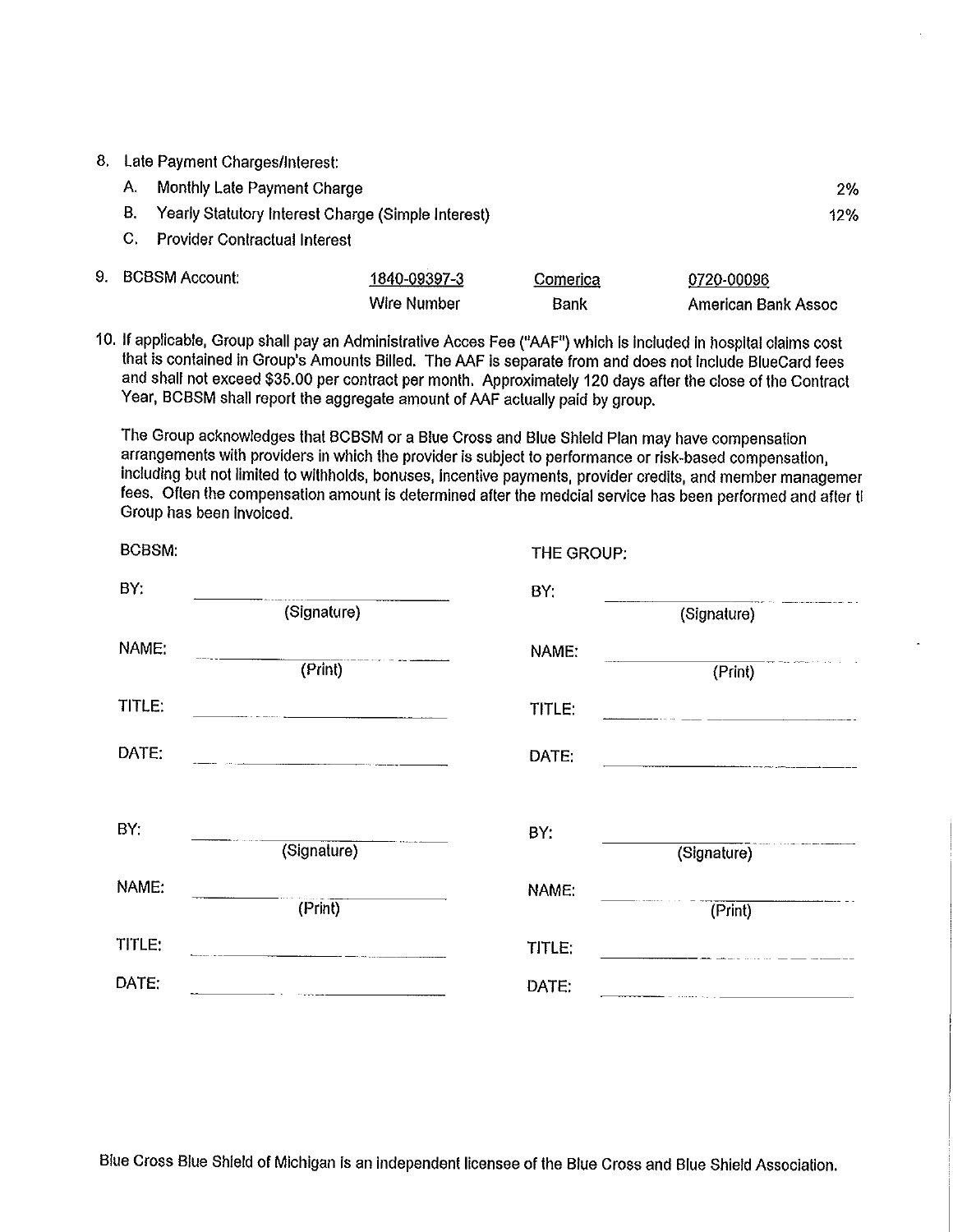8. Late Payment Charges/Interest:

   A. Monthly Late Payment Charge — 2%

   B. Yearly Statutory Interest Charge (Simple Interest) — 12%

   C. Provider Contractual Interest

9. BCBSM Account:

| | | | |
|---|---|---|---|
| BCBSM Account: | 1840-09397-3 | Comerica | 0720-00096 |
| | Wire Number | Bank | American Bank Assoc |

10. If applicable, Group shall pay an Administrative Acces Fee ("AAF") which is included in hospital claims cost that is contained in Group's Amounts Billed. The AAF is separate from and does not include BlueCard fees and shall not exceed $35.00 per contract per month. Approximately 120 days after the close of the Contract Year, BCBSM shall report the aggregate amount of AAF actually paid by group.

    The Group acknowledges that BCBSM or a Blue Cross and Blue Shield Plan may have compensation arrangements with providers in which the provider is subject to performance or risk-based compensation, including but not limited to withholds, bonuses, incentive payments, provider credits, and member managemer fees. Often the compensation amount is determined after the medcial service has been performed and after tl Group has been invoiced.

| BCBSM: | | THE GROUP: | |
|---|---|---|---|
| BY: | ____________ (Signature) | BY: | ____________ (Signature) |
| NAME: | ____________ (Print) | NAME: | ____________ (Print) |
| TITLE: | ____________ | TITLE: | ____________ |
| DATE: | ____________ | DATE: | ____________ |
| | | | |
| BY: | ____________ (Signature) | BY: | ____________ (Signature) |
| NAME: | ____________ (Print) | NAME: | ____________ (Print) |
| TITLE: | ____________ | TITLE: | ____________ |
| DATE: | ____________ | DATE: | ____________ |

Blue Cross Blue Shield of Michigan is an independent licensee of the Blue Cross and Blue Shield Association.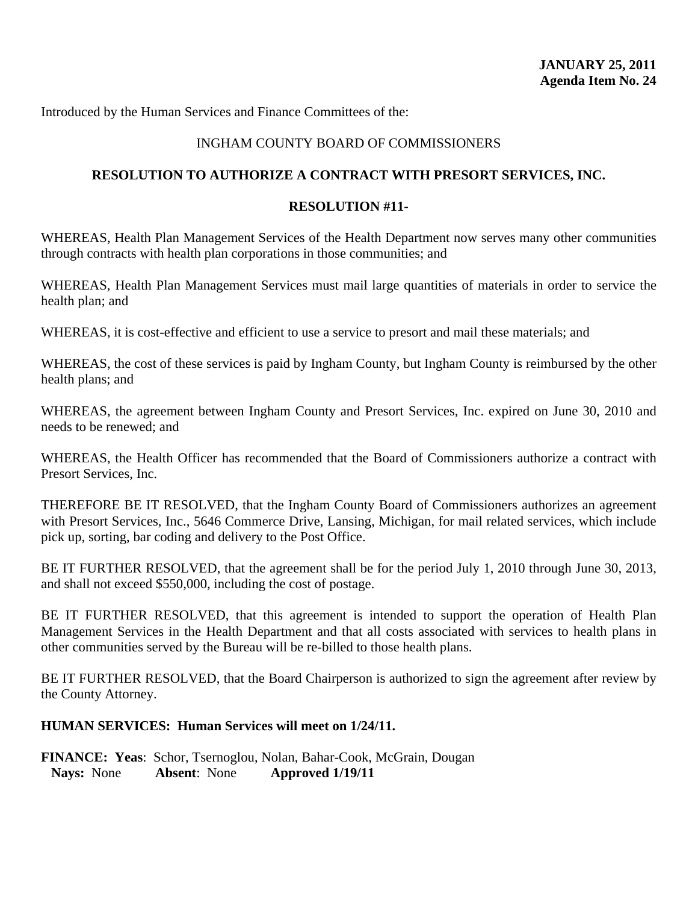**JANUARY 25, 2011**
**Agenda Item No. 24**

Introduced by the Human Services and Finance Committees of the:

INGHAM COUNTY BOARD OF COMMISSIONERS

## RESOLUTION TO AUTHORIZE A CONTRACT WITH PRESORT SERVICES, INC.

### RESOLUTION #11-

WHEREAS, Health Plan Management Services of the Health Department now serves many other communities through contracts with health plan corporations in those communities; and

WHEREAS, Health Plan Management Services must mail large quantities of materials in order to service the health plan; and

WHEREAS, it is cost-effective and efficient to use a service to presort and mail these materials; and

WHEREAS, the cost of these services is paid by Ingham County, but Ingham County is reimbursed by the other health plans; and

WHEREAS, the agreement between Ingham County and Presort Services, Inc. expired on June 30, 2010 and needs to be renewed; and

WHEREAS, the Health Officer has recommended that the Board of Commissioners authorize a contract with Presort Services, Inc.

THEREFORE BE IT RESOLVED, that the Ingham County Board of Commissioners authorizes an agreement with Presort Services, Inc., 5646 Commerce Drive, Lansing, Michigan, for mail related services, which include pick up, sorting, bar coding and delivery to the Post Office.

BE IT FURTHER RESOLVED, that the agreement shall be for the period July 1, 2010 through June 30, 2013, and shall not exceed $550,000, including the cost of postage.

BE IT FURTHER RESOLVED, that this agreement is intended to support the operation of Health Plan Management Services in the Health Department and that all costs associated with services to health plans in other communities served by the Bureau will be re-billed to those health plans.

BE IT FURTHER RESOLVED, that the Board Chairperson is authorized to sign the agreement after review by the County Attorney.

**HUMAN SERVICES: Human Services will meet on 1/24/11.**

**FINANCE: Yeas**: Schor, Tsernoglou, Nolan, Bahar-Cook, McGrain, Dougan
**Nays:** None **Absent**: None **Approved 1/19/11**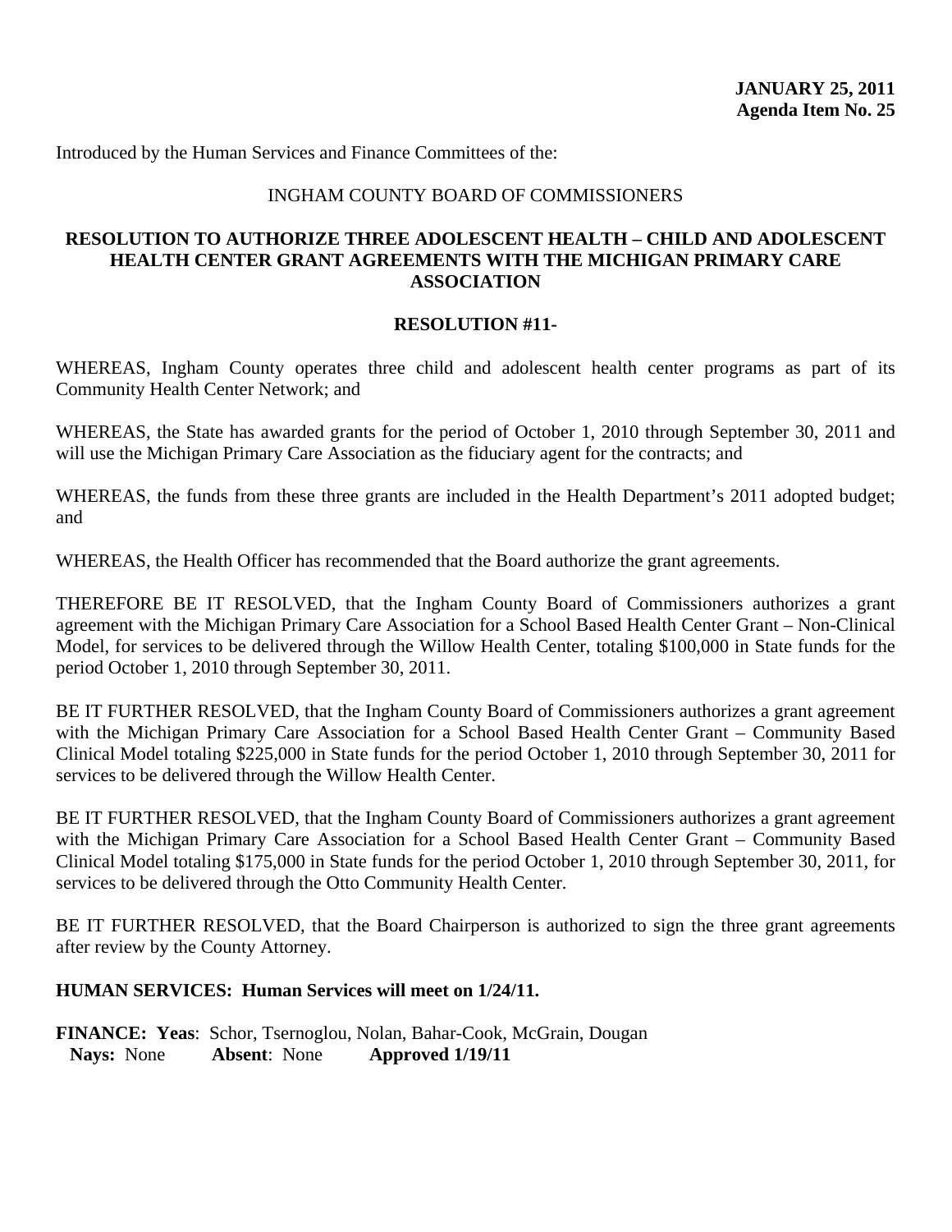**JANUARY 25, 2011**
**Agenda Item No. 25**

Introduced by the Human Services and Finance Committees of the:

INGHAM COUNTY BOARD OF COMMISSIONERS

**RESOLUTION TO AUTHORIZE THREE ADOLESCENT HEALTH – CHILD AND ADOLESCENT HEALTH CENTER GRANT AGREEMENTS WITH THE MICHIGAN PRIMARY CARE ASSOCIATION**

**RESOLUTION #11-**

WHEREAS, Ingham County operates three child and adolescent health center programs as part of its Community Health Center Network; and

WHEREAS, the State has awarded grants for the period of October 1, 2010 through September 30, 2011 and will use the Michigan Primary Care Association as the fiduciary agent for the contracts; and

WHEREAS, the funds from these three grants are included in the Health Department's 2011 adopted budget; and

WHEREAS, the Health Officer has recommended that the Board authorize the grant agreements.

THEREFORE BE IT RESOLVED, that the Ingham County Board of Commissioners authorizes a grant agreement with the Michigan Primary Care Association for a School Based Health Center Grant – Non-Clinical Model, for services to be delivered through the Willow Health Center, totaling $100,000 in State funds for the period October 1, 2010 through September 30, 2011.

BE IT FURTHER RESOLVED, that the Ingham County Board of Commissioners authorizes a grant agreement with the Michigan Primary Care Association for a School Based Health Center Grant – Community Based Clinical Model totaling $225,000 in State funds for the period October 1, 2010 through September 30, 2011 for services to be delivered through the Willow Health Center.

BE IT FURTHER RESOLVED, that the Ingham County Board of Commissioners authorizes a grant agreement with the Michigan Primary Care Association for a School Based Health Center Grant – Community Based Clinical Model totaling $175,000 in State funds for the period October 1, 2010 through September 30, 2011, for services to be delivered through the Otto Community Health Center.

BE IT FURTHER RESOLVED, that the Board Chairperson is authorized to sign the three grant agreements after review by the County Attorney.

**HUMAN SERVICES: Human Services will meet on 1/24/11.**

**FINANCE: Yeas**: Schor, Tsernoglou, Nolan, Bahar-Cook, McGrain, Dougan
**Nays:** None **Absent**: None **Approved 1/19/11**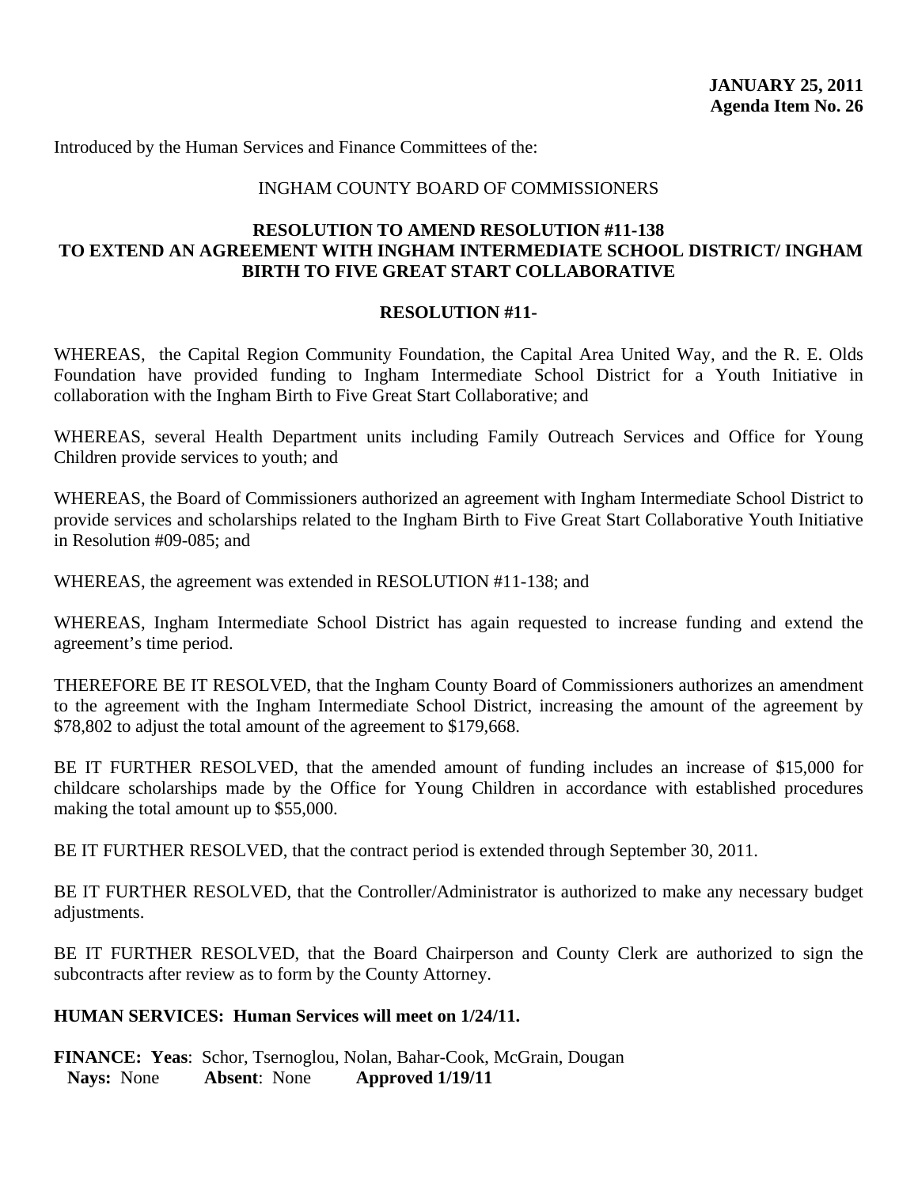**JANUARY 25, 2011**
**Agenda Item No. 26**

Introduced by the Human Services and Finance Committees of the:

INGHAM COUNTY BOARD OF COMMISSIONERS

**RESOLUTION TO AMEND RESOLUTION #11-138 TO EXTEND AN AGREEMENT WITH INGHAM INTERMEDIATE SCHOOL DISTRICT/ INGHAM BIRTH TO FIVE GREAT START COLLABORATIVE**

**RESOLUTION #11-**

WHEREAS, the Capital Region Community Foundation, the Capital Area United Way, and the R. E. Olds Foundation have provided funding to Ingham Intermediate School District for a Youth Initiative in collaboration with the Ingham Birth to Five Great Start Collaborative; and

WHEREAS, several Health Department units including Family Outreach Services and Office for Young Children provide services to youth; and

WHEREAS, the Board of Commissioners authorized an agreement with Ingham Intermediate School District to provide services and scholarships related to the Ingham Birth to Five Great Start Collaborative Youth Initiative in Resolution #09-085; and

WHEREAS, the agreement was extended in RESOLUTION #11-138; and

WHEREAS, Ingham Intermediate School District has again requested to increase funding and extend the agreement's time period.

THEREFORE BE IT RESOLVED, that the Ingham County Board of Commissioners authorizes an amendment to the agreement with the Ingham Intermediate School District, increasing the amount of the agreement by $78,802 to adjust the total amount of the agreement to $179,668.

BE IT FURTHER RESOLVED, that the amended amount of funding includes an increase of $15,000 for childcare scholarships made by the Office for Young Children in accordance with established procedures making the total amount up to $55,000.

BE IT FURTHER RESOLVED, that the contract period is extended through September 30, 2011.

BE IT FURTHER RESOLVED, that the Controller/Administrator is authorized to make any necessary budget adjustments.

BE IT FURTHER RESOLVED, that the Board Chairperson and County Clerk are authorized to sign the subcontracts after review as to form by the County Attorney.

**HUMAN SERVICES: Human Services will meet on 1/24/11.**

**FINANCE: Yeas**: Schor, Tsernoglou, Nolan, Bahar-Cook, McGrain, Dougan
**Nays:** None **Absent**: None **Approved 1/19/11**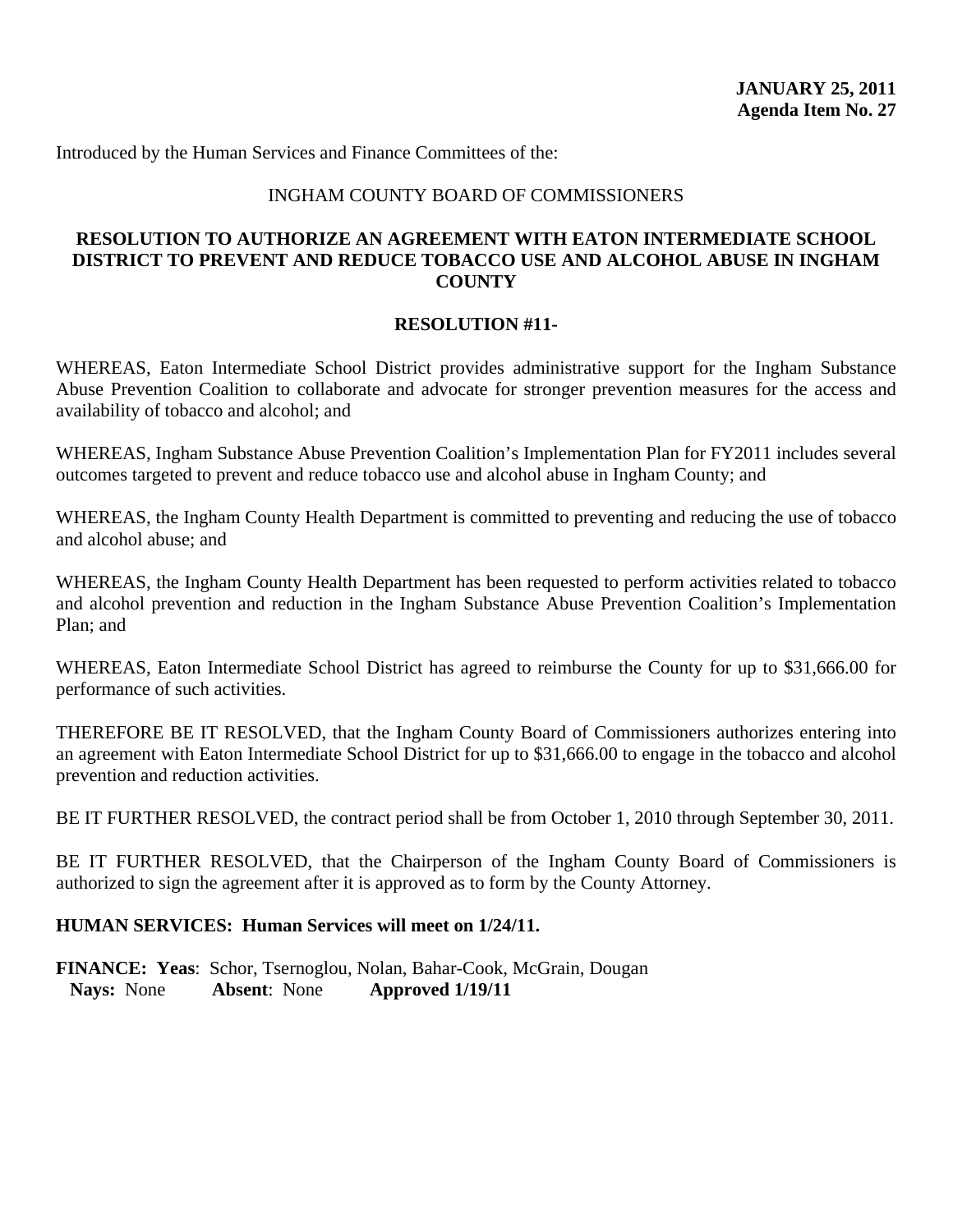**JANUARY 25, 2011**
**Agenda Item No. 27**

Introduced by the Human Services and Finance Committees of the:

INGHAM COUNTY BOARD OF COMMISSIONERS

**RESOLUTION TO AUTHORIZE AN AGREEMENT WITH EATON INTERMEDIATE SCHOOL DISTRICT TO PREVENT AND REDUCE TOBACCO USE AND ALCOHOL ABUSE IN INGHAM COUNTY**

**RESOLUTION #11-**

WHEREAS, Eaton Intermediate School District provides administrative support for the Ingham Substance Abuse Prevention Coalition to collaborate and advocate for stronger prevention measures for the access and availability of tobacco and alcohol; and

WHEREAS, Ingham Substance Abuse Prevention Coalition's Implementation Plan for FY2011 includes several outcomes targeted to prevent and reduce tobacco use and alcohol abuse in Ingham County; and

WHEREAS, the Ingham County Health Department is committed to preventing and reducing the use of tobacco and alcohol abuse; and

WHEREAS, the Ingham County Health Department has been requested to perform activities related to tobacco and alcohol prevention and reduction in the Ingham Substance Abuse Prevention Coalition's Implementation Plan; and

WHEREAS, Eaton Intermediate School District has agreed to reimburse the County for up to $31,666.00 for performance of such activities.

THEREFORE BE IT RESOLVED, that the Ingham County Board of Commissioners authorizes entering into an agreement with Eaton Intermediate School District for up to $31,666.00 to engage in the tobacco and alcohol prevention and reduction activities.

BE IT FURTHER RESOLVED, the contract period shall be from October 1, 2010 through September 30, 2011.

BE IT FURTHER RESOLVED, that the Chairperson of the Ingham County Board of Commissioners is authorized to sign the agreement after it is approved as to form by the County Attorney.

**HUMAN SERVICES: Human Services will meet on 1/24/11.**

**FINANCE: Yeas**: Schor, Tsernoglou, Nolan, Bahar-Cook, McGrain, Dougan
**Nays:** None **Absent**: None **Approved 1/19/11**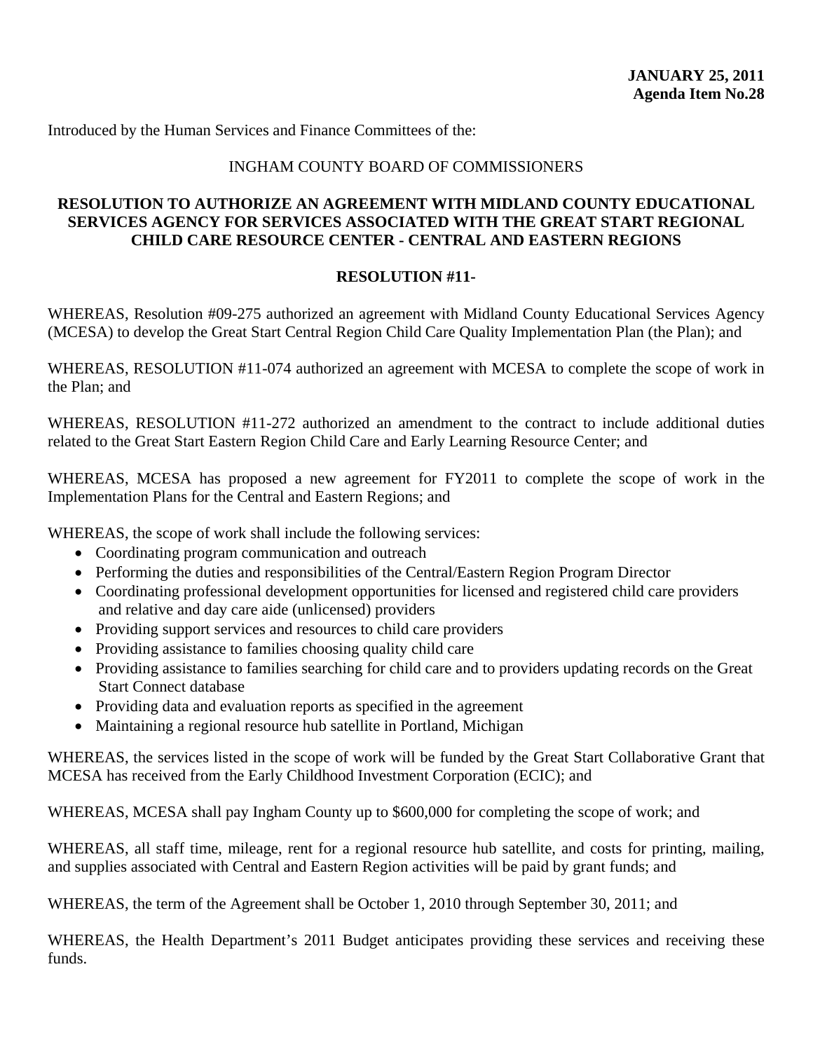**JANUARY 25, 2011**
**Agenda Item No.28**

Introduced by the Human Services and Finance Committees of the:

INGHAM COUNTY BOARD OF COMMISSIONERS

**RESOLUTION TO AUTHORIZE AN AGREEMENT WITH MIDLAND COUNTY EDUCATIONAL SERVICES AGENCY FOR SERVICES ASSOCIATED WITH THE GREAT START REGIONAL CHILD CARE RESOURCE CENTER - CENTRAL AND EASTERN REGIONS**

**RESOLUTION #11-**

WHEREAS, Resolution #09-275 authorized an agreement with Midland County Educational Services Agency (MCESA) to develop the Great Start Central Region Child Care Quality Implementation Plan (the Plan); and

WHEREAS, RESOLUTION #11-074 authorized an agreement with MCESA to complete the scope of work in the Plan; and

WHEREAS, RESOLUTION #11-272 authorized an amendment to the contract to include additional duties related to the Great Start Eastern Region Child Care and Early Learning Resource Center; and

WHEREAS, MCESA has proposed a new agreement for FY2011 to complete the scope of work in the Implementation Plans for the Central and Eastern Regions; and

WHEREAS, the scope of work shall include the following services:

- Coordinating program communication and outreach
- Performing the duties and responsibilities of the Central/Eastern Region Program Director
- Coordinating professional development opportunities for licensed and registered child care providers and relative and day care aide (unlicensed) providers
- Providing support services and resources to child care providers
- Providing assistance to families choosing quality child care
- Providing assistance to families searching for child care and to providers updating records on the Great Start Connect database
- Providing data and evaluation reports as specified in the agreement
- Maintaining a regional resource hub satellite in Portland, Michigan

WHEREAS, the services listed in the scope of work will be funded by the Great Start Collaborative Grant that MCESA has received from the Early Childhood Investment Corporation (ECIC); and

WHEREAS, MCESA shall pay Ingham County up to $600,000 for completing the scope of work; and

WHEREAS, all staff time, mileage, rent for a regional resource hub satellite, and costs for printing, mailing, and supplies associated with Central and Eastern Region activities will be paid by grant funds; and

WHEREAS, the term of the Agreement shall be October 1, 2010 through September 30, 2011; and

WHEREAS, the Health Department's 2011 Budget anticipates providing these services and receiving these funds.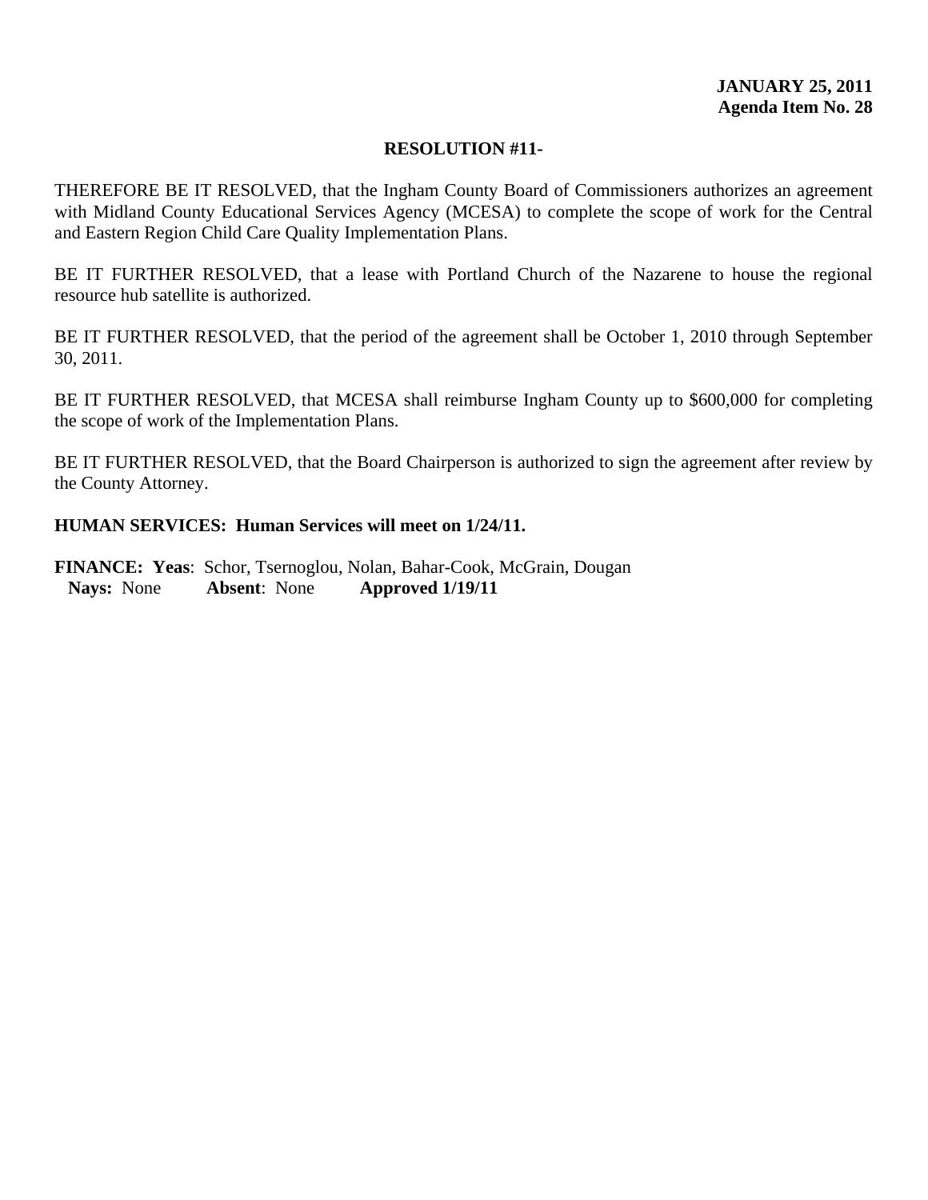**JANUARY 25, 2011**
**Agenda Item No. 28**

**RESOLUTION #11-**

THEREFORE BE IT RESOLVED, that the Ingham County Board of Commissioners authorizes an agreement with Midland County Educational Services Agency (MCESA) to complete the scope of work for the Central and Eastern Region Child Care Quality Implementation Plans.

BE IT FURTHER RESOLVED, that a lease with Portland Church of the Nazarene to house the regional resource hub satellite is authorized.

BE IT FURTHER RESOLVED, that the period of the agreement shall be October 1, 2010 through September 30, 2011.

BE IT FURTHER RESOLVED, that MCESA shall reimburse Ingham County up to $600,000 for completing the scope of work of the Implementation Plans.

BE IT FURTHER RESOLVED, that the Board Chairperson is authorized to sign the agreement after review by the County Attorney.

**HUMAN SERVICES: Human Services will meet on 1/24/11.**

**FINANCE: Yeas**: Schor, Tsernoglou, Nolan, Bahar-Cook, McGrain, Dougan
**Nays:** None **Absent**: None **Approved 1/19/11**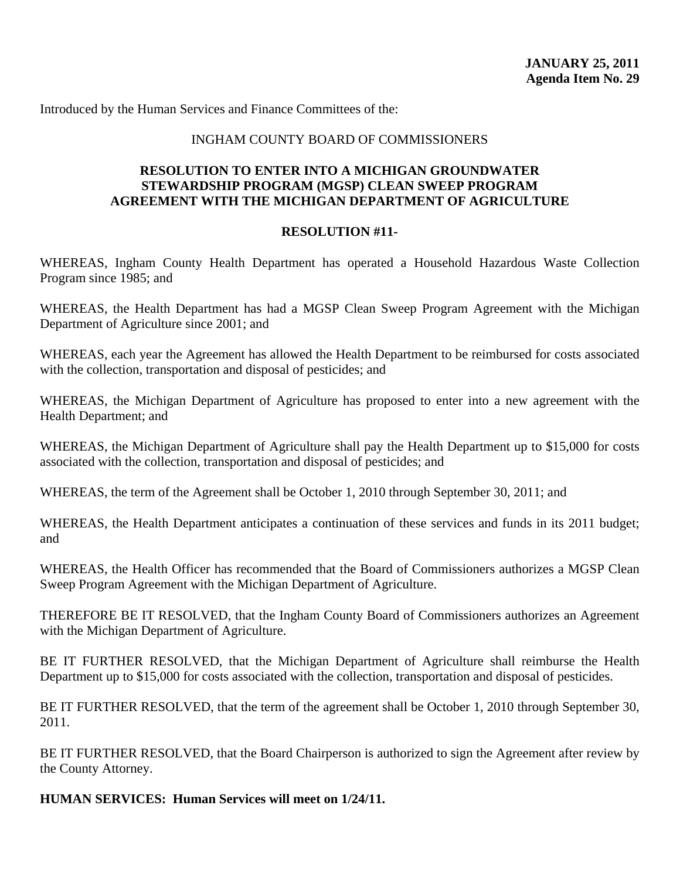**JANUARY 25, 2011**
**Agenda Item No. 29**

Introduced by the Human Services and Finance Committees of the:

INGHAM COUNTY BOARD OF COMMISSIONERS

**RESOLUTION TO ENTER INTO A MICHIGAN GROUNDWATER STEWARDSHIP PROGRAM (MGSP) CLEAN SWEEP PROGRAM AGREEMENT WITH THE MICHIGAN DEPARTMENT OF AGRICULTURE**

**RESOLUTION #11-**

WHEREAS, Ingham County Health Department has operated a Household Hazardous Waste Collection Program since 1985; and

WHEREAS, the Health Department has had a MGSP Clean Sweep Program Agreement with the Michigan Department of Agriculture since 2001; and

WHEREAS, each year the Agreement has allowed the Health Department to be reimbursed for costs associated with the collection, transportation and disposal of pesticides; and

WHEREAS, the Michigan Department of Agriculture has proposed to enter into a new agreement with the Health Department; and

WHEREAS, the Michigan Department of Agriculture shall pay the Health Department up to $15,000 for costs associated with the collection, transportation and disposal of pesticides; and

WHEREAS, the term of the Agreement shall be October 1, 2010 through September 30, 2011; and

WHEREAS, the Health Department anticipates a continuation of these services and funds in its 2011 budget; and

WHEREAS, the Health Officer has recommended that the Board of Commissioners authorizes a MGSP Clean Sweep Program Agreement with the Michigan Department of Agriculture.

THEREFORE BE IT RESOLVED, that the Ingham County Board of Commissioners authorizes an Agreement with the Michigan Department of Agriculture.

BE IT FURTHER RESOLVED, that the Michigan Department of Agriculture shall reimburse the Health Department up to $15,000 for costs associated with the collection, transportation and disposal of pesticides.

BE IT FURTHER RESOLVED, that the term of the agreement shall be October 1, 2010 through September 30, 2011.

BE IT FURTHER RESOLVED, that the Board Chairperson is authorized to sign the Agreement after review by the County Attorney.

**HUMAN SERVICES: Human Services will meet on 1/24/11.**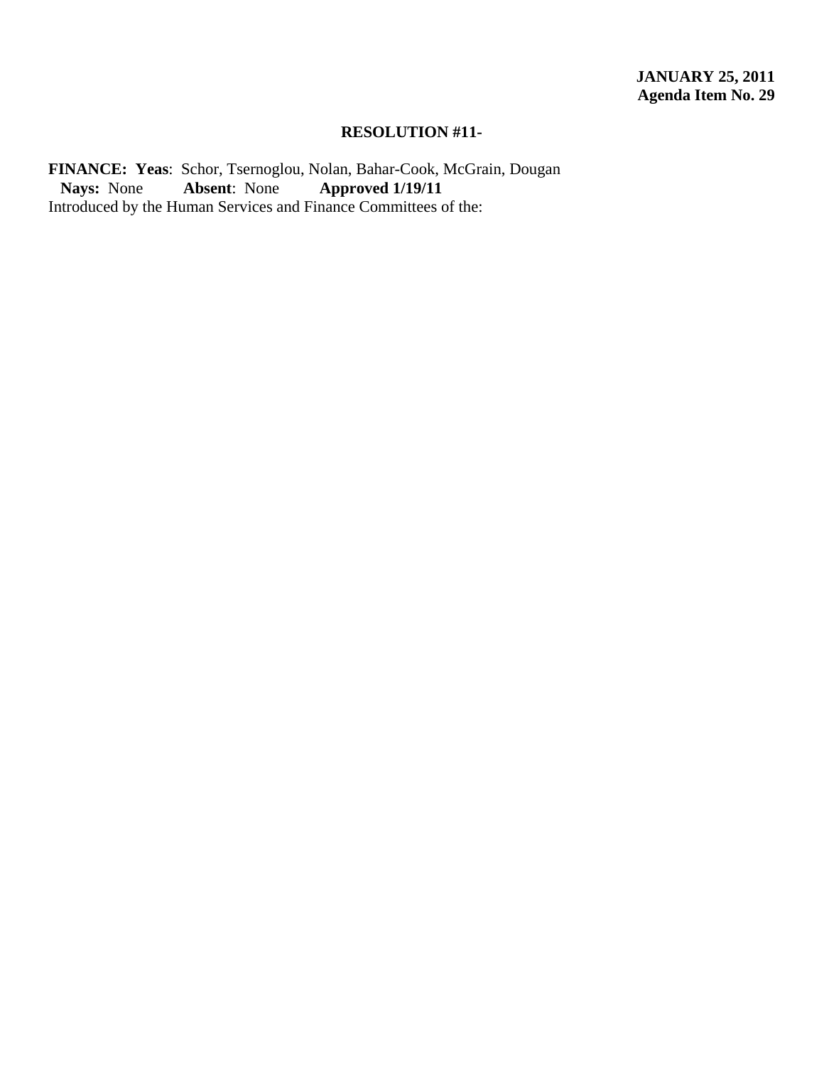**JANUARY 25, 2011**
**Agenda Item No. 29**

**RESOLUTION #11-**

**FINANCE: Yeas**: Schor, Tsernoglou, Nolan, Bahar-Cook, McGrain, Dougan
**Nays:** None **Absent**: None **Approved 1/19/11**
Introduced by the Human Services and Finance Committees of the: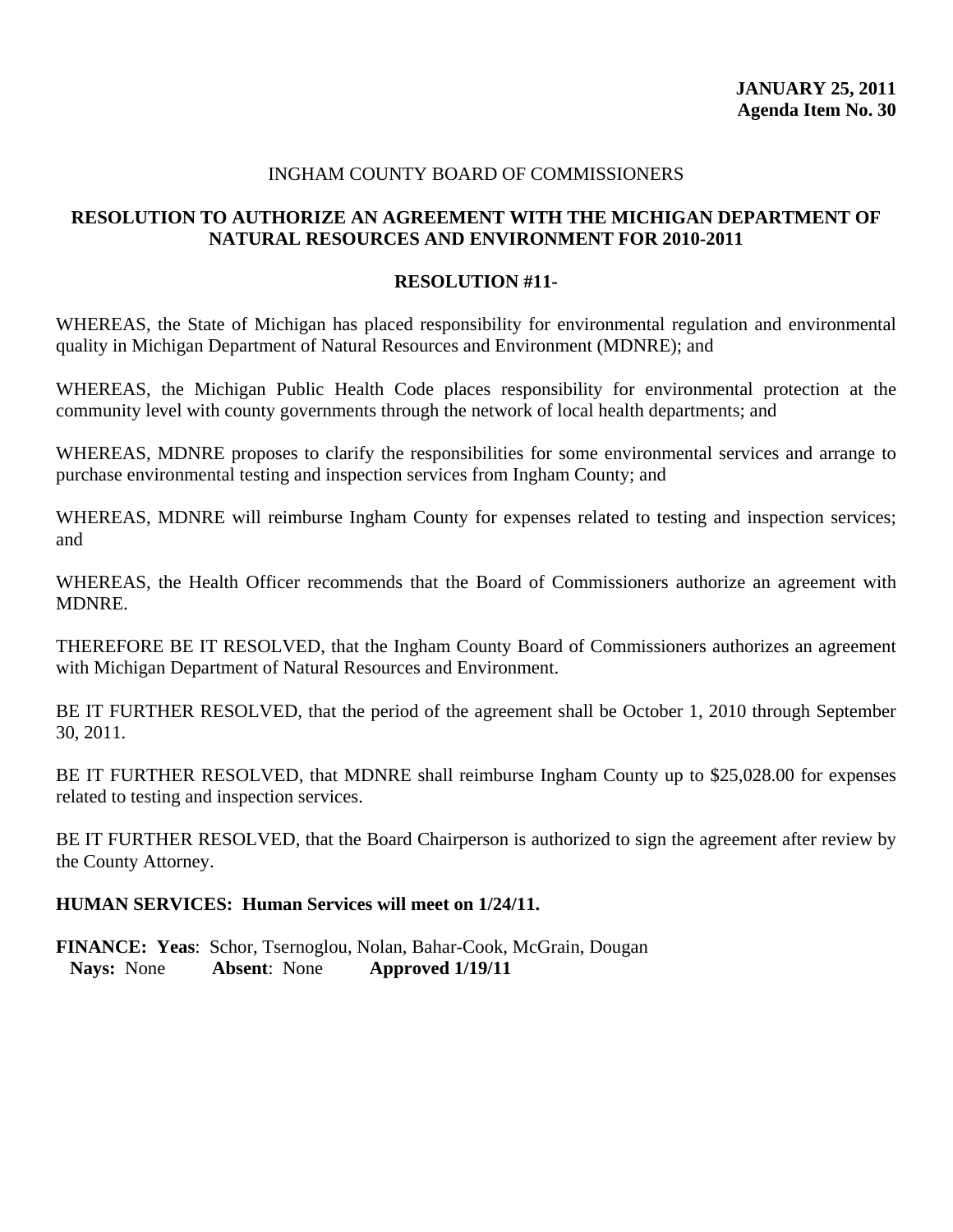**JANUARY 25, 2011**
**Agenda Item No. 30**

INGHAM COUNTY BOARD OF COMMISSIONERS

**RESOLUTION TO AUTHORIZE AN AGREEMENT WITH THE MICHIGAN DEPARTMENT OF NATURAL RESOURCES AND ENVIRONMENT FOR 2010-2011**

**RESOLUTION #11-**

WHEREAS, the State of Michigan has placed responsibility for environmental regulation and environmental quality in Michigan Department of Natural Resources and Environment (MDNRE); and

WHEREAS, the Michigan Public Health Code places responsibility for environmental protection at the community level with county governments through the network of local health departments; and

WHEREAS, MDNRE proposes to clarify the responsibilities for some environmental services and arrange to purchase environmental testing and inspection services from Ingham County; and

WHEREAS, MDNRE will reimburse Ingham County for expenses related to testing and inspection services; and

WHEREAS, the Health Officer recommends that the Board of Commissioners authorize an agreement with MDNRE.

THEREFORE BE IT RESOLVED, that the Ingham County Board of Commissioners authorizes an agreement with Michigan Department of Natural Resources and Environment.

BE IT FURTHER RESOLVED, that the period of the agreement shall be October 1, 2010 through September 30, 2011.

BE IT FURTHER RESOLVED, that MDNRE shall reimburse Ingham County up to $25,028.00 for expenses related to testing and inspection services.

BE IT FURTHER RESOLVED, that the Board Chairperson is authorized to sign the agreement after review by the County Attorney.

**HUMAN SERVICES: Human Services will meet on 1/24/11.**

**FINANCE: Yeas**: Schor, Tsernoglou, Nolan, Bahar-Cook, McGrain, Dougan
**Nays:** None **Absent**: None **Approved 1/19/11**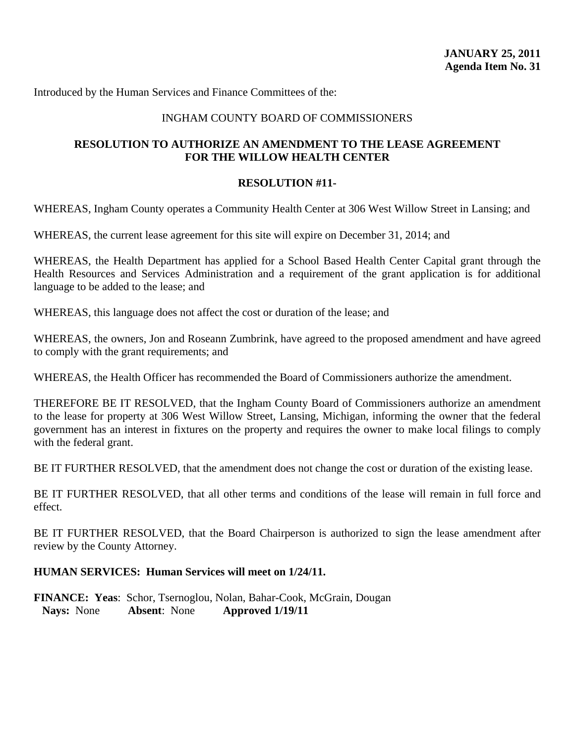**JANUARY 25, 2011**
**Agenda Item No. 31**

Introduced by the Human Services and Finance Committees of the:

INGHAM COUNTY BOARD OF COMMISSIONERS

## RESOLUTION TO AUTHORIZE AN AMENDMENT TO THE LEASE AGREEMENT FOR THE WILLOW HEALTH CENTER

**RESOLUTION #11-**

WHEREAS, Ingham County operates a Community Health Center at 306 West Willow Street in Lansing; and

WHEREAS, the current lease agreement for this site will expire on December 31, 2014; and

WHEREAS, the Health Department has applied for a School Based Health Center Capital grant through the Health Resources and Services Administration and a requirement of the grant application is for additional language to be added to the lease; and

WHEREAS, this language does not affect the cost or duration of the lease; and

WHEREAS, the owners, Jon and Roseann Zumbrink, have agreed to the proposed amendment and have agreed to comply with the grant requirements; and

WHEREAS, the Health Officer has recommended the Board of Commissioners authorize the amendment.

THEREFORE BE IT RESOLVED, that the Ingham County Board of Commissioners authorize an amendment to the lease for property at 306 West Willow Street, Lansing, Michigan, informing the owner that the federal government has an interest in fixtures on the property and requires the owner to make local filings to comply with the federal grant.

BE IT FURTHER RESOLVED, that the amendment does not change the cost or duration of the existing lease.

BE IT FURTHER RESOLVED, that all other terms and conditions of the lease will remain in full force and effect.

BE IT FURTHER RESOLVED, that the Board Chairperson is authorized to sign the lease amendment after review by the County Attorney.

**HUMAN SERVICES: Human Services will meet on 1/24/11.**

**FINANCE: Yeas**: Schor, Tsernoglou, Nolan, Bahar-Cook, McGrain, Dougan
**Nays:** None **Absent**: None **Approved 1/19/11**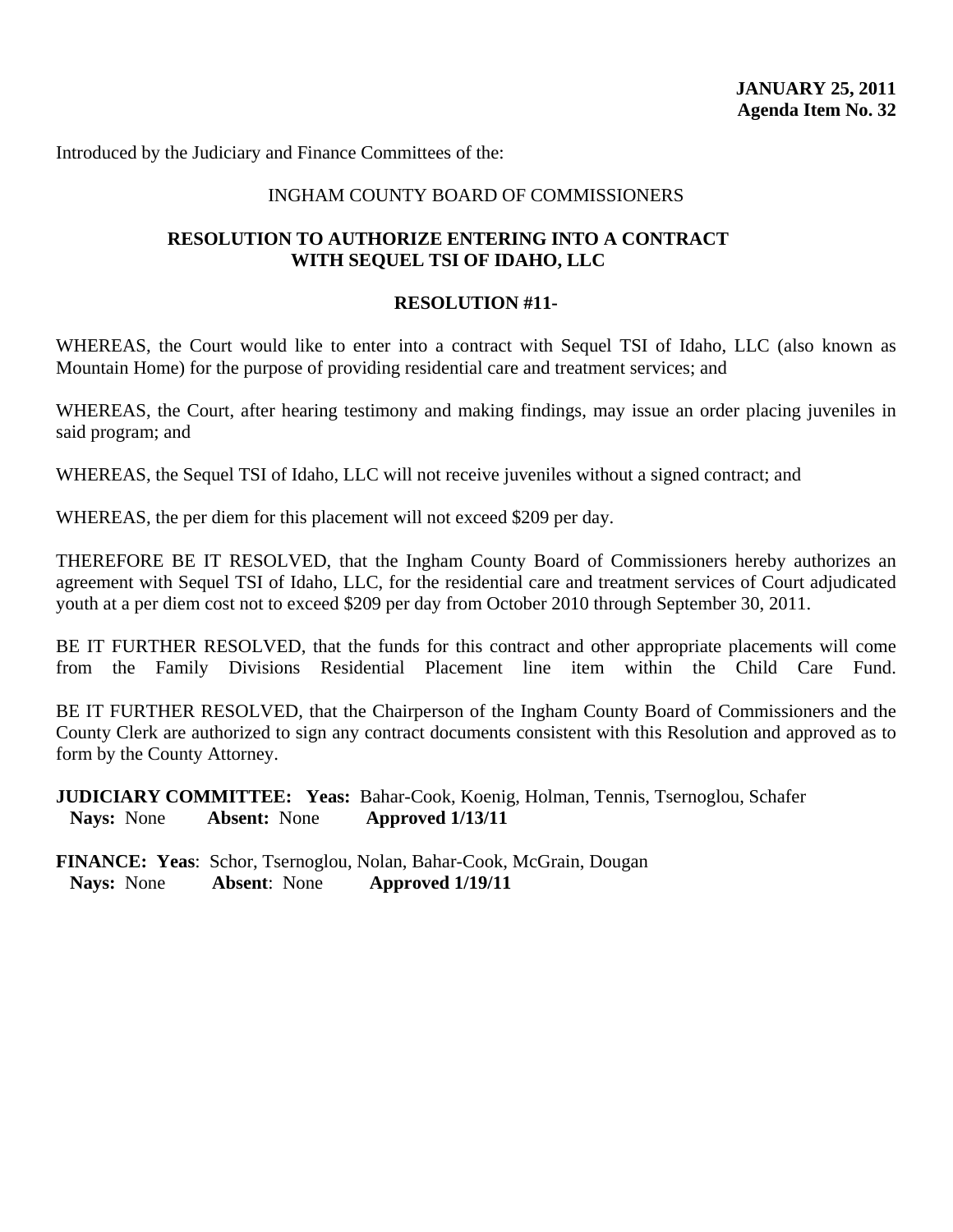**JANUARY 25, 2011**
**Agenda Item No. 32**

Introduced by the Judiciary and Finance Committees of the:

INGHAM COUNTY BOARD OF COMMISSIONERS

**RESOLUTION TO AUTHORIZE ENTERING INTO A CONTRACT WITH SEQUEL TSI OF IDAHO, LLC**

**RESOLUTION #11-**

WHEREAS, the Court would like to enter into a contract with Sequel TSI of Idaho, LLC (also known as Mountain Home) for the purpose of providing residential care and treatment services; and

WHEREAS, the Court, after hearing testimony and making findings, may issue an order placing juveniles in said program; and

WHEREAS, the Sequel TSI of Idaho, LLC will not receive juveniles without a signed contract; and

WHEREAS, the per diem for this placement will not exceed $209 per day.

THEREFORE BE IT RESOLVED, that the Ingham County Board of Commissioners hereby authorizes an agreement with Sequel TSI of Idaho, LLC, for the residential care and treatment services of Court adjudicated youth at a per diem cost not to exceed $209 per day from October 2010 through September 30, 2011.

BE IT FURTHER RESOLVED, that the funds for this contract and other appropriate placements will come from the Family Divisions Residential Placement line item within the Child Care Fund.

BE IT FURTHER RESOLVED, that the Chairperson of the Ingham County Board of Commissioners and the County Clerk are authorized to sign any contract documents consistent with this Resolution and approved as to form by the County Attorney.

**JUDICIARY COMMITTEE: Yeas:** Bahar-Cook, Koenig, Holman, Tennis, Tsernoglou, Schafer
**Nays:** None **Absent:** None **Approved 1/13/11**

**FINANCE: Yeas**: Schor, Tsernoglou, Nolan, Bahar-Cook, McGrain, Dougan
**Nays:** None **Absent**: None **Approved 1/19/11**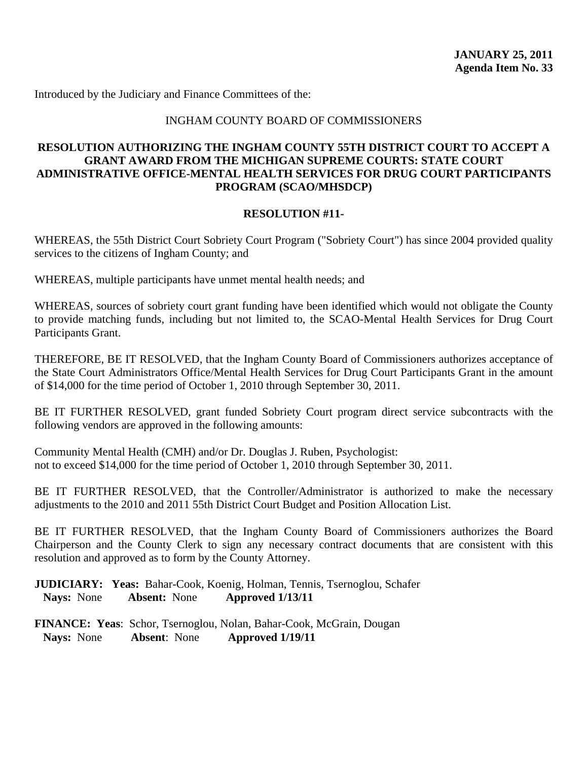**JANUARY 25, 2011**
**Agenda Item No. 33**

Introduced by the Judiciary and Finance Committees of the:

INGHAM COUNTY BOARD OF COMMISSIONERS

**RESOLUTION AUTHORIZING THE INGHAM COUNTY 55TH DISTRICT COURT TO ACCEPT A GRANT AWARD FROM THE MICHIGAN SUPREME COURTS: STATE COURT ADMINISTRATIVE OFFICE-MENTAL HEALTH SERVICES FOR DRUG COURT PARTICIPANTS PROGRAM (SCAO/MHSDCP)**

**RESOLUTION #11-**

WHEREAS, the 55th District Court Sobriety Court Program ("Sobriety Court") has since 2004 provided quality services to the citizens of Ingham County; and

WHEREAS, multiple participants have unmet mental health needs; and

WHEREAS, sources of sobriety court grant funding have been identified which would not obligate the County to provide matching funds, including but not limited to, the SCAO-Mental Health Services for Drug Court Participants Grant.

THEREFORE, BE IT RESOLVED, that the Ingham County Board of Commissioners authorizes acceptance of the State Court Administrators Office/Mental Health Services for Drug Court Participants Grant in the amount of $14,000 for the time period of October 1, 2010 through September 30, 2011.

BE IT FURTHER RESOLVED, grant funded Sobriety Court program direct service subcontracts with the following vendors are approved in the following amounts:

Community Mental Health (CMH) and/or Dr. Douglas J. Ruben, Psychologist:
not to exceed $14,000 for the time period of October 1, 2010 through September 30, 2011.

BE IT FURTHER RESOLVED, that the Controller/Administrator is authorized to make the necessary adjustments to the 2010 and 2011 55th District Court Budget and Position Allocation List.

BE IT FURTHER RESOLVED, that the Ingham County Board of Commissioners authorizes the Board Chairperson and the County Clerk to sign any necessary contract documents that are consistent with this resolution and approved as to form by the County Attorney.

**JUDICIARY: Yeas:** Bahar-Cook, Koenig, Holman, Tennis, Tsernoglou, Schafer
**Nays:** None **Absent:** None **Approved 1/13/11**

**FINANCE: Yeas**: Schor, Tsernoglou, Nolan, Bahar-Cook, McGrain, Dougan
**Nays:** None **Absent**: None **Approved 1/19/11**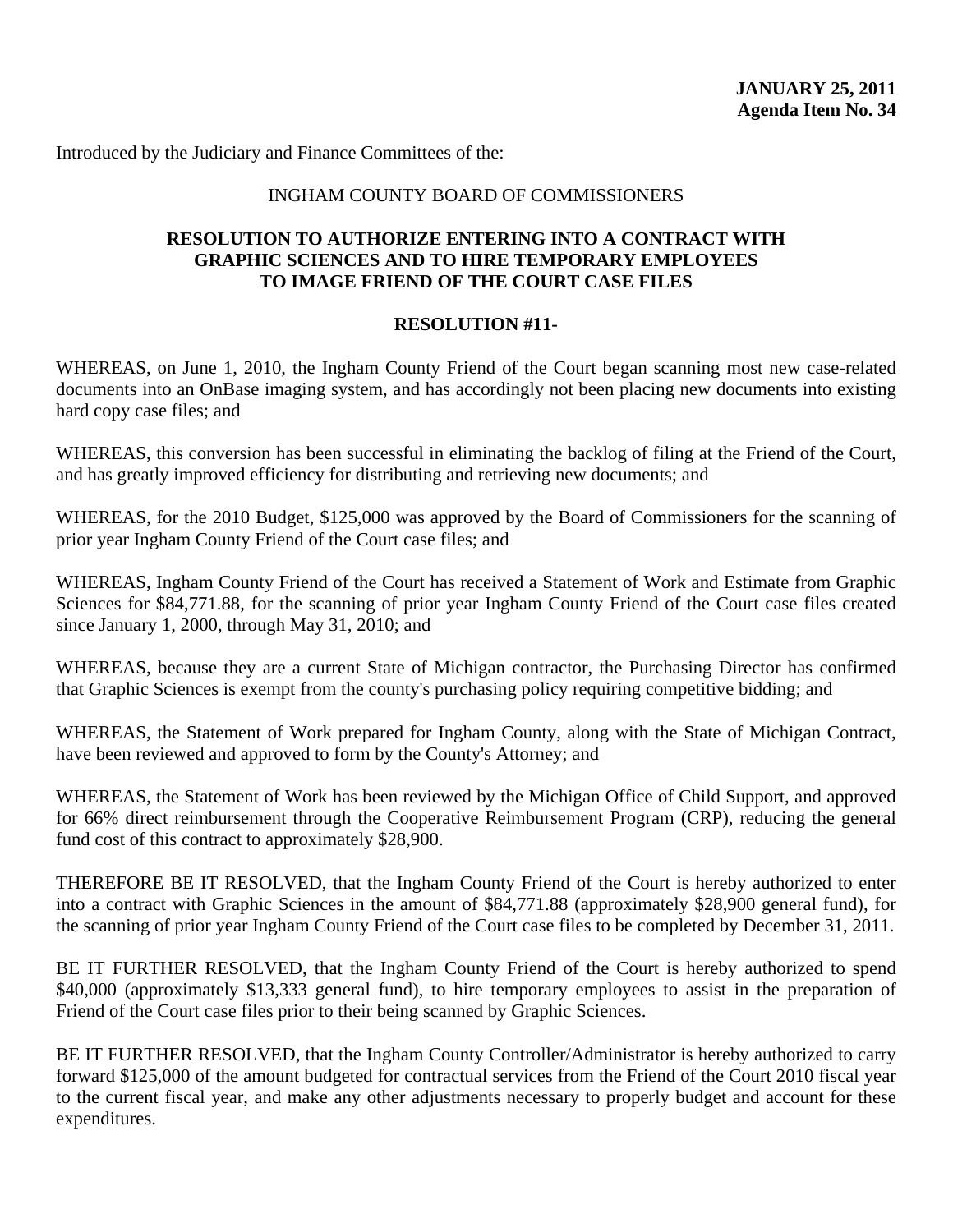**JANUARY 25, 2011**
**Agenda Item No. 34**

Introduced by the Judiciary and Finance Committees of the:

INGHAM COUNTY BOARD OF COMMISSIONERS

## RESOLUTION TO AUTHORIZE ENTERING INTO A CONTRACT WITH GRAPHIC SCIENCES AND TO HIRE TEMPORARY EMPLOYEES TO IMAGE FRIEND OF THE COURT CASE FILES

**RESOLUTION #11-**

WHEREAS, on June 1, 2010, the Ingham County Friend of the Court began scanning most new case-related documents into an OnBase imaging system, and has accordingly not been placing new documents into existing hard copy case files; and

WHEREAS, this conversion has been successful in eliminating the backlog of filing at the Friend of the Court, and has greatly improved efficiency for distributing and retrieving new documents; and

WHEREAS, for the 2010 Budget, $125,000 was approved by the Board of Commissioners for the scanning of prior year Ingham County Friend of the Court case files; and

WHEREAS, Ingham County Friend of the Court has received a Statement of Work and Estimate from Graphic Sciences for $84,771.88, for the scanning of prior year Ingham County Friend of the Court case files created since January 1, 2000, through May 31, 2010; and

WHEREAS, because they are a current State of Michigan contractor, the Purchasing Director has confirmed that Graphic Sciences is exempt from the county's purchasing policy requiring competitive bidding; and

WHEREAS, the Statement of Work prepared for Ingham County, along with the State of Michigan Contract, have been reviewed and approved to form by the County's Attorney; and

WHEREAS, the Statement of Work has been reviewed by the Michigan Office of Child Support, and approved for 66% direct reimbursement through the Cooperative Reimbursement Program (CRP), reducing the general fund cost of this contract to approximately $28,900.

THEREFORE BE IT RESOLVED, that the Ingham County Friend of the Court is hereby authorized to enter into a contract with Graphic Sciences in the amount of $84,771.88 (approximately $28,900 general fund), for the scanning of prior year Ingham County Friend of the Court case files to be completed by December 31, 2011.

BE IT FURTHER RESOLVED, that the Ingham County Friend of the Court is hereby authorized to spend $40,000 (approximately $13,333 general fund), to hire temporary employees to assist in the preparation of Friend of the Court case files prior to their being scanned by Graphic Sciences.

BE IT FURTHER RESOLVED, that the Ingham County Controller/Administrator is hereby authorized to carry forward $125,000 of the amount budgeted for contractual services from the Friend of the Court 2010 fiscal year to the current fiscal year, and make any other adjustments necessary to properly budget and account for these expenditures.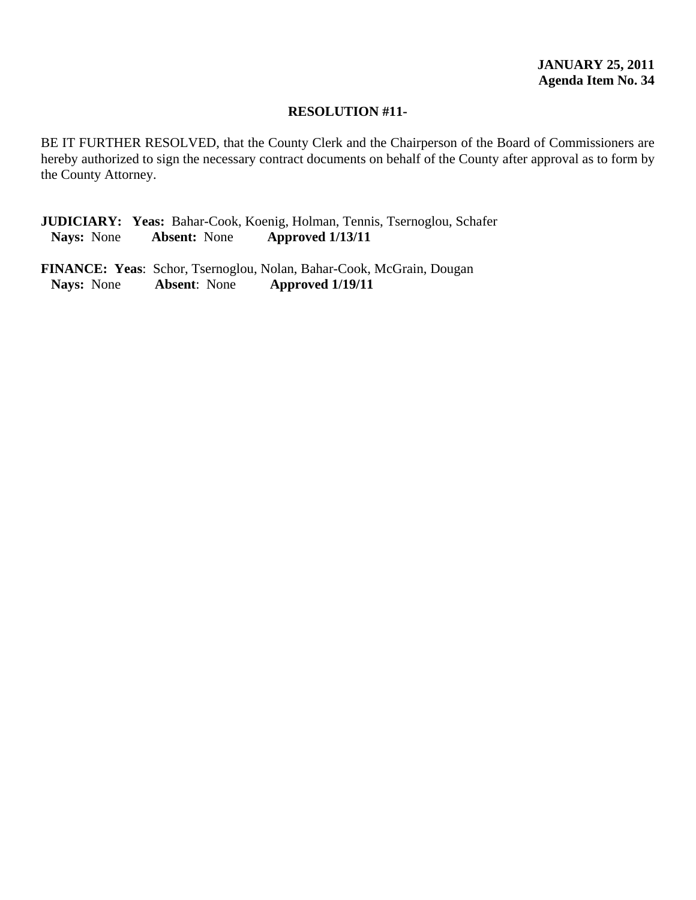**JANUARY 25, 2011**
**Agenda Item No. 34**

**RESOLUTION #11-**

BE IT FURTHER RESOLVED, that the County Clerk and the Chairperson of the Board of Commissioners are hereby authorized to sign the necessary contract documents on behalf of the County after approval as to form by the County Attorney.

**JUDICIARY: Yeas:** Bahar-Cook, Koenig, Holman, Tennis, Tsernoglou, Schafer
**Nays:** None **Absent:** None **Approved 1/13/11**

**FINANCE: Yeas**: Schor, Tsernoglou, Nolan, Bahar-Cook, McGrain, Dougan
**Nays:** None **Absent**: None **Approved 1/19/11**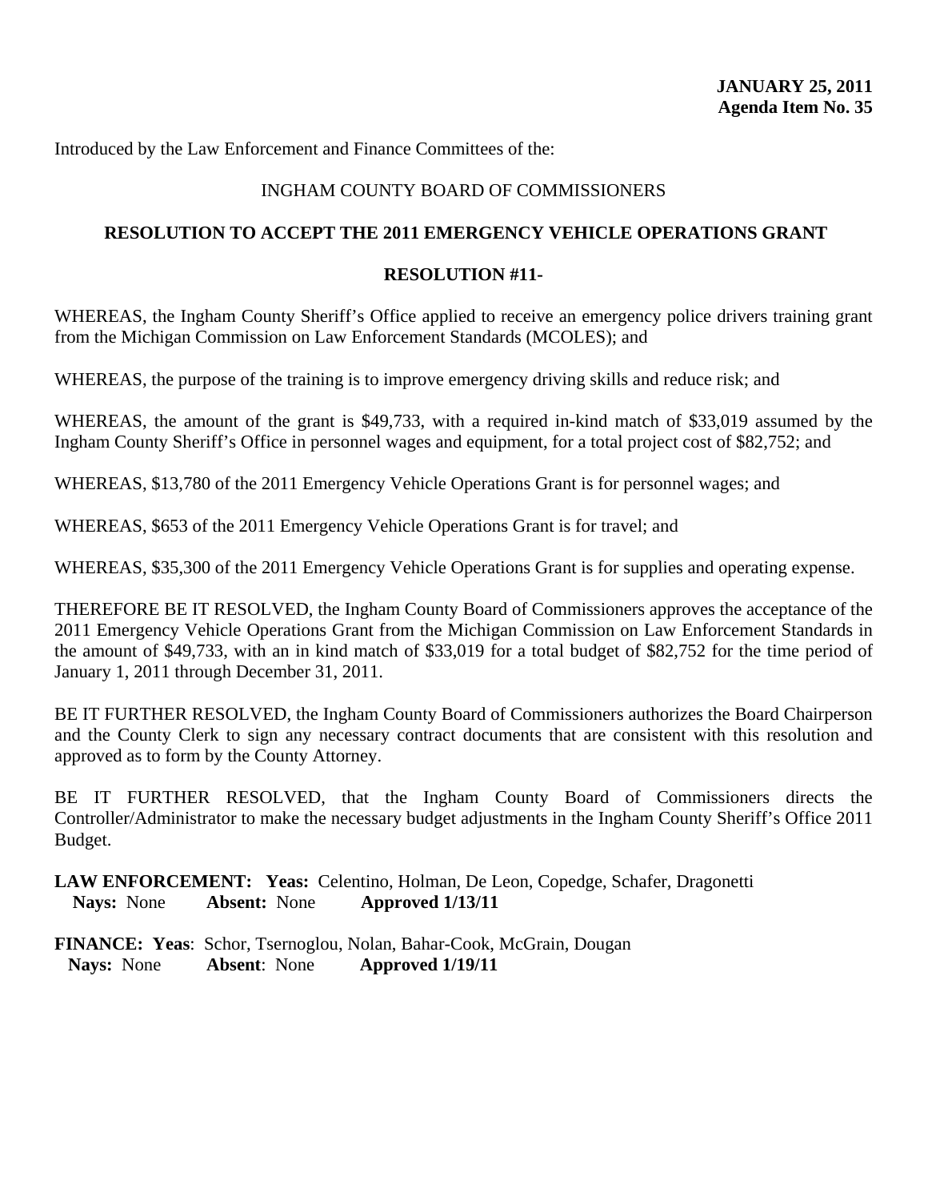**JANUARY 25, 2011**
**Agenda Item No. 35**

Introduced by the Law Enforcement and Finance Committees of the:

INGHAM COUNTY BOARD OF COMMISSIONERS

**RESOLUTION TO ACCEPT THE 2011 EMERGENCY VEHICLE OPERATIONS GRANT**

**RESOLUTION #11-**

WHEREAS, the Ingham County Sheriff's Office applied to receive an emergency police drivers training grant from the Michigan Commission on Law Enforcement Standards (MCOLES); and

WHEREAS, the purpose of the training is to improve emergency driving skills and reduce risk; and

WHEREAS, the amount of the grant is $49,733, with a required in-kind match of $33,019 assumed by the Ingham County Sheriff's Office in personnel wages and equipment, for a total project cost of $82,752; and

WHEREAS, $13,780 of the 2011 Emergency Vehicle Operations Grant is for personnel wages; and

WHEREAS, $653 of the 2011 Emergency Vehicle Operations Grant is for travel; and

WHEREAS, $35,300 of the 2011 Emergency Vehicle Operations Grant is for supplies and operating expense.

THEREFORE BE IT RESOLVED, the Ingham County Board of Commissioners approves the acceptance of the 2011 Emergency Vehicle Operations Grant from the Michigan Commission on Law Enforcement Standards in the amount of $49,733, with an in kind match of $33,019 for a total budget of $82,752 for the time period of January 1, 2011 through December 31, 2011.

BE IT FURTHER RESOLVED, the Ingham County Board of Commissioners authorizes the Board Chairperson and the County Clerk to sign any necessary contract documents that are consistent with this resolution and approved as to form by the County Attorney.

BE IT FURTHER RESOLVED, that the Ingham County Board of Commissioners directs the Controller/Administrator to make the necessary budget adjustments in the Ingham County Sheriff's Office 2011 Budget.

**LAW ENFORCEMENT: Yeas:** Celentino, Holman, De Leon, Copedge, Schafer, Dragonetti
**Nays:** None **Absent:** None **Approved 1/13/11**

**FINANCE: Yeas**: Schor, Tsernoglou, Nolan, Bahar-Cook, McGrain, Dougan
**Nays:** None **Absent**: None **Approved 1/19/11**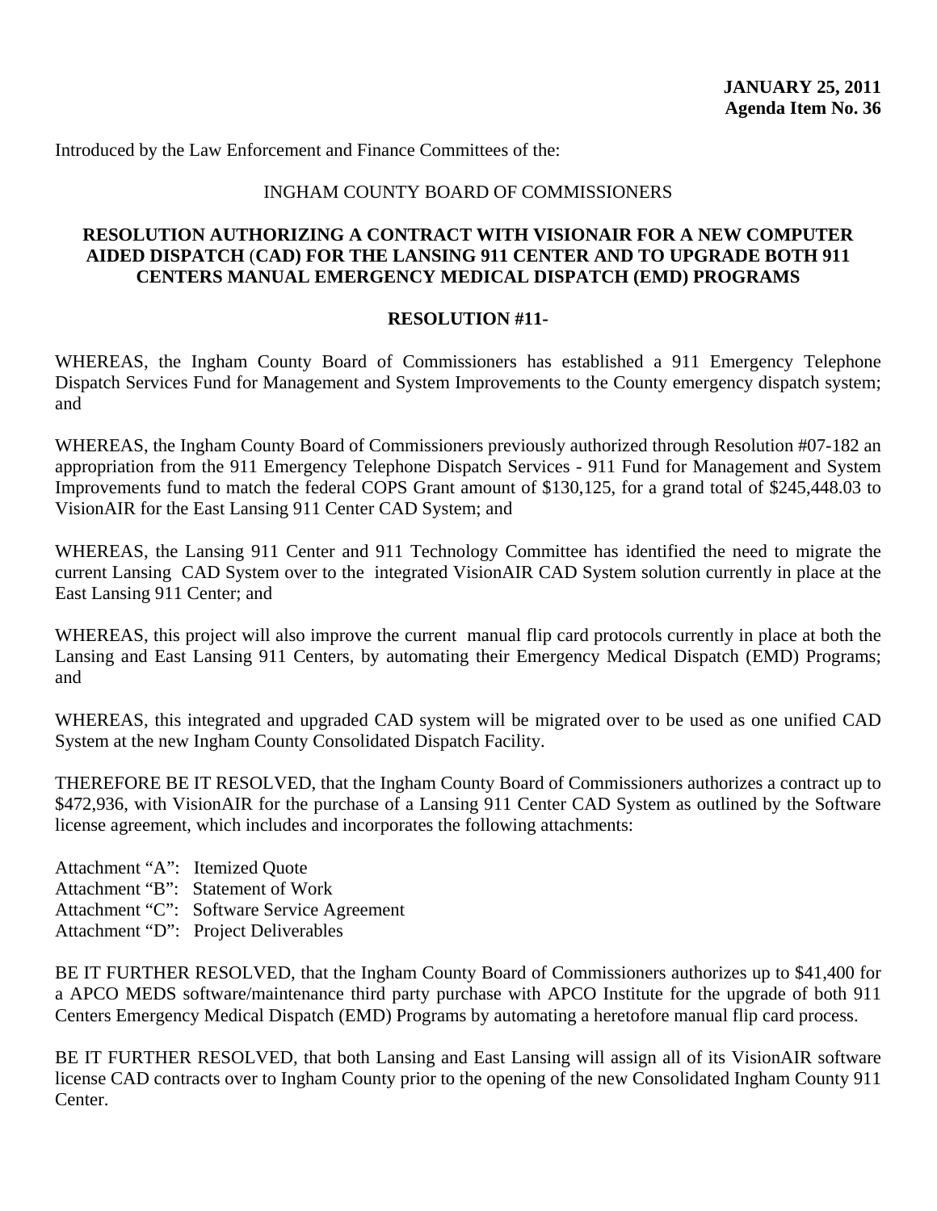**JANUARY 25, 2011**
**Agenda Item No. 36**

Introduced by the Law Enforcement and Finance Committees of the:

INGHAM COUNTY BOARD OF COMMISSIONERS

**RESOLUTION AUTHORIZING A CONTRACT WITH VISIONAIR FOR A NEW COMPUTER AIDED DISPATCH (CAD) FOR THE LANSING 911 CENTER AND TO UPGRADE BOTH 911 CENTERS MANUAL EMERGENCY MEDICAL DISPATCH (EMD) PROGRAMS**

**RESOLUTION #11-**

WHEREAS, the Ingham County Board of Commissioners has established a 911 Emergency Telephone Dispatch Services Fund for Management and System Improvements to the County emergency dispatch system; and

WHEREAS, the Ingham County Board of Commissioners previously authorized through Resolution #07-182 an appropriation from the 911 Emergency Telephone Dispatch Services - 911 Fund for Management and System Improvements fund to match the federal COPS Grant amount of $130,125, for a grand total of $245,448.03 to VisionAIR for the East Lansing 911 Center CAD System; and

WHEREAS, the Lansing 911 Center and 911 Technology Committee has identified the need to migrate the current Lansing CAD System over to the integrated VisionAIR CAD System solution currently in place at the East Lansing 911 Center; and

WHEREAS, this project will also improve the current manual flip card protocols currently in place at both the Lansing and East Lansing 911 Centers, by automating their Emergency Medical Dispatch (EMD) Programs; and

WHEREAS, this integrated and upgraded CAD system will be migrated over to be used as one unified CAD System at the new Ingham County Consolidated Dispatch Facility.

THEREFORE BE IT RESOLVED, that the Ingham County Board of Commissioners authorizes a contract up to $472,936, with VisionAIR for the purchase of a Lansing 911 Center CAD System as outlined by the Software license agreement, which includes and incorporates the following attachments:

Attachment "A": Itemized Quote
Attachment "B": Statement of Work
Attachment "C": Software Service Agreement
Attachment "D": Project Deliverables

BE IT FURTHER RESOLVED, that the Ingham County Board of Commissioners authorizes up to $41,400 for a APCO MEDS software/maintenance third party purchase with APCO Institute for the upgrade of both 911 Centers Emergency Medical Dispatch (EMD) Programs by automating a heretofore manual flip card process.

BE IT FURTHER RESOLVED, that both Lansing and East Lansing will assign all of its VisionAIR software license CAD contracts over to Ingham County prior to the opening of the new Consolidated Ingham County 911 Center.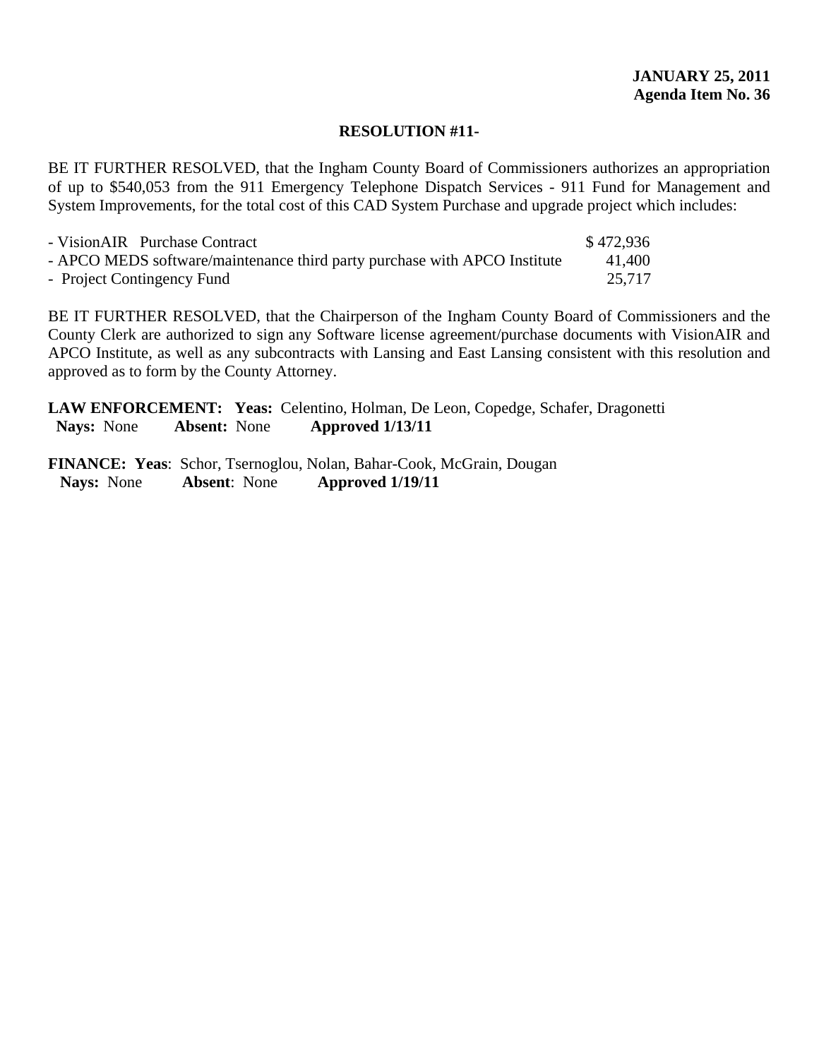**JANUARY 25, 2011**
**Agenda Item No. 36**

**RESOLUTION #11-**

BE IT FURTHER RESOLVED, that the Ingham County Board of Commissioners authorizes an appropriation of up to $540,053 from the 911 Emergency Telephone Dispatch Services - 911 Fund for Management and System Improvements, for the total cost of this CAD System Purchase and upgrade project which includes:

| | |
|---|---|
| - VisionAIR Purchase Contract | $ 472,936 |
| - APCO MEDS software/maintenance third party purchase with APCO Institute | 41,400 |
| - Project Contingency Fund | 25,717 |

BE IT FURTHER RESOLVED, that the Chairperson of the Ingham County Board of Commissioners and the County Clerk are authorized to sign any Software license agreement/purchase documents with VisionAIR and APCO Institute, as well as any subcontracts with Lansing and East Lansing consistent with this resolution and approved as to form by the County Attorney.

**LAW ENFORCEMENT: Yeas:** Celentino, Holman, De Leon, Copedge, Schafer, Dragonetti
**Nays:** None **Absent:** None **Approved 1/13/11**

**FINANCE: Yeas**: Schor, Tsernoglou, Nolan, Bahar-Cook, McGrain, Dougan
**Nays:** None **Absent**: None **Approved 1/19/11**